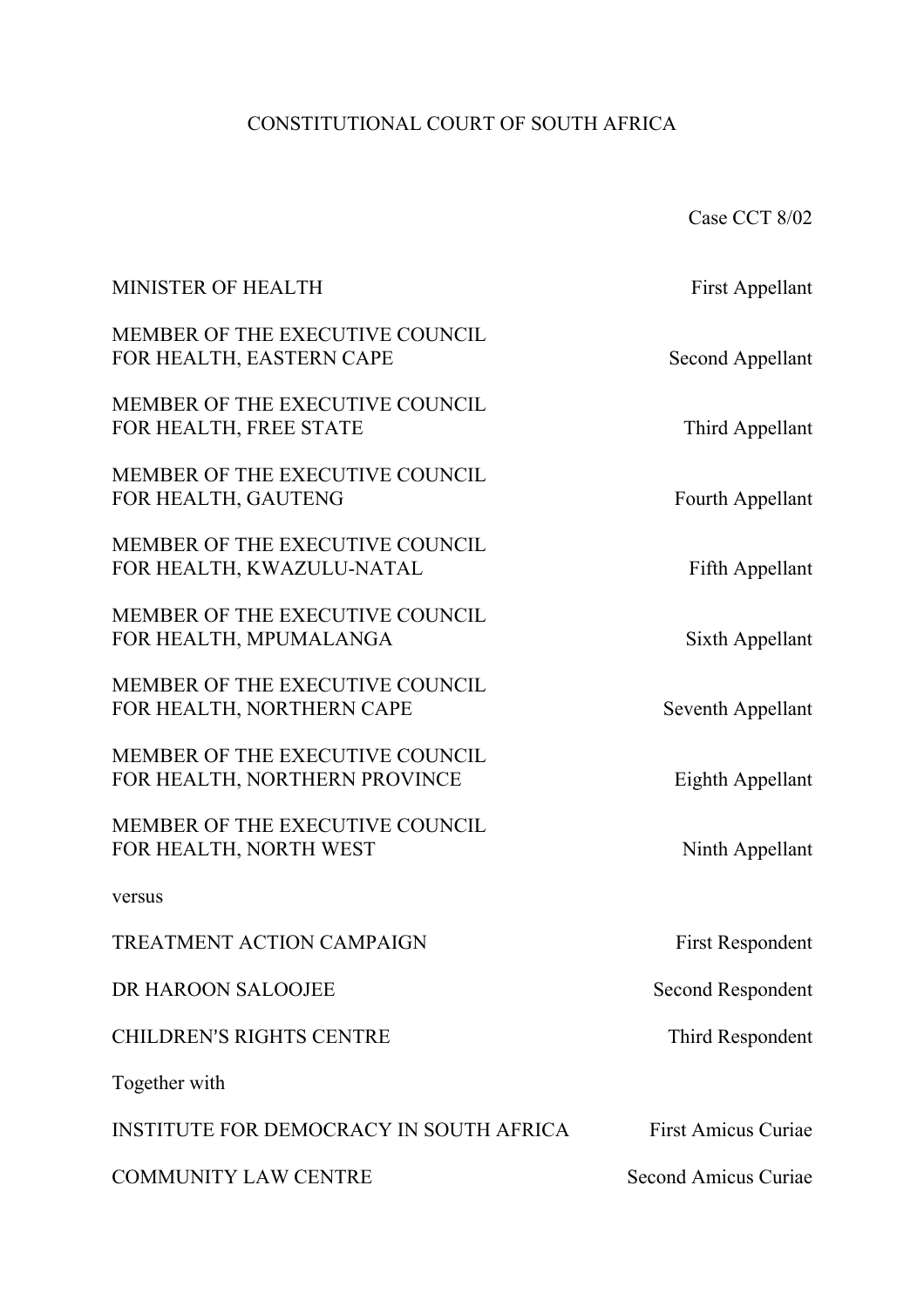CONSTITUTIONAL COURT OF SOUTH AFRICA

Case CCT 8/02

| | |
|---|---|
| MINISTER OF HEALTH | First Appellant |
| MEMBER OF THE EXECUTIVE COUNCIL FOR HEALTH, EASTERN CAPE | Second Appellant |
| MEMBER OF THE EXECUTIVE COUNCIL FOR HEALTH, FREE STATE | Third Appellant |
| MEMBER OF THE EXECUTIVE COUNCIL FOR HEALTH, GAUTENG | Fourth Appellant |
| MEMBER OF THE EXECUTIVE COUNCIL FOR HEALTH, KWAZULU-NATAL | Fifth Appellant |
| MEMBER OF THE EXECUTIVE COUNCIL FOR HEALTH, MPUMALANGA | Sixth Appellant |
| MEMBER OF THE EXECUTIVE COUNCIL FOR HEALTH, NORTHERN CAPE | Seventh Appellant |
| MEMBER OF THE EXECUTIVE COUNCIL FOR HEALTH, NORTHERN PROVINCE | Eighth Appellant |
| MEMBER OF THE EXECUTIVE COUNCIL FOR HEALTH, NORTH WEST | Ninth Appellant |

versus

| | |
|---|---|
| TREATMENT ACTION CAMPAIGN | First Respondent |
| DR HAROON SALOOJEE | Second Respondent |
| CHILDREN'S RIGHTS CENTRE | Third Respondent |

Together with

| | |
|---|---|
| INSTITUTE FOR DEMOCRACY IN SOUTH AFRICA | First Amicus Curiae |
| COMMUNITY LAW CENTRE | Second Amicus Curiae |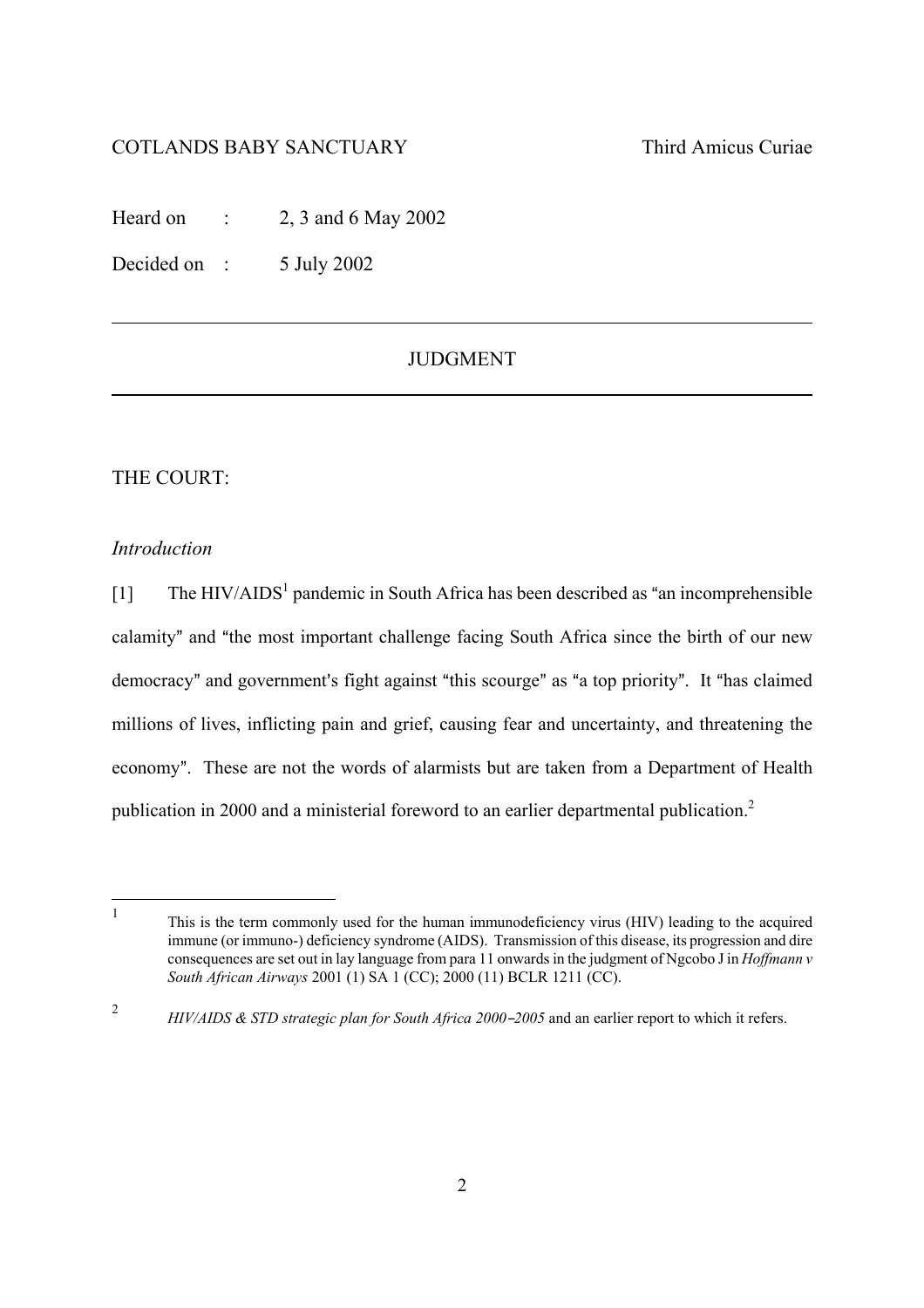COTLANDS BABY SANCTUARY Third Amicus Curiae

Heard on : 2, 3 and 6 May 2002

Decided on : 5 July 2002

---

JUDGMENT

---

THE COURT:

*Introduction*

[1] The HIV/AIDS[1] pandemic in South Africa has been described as "an incomprehensible calamity" and "the most important challenge facing South Africa since the birth of our new democracy" and government's fight against "this scourge" as "a top priority". It "has claimed millions of lives, inflicting pain and grief, causing fear and uncertainty, and threatening the economy". These are not the words of alarmists but are taken from a Department of Health publication in 2000 and a ministerial foreword to an earlier departmental publication.[2]

---

[1] This is the term commonly used for the human immunodeficiency virus (HIV) leading to the acquired immune (or immuno-) deficiency syndrome (AIDS). Transmission of this disease, its progression and dire consequences are set out in lay language from para 11 onwards in the judgment of Ngcobo J in *Hoffmann v South African Airways* 2001 (1) SA 1 (CC); 2000 (11) BCLR 1211 (CC).

[2] *HIV/AIDS & STD strategic plan for South Africa 2000–2005* and an earlier report to which it refers.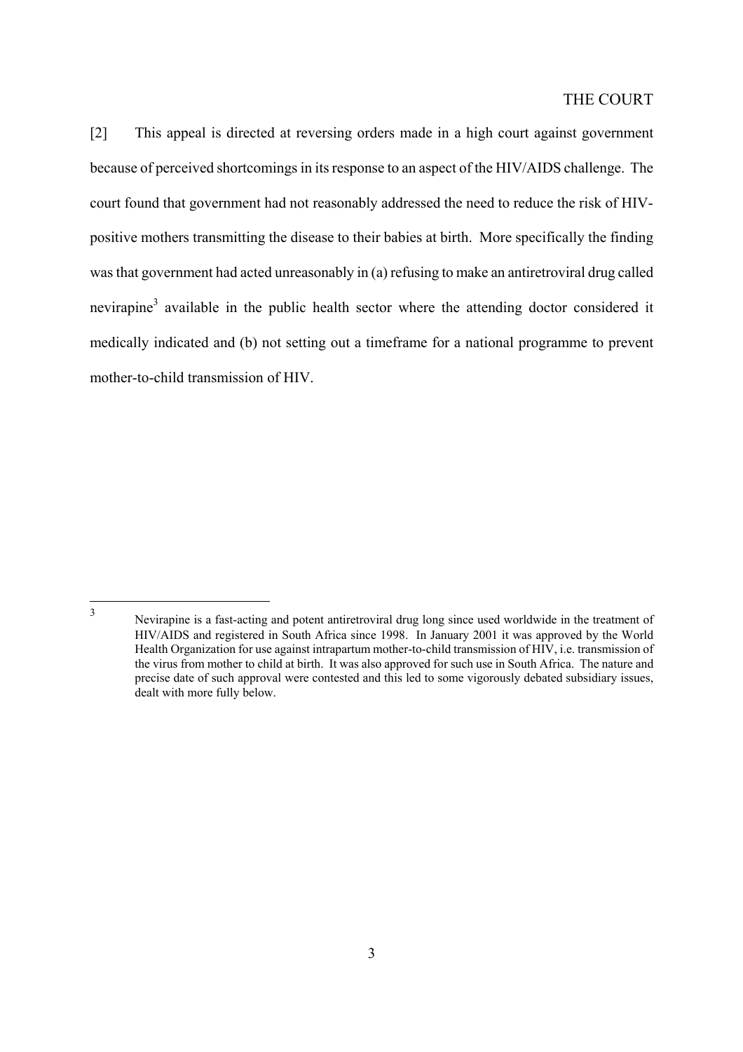THE COURT

[2] This appeal is directed at reversing orders made in a high court against government because of perceived shortcomings in its response to an aspect of the HIV/AIDS challenge. The court found that government had not reasonably addressed the need to reduce the risk of HIV-positive mothers transmitting the disease to their babies at birth. More specifically the finding was that government had acted unreasonably in (a) refusing to make an antiretroviral drug called nevirapine[3] available in the public health sector where the attending doctor considered it medically indicated and (b) not setting out a timeframe for a national programme to prevent mother-to-child transmission of HIV.

[3] Nevirapine is a fast-acting and potent antiretroviral drug long since used worldwide in the treatment of HIV/AIDS and registered in South Africa since 1998. In January 2001 it was approved by the World Health Organization for use against intrapartum mother-to-child transmission of HIV, i.e. transmission of the virus from mother to child at birth. It was also approved for such use in South Africa. The nature and precise date of such approval were contested and this led to some vigorously debated subsidiary issues, dealt with more fully below.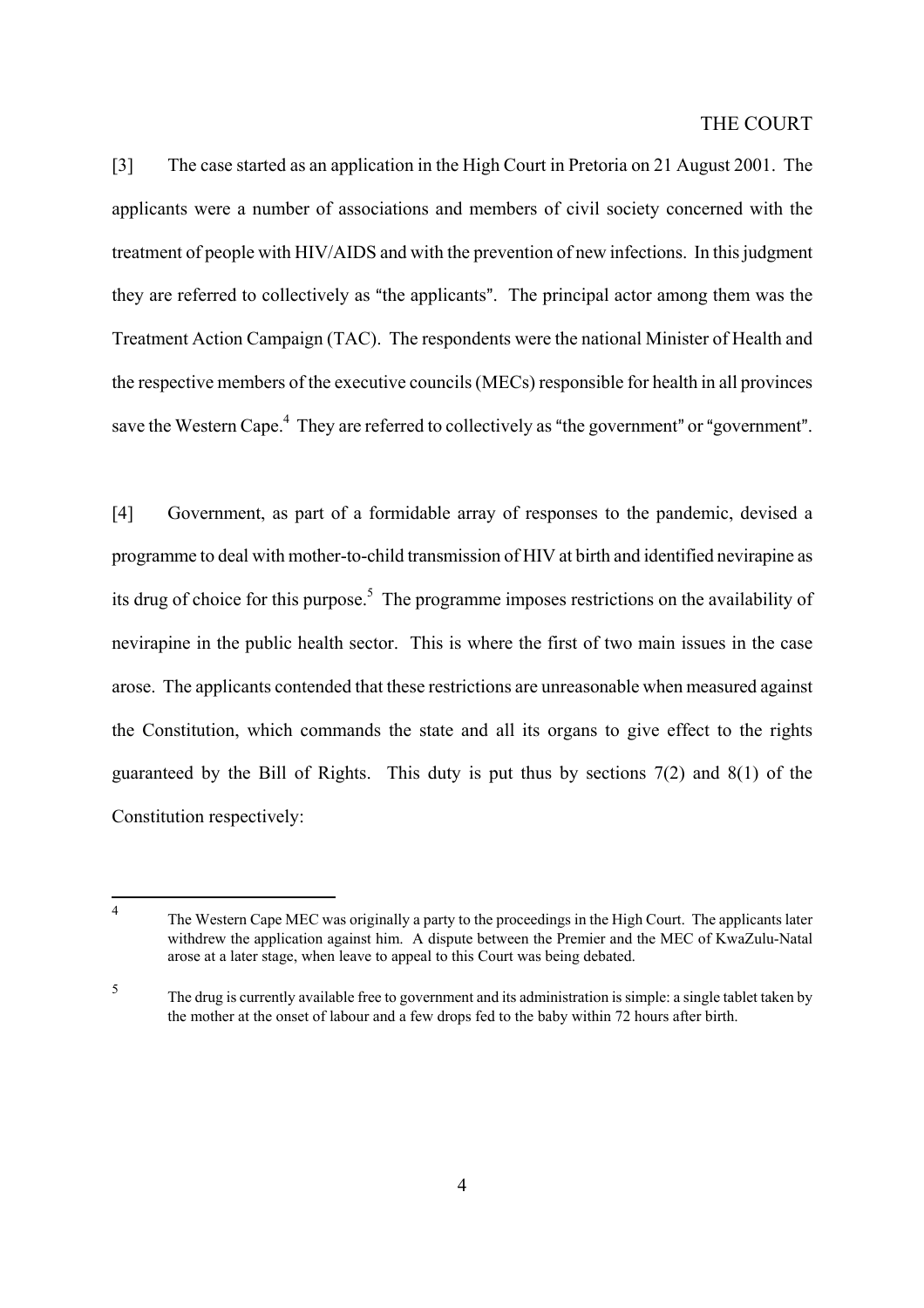[3] The case started as an application in the High Court in Pretoria on 21 August 2001. The applicants were a number of associations and members of civil society concerned with the treatment of people with HIV/AIDS and with the prevention of new infections. In this judgment they are referred to collectively as "the applicants". The principal actor among them was the Treatment Action Campaign (TAC). The respondents were the national Minister of Health and the respective members of the executive councils (MECs) responsible for health in all provinces save the Western Cape.[4] They are referred to collectively as "the government" or "government".

[4] Government, as part of a formidable array of responses to the pandemic, devised a programme to deal with mother-to-child transmission of HIV at birth and identified nevirapine as its drug of choice for this purpose.[5] The programme imposes restrictions on the availability of nevirapine in the public health sector. This is where the first of two main issues in the case arose. The applicants contended that these restrictions are unreasonable when measured against the Constitution, which commands the state and all its organs to give effect to the rights guaranteed by the Bill of Rights. This duty is put thus by sections 7(2) and 8(1) of the Constitution respectively:

---

[4] The Western Cape MEC was originally a party to the proceedings in the High Court. The applicants later withdrew the application against him. A dispute between the Premier and the MEC of KwaZulu-Natal arose at a later stage, when leave to appeal to this Court was being debated.

[5] The drug is currently available free to government and its administration is simple: a single tablet taken by the mother at the onset of labour and a few drops fed to the baby within 72 hours after birth.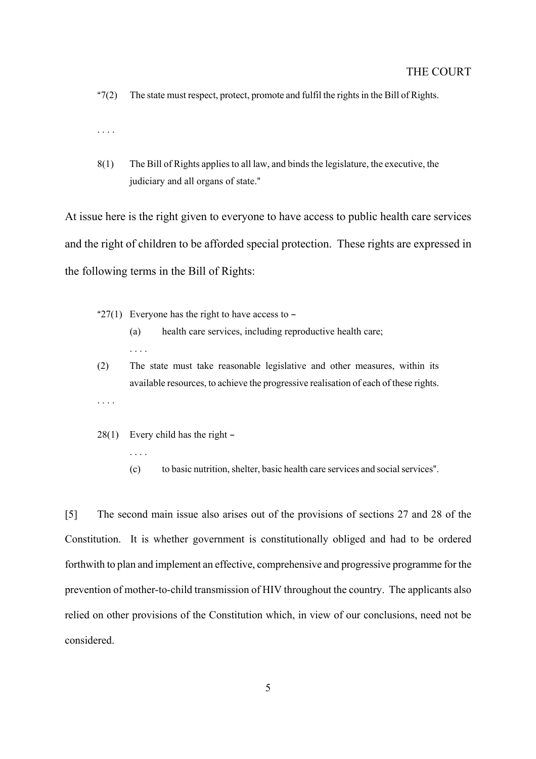"7(2) The state must respect, protect, promote and fulfil the rights in the Bill of Rights.

. . . .

8(1) The Bill of Rights applies to all law, and binds the legislature, the executive, the judiciary and all organs of state."

At issue here is the right given to everyone to have access to public health care services and the right of children to be afforded special protection. These rights are expressed in the following terms in the Bill of Rights:

"27(1) Everyone has the right to have access to –

(a) health care services, including reproductive health care;

. . . .

(2) The state must take reasonable legislative and other measures, within its available resources, to achieve the progressive realisation of each of these rights.

. . . .

28(1) Every child has the right –

. . . .

(c) to basic nutrition, shelter, basic health care services and social services".

[5] The second main issue also arises out of the provisions of sections 27 and 28 of the Constitution. It is whether government is constitutionally obliged and had to be ordered forthwith to plan and implement an effective, comprehensive and progressive programme for the prevention of mother-to-child transmission of HIV throughout the country. The applicants also relied on other provisions of the Constitution which, in view of our conclusions, need not be considered.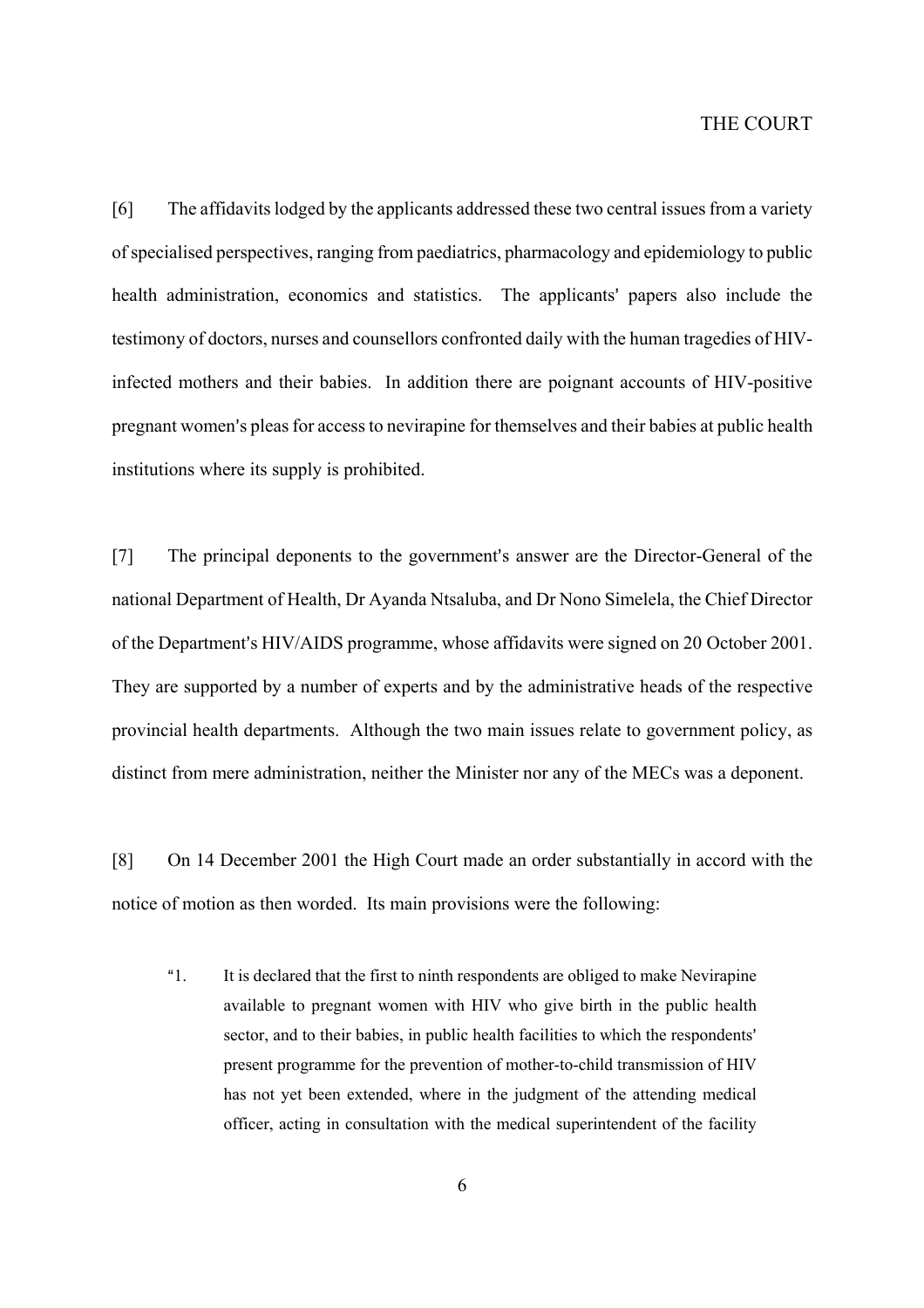[6] The affidavits lodged by the applicants addressed these two central issues from a variety of specialised perspectives, ranging from paediatrics, pharmacology and epidemiology to public health administration, economics and statistics. The applicants' papers also include the testimony of doctors, nurses and counsellors confronted daily with the human tragedies of HIV-infected mothers and their babies. In addition there are poignant accounts of HIV-positive pregnant women's pleas for access to nevirapine for themselves and their babies at public health institutions where its supply is prohibited.

[7] The principal deponents to the government's answer are the Director-General of the national Department of Health, Dr Ayanda Ntsaluba, and Dr Nono Simelela, the Chief Director of the Department's HIV/AIDS programme, whose affidavits were signed on 20 October 2001. They are supported by a number of experts and by the administrative heads of the respective provincial health departments. Although the two main issues relate to government policy, as distinct from mere administration, neither the Minister nor any of the MECs was a deponent.

[8] On 14 December 2001 the High Court made an order substantially in accord with the notice of motion as then worded. Its main provisions were the following:

> "1. It is declared that the first to ninth respondents are obliged to make Nevirapine available to pregnant women with HIV who give birth in the public health sector, and to their babies, in public health facilities to which the respondents' present programme for the prevention of mother-to-child transmission of HIV has not yet been extended, where in the judgment of the attending medical officer, acting in consultation with the medical superintendent of the facility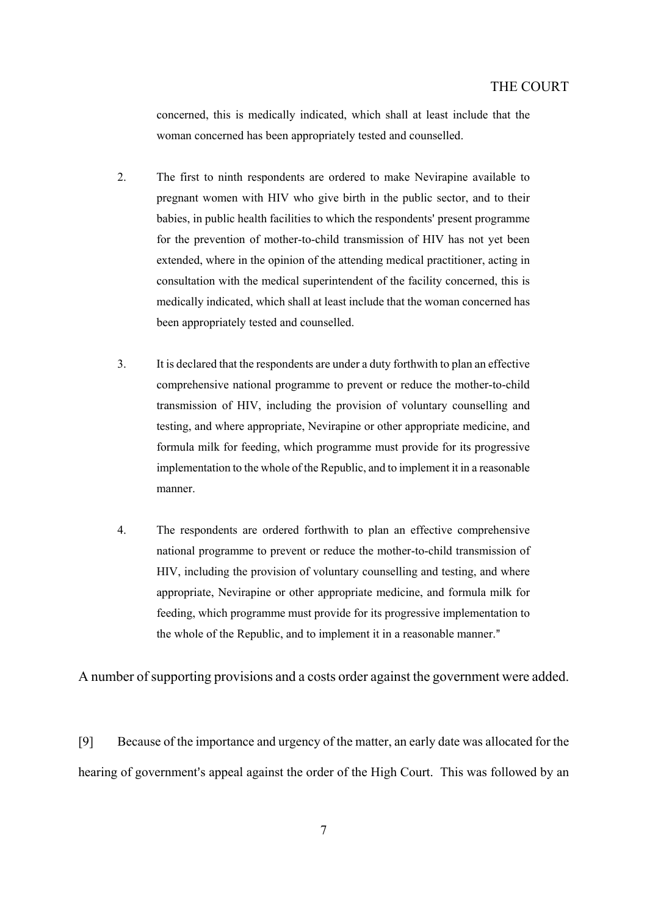concerned, this is medically indicated, which shall at least include that the woman concerned has been appropriately tested and counselled.

2. The first to ninth respondents are ordered to make Nevirapine available to pregnant women with HIV who give birth in the public sector, and to their babies, in public health facilities to which the respondents' present programme for the prevention of mother-to-child transmission of HIV has not yet been extended, where in the opinion of the attending medical practitioner, acting in consultation with the medical superintendent of the facility concerned, this is medically indicated, which shall at least include that the woman concerned has been appropriately tested and counselled.

3. It is declared that the respondents are under a duty forthwith to plan an effective comprehensive national programme to prevent or reduce the mother-to-child transmission of HIV, including the provision of voluntary counselling and testing, and where appropriate, Nevirapine or other appropriate medicine, and formula milk for feeding, which programme must provide for its progressive implementation to the whole of the Republic, and to implement it in a reasonable manner.

4. The respondents are ordered forthwith to plan an effective comprehensive national programme to prevent or reduce the mother-to-child transmission of HIV, including the provision of voluntary counselling and testing, and where appropriate, Nevirapine or other appropriate medicine, and formula milk for feeding, which programme must provide for its progressive implementation to the whole of the Republic, and to implement it in a reasonable manner."

A number of supporting provisions and a costs order against the government were added.

[9] Because of the importance and urgency of the matter, an early date was allocated for the hearing of government's appeal against the order of the High Court. This was followed by an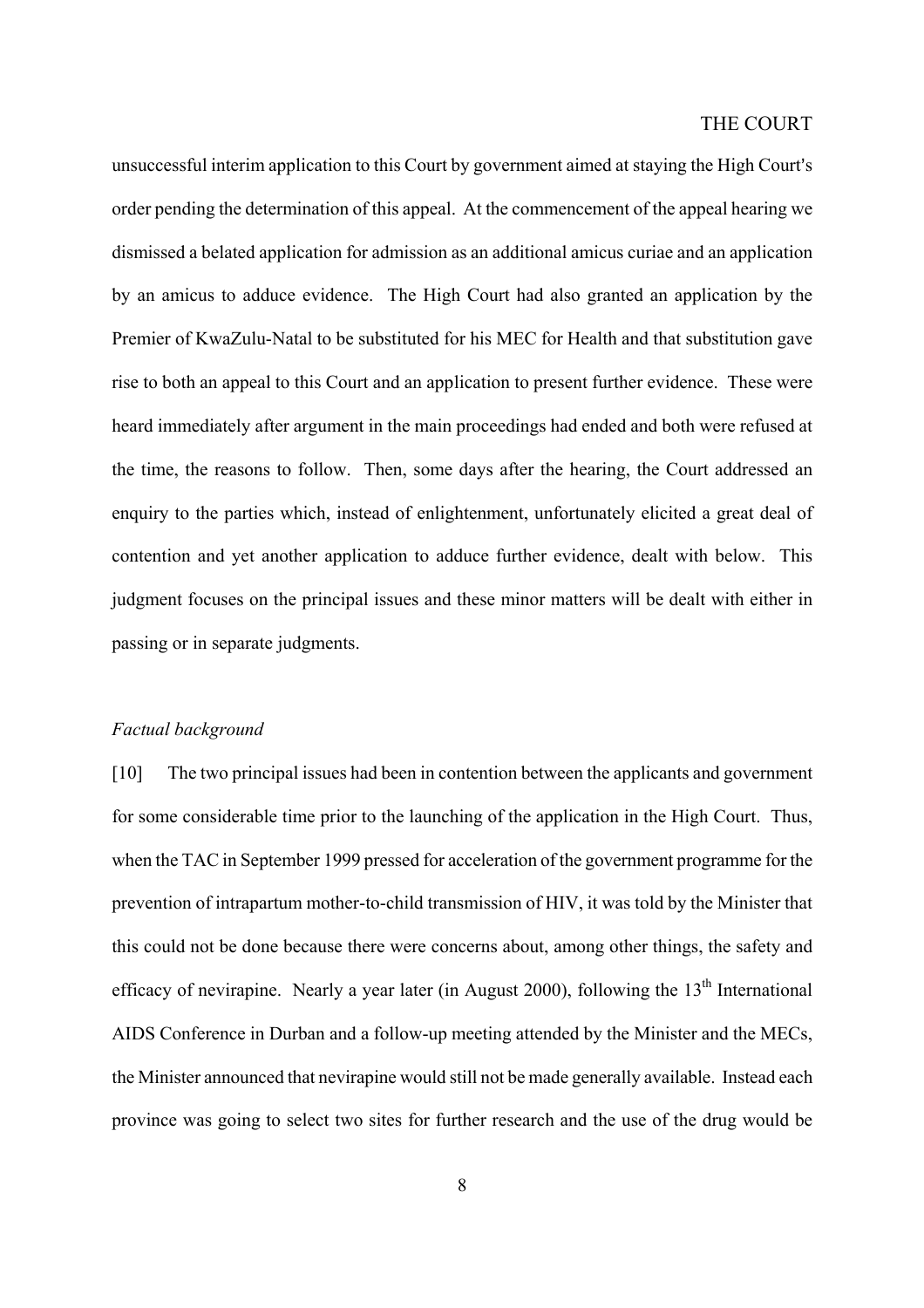unsuccessful interim application to this Court by government aimed at staying the High Court's order pending the determination of this appeal. At the commencement of the appeal hearing we dismissed a belated application for admission as an additional amicus curiae and an application by an amicus to adduce evidence. The High Court had also granted an application by the Premier of KwaZulu-Natal to be substituted for his MEC for Health and that substitution gave rise to both an appeal to this Court and an application to present further evidence. These were heard immediately after argument in the main proceedings had ended and both were refused at the time, the reasons to follow. Then, some days after the hearing, the Court addressed an enquiry to the parties which, instead of enlightenment, unfortunately elicited a great deal of contention and yet another application to adduce further evidence, dealt with below. This judgment focuses on the principal issues and these minor matters will be dealt with either in passing or in separate judgments.

*Factual background*

[10] The two principal issues had been in contention between the applicants and government for some considerable time prior to the launching of the application in the High Court. Thus, when the TAC in September 1999 pressed for acceleration of the government programme for the prevention of intrapartum mother-to-child transmission of HIV, it was told by the Minister that this could not be done because there were concerns about, among other things, the safety and efficacy of nevirapine. Nearly a year later (in August 2000), following the 13th International AIDS Conference in Durban and a follow-up meeting attended by the Minister and the MECs, the Minister announced that nevirapine would still not be made generally available. Instead each province was going to select two sites for further research and the use of the drug would be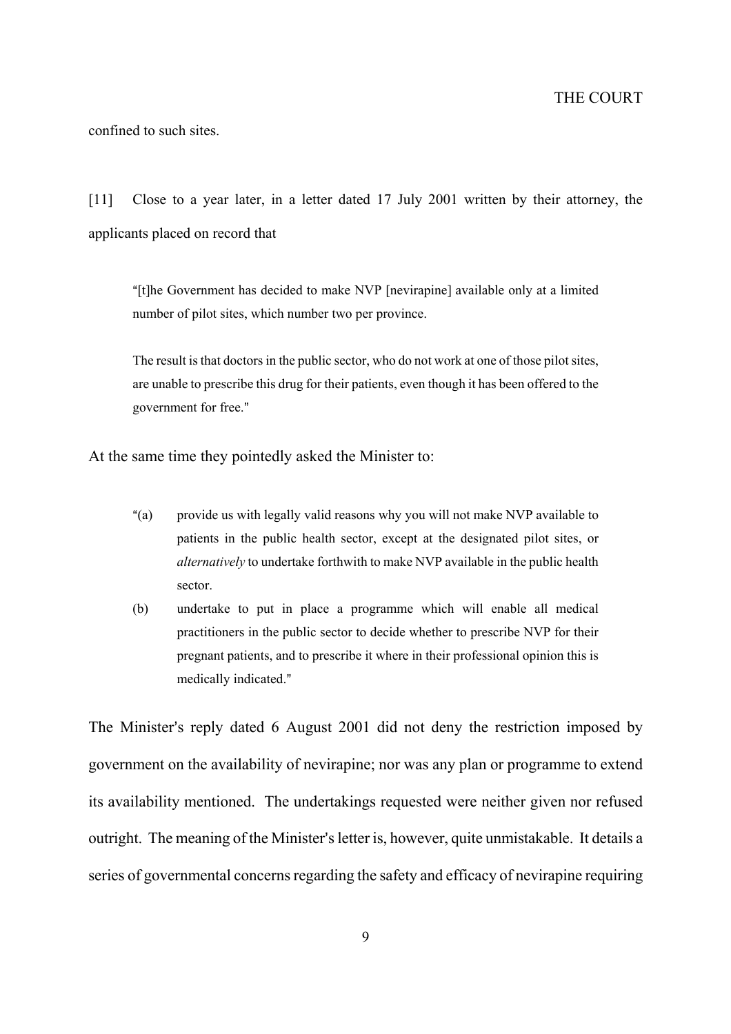confined to such sites.

[11] Close to a year later, in a letter dated 17 July 2001 written by their attorney, the applicants placed on record that

> "[t]he Government has decided to make NVP [nevirapine] available only at a limited number of pilot sites, which number two per province.
>
> The result is that doctors in the public sector, who do not work at one of those pilot sites, are unable to prescribe this drug for their patients, even though it has been offered to the government for free."

At the same time they pointedly asked the Minister to:

> "(a) provide us with legally valid reasons why you will not make NVP available to patients in the public health sector, except at the designated pilot sites, or *alternatively* to undertake forthwith to make NVP available in the public health sector.
>
> (b) undertake to put in place a programme which will enable all medical practitioners in the public sector to decide whether to prescribe NVP for their pregnant patients, and to prescribe it where in their professional opinion this is medically indicated."

The Minister's reply dated 6 August 2001 did not deny the restriction imposed by government on the availability of nevirapine; nor was any plan or programme to extend its availability mentioned. The undertakings requested were neither given nor refused outright. The meaning of the Minister's letter is, however, quite unmistakable. It details a series of governmental concerns regarding the safety and efficacy of nevirapine requiring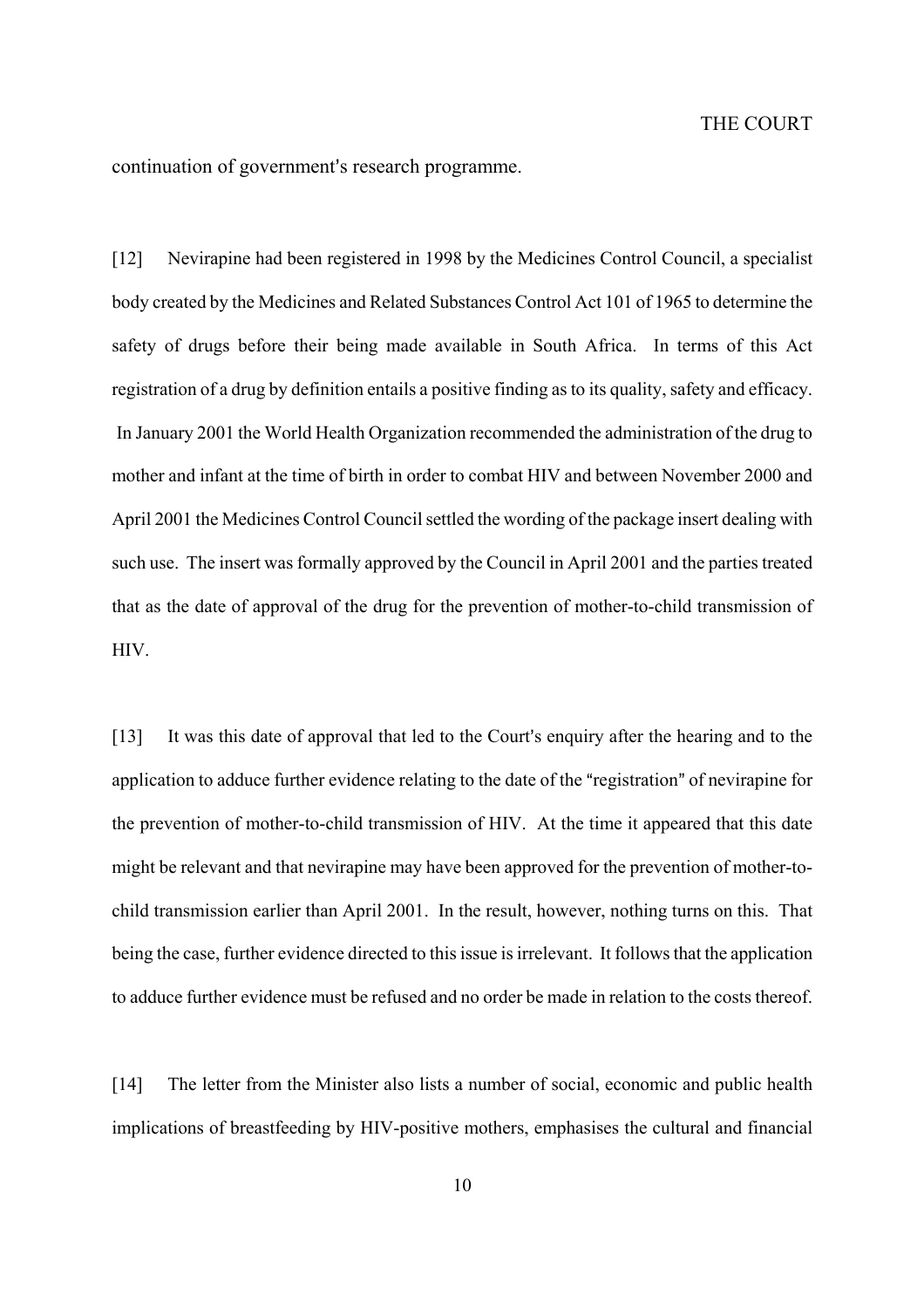continuation of government's research programme.

[12] Nevirapine had been registered in 1998 by the Medicines Control Council, a specialist body created by the Medicines and Related Substances Control Act 101 of 1965 to determine the safety of drugs before their being made available in South Africa. In terms of this Act registration of a drug by definition entails a positive finding as to its quality, safety and efficacy. In January 2001 the World Health Organization recommended the administration of the drug to mother and infant at the time of birth in order to combat HIV and between November 2000 and April 2001 the Medicines Control Council settled the wording of the package insert dealing with such use. The insert was formally approved by the Council in April 2001 and the parties treated that as the date of approval of the drug for the prevention of mother-to-child transmission of HIV.

[13] It was this date of approval that led to the Court's enquiry after the hearing and to the application to adduce further evidence relating to the date of the "registration" of nevirapine for the prevention of mother-to-child transmission of HIV. At the time it appeared that this date might be relevant and that nevirapine may have been approved for the prevention of mother-to-child transmission earlier than April 2001. In the result, however, nothing turns on this. That being the case, further evidence directed to this issue is irrelevant. It follows that the application to adduce further evidence must be refused and no order be made in relation to the costs thereof.

[14] The letter from the Minister also lists a number of social, economic and public health implications of breastfeeding by HIV-positive mothers, emphasises the cultural and financial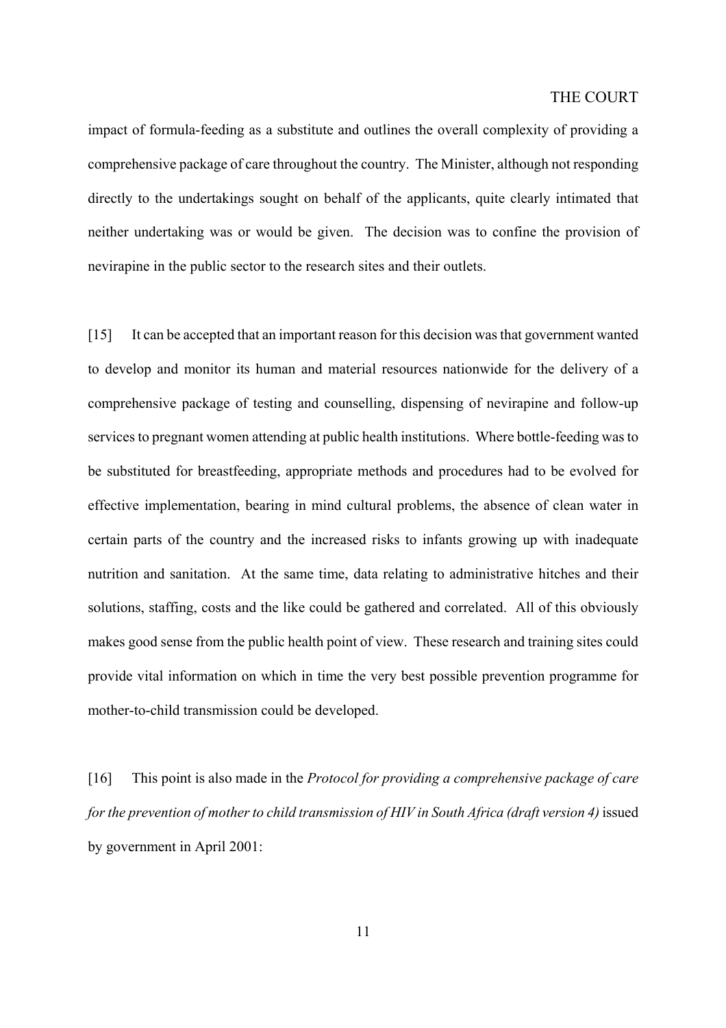impact of formula-feeding as a substitute and outlines the overall complexity of providing a comprehensive package of care throughout the country. The Minister, although not responding directly to the undertakings sought on behalf of the applicants, quite clearly intimated that neither undertaking was or would be given. The decision was to confine the provision of nevirapine in the public sector to the research sites and their outlets.

[15] It can be accepted that an important reason for this decision was that government wanted to develop and monitor its human and material resources nationwide for the delivery of a comprehensive package of testing and counselling, dispensing of nevirapine and follow-up services to pregnant women attending at public health institutions. Where bottle-feeding was to be substituted for breastfeeding, appropriate methods and procedures had to be evolved for effective implementation, bearing in mind cultural problems, the absence of clean water in certain parts of the country and the increased risks to infants growing up with inadequate nutrition and sanitation. At the same time, data relating to administrative hitches and their solutions, staffing, costs and the like could be gathered and correlated. All of this obviously makes good sense from the public health point of view. These research and training sites could provide vital information on which in time the very best possible prevention programme for mother-to-child transmission could be developed.

[16] This point is also made in the *Protocol for providing a comprehensive package of care for the prevention of mother to child transmission of HIV in South Africa (draft version 4)* issued by government in April 2001: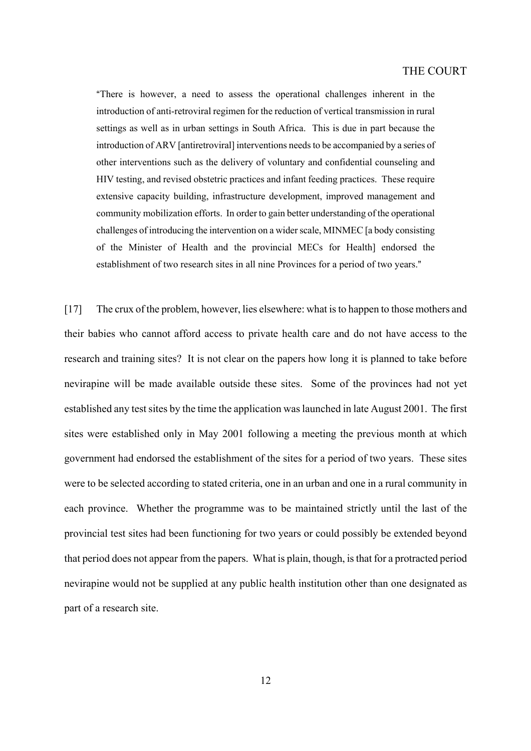> "There is however, a need to assess the operational challenges inherent in the introduction of anti-retroviral regimen for the reduction of vertical transmission in rural settings as well as in urban settings in South Africa. This is due in part because the introduction of ARV [antiretroviral] interventions needs to be accompanied by a series of other interventions such as the delivery of voluntary and confidential counseling and HIV testing, and revised obstetric practices and infant feeding practices. These require extensive capacity building, infrastructure development, improved management and community mobilization efforts. In order to gain better understanding of the operational challenges of introducing the intervention on a wider scale, MINMEC [a body consisting of the Minister of Health and the provincial MECs for Health] endorsed the establishment of two research sites in all nine Provinces for a period of two years."

[17] The crux of the problem, however, lies elsewhere: what is to happen to those mothers and their babies who cannot afford access to private health care and do not have access to the research and training sites? It is not clear on the papers how long it is planned to take before nevirapine will be made available outside these sites. Some of the provinces had not yet established any test sites by the time the application was launched in late August 2001. The first sites were established only in May 2001 following a meeting the previous month at which government had endorsed the establishment of the sites for a period of two years. These sites were to be selected according to stated criteria, one in an urban and one in a rural community in each province. Whether the programme was to be maintained strictly until the last of the provincial test sites had been functioning for two years or could possibly be extended beyond that period does not appear from the papers. What is plain, though, is that for a protracted period nevirapine would not be supplied at any public health institution other than one designated as part of a research site.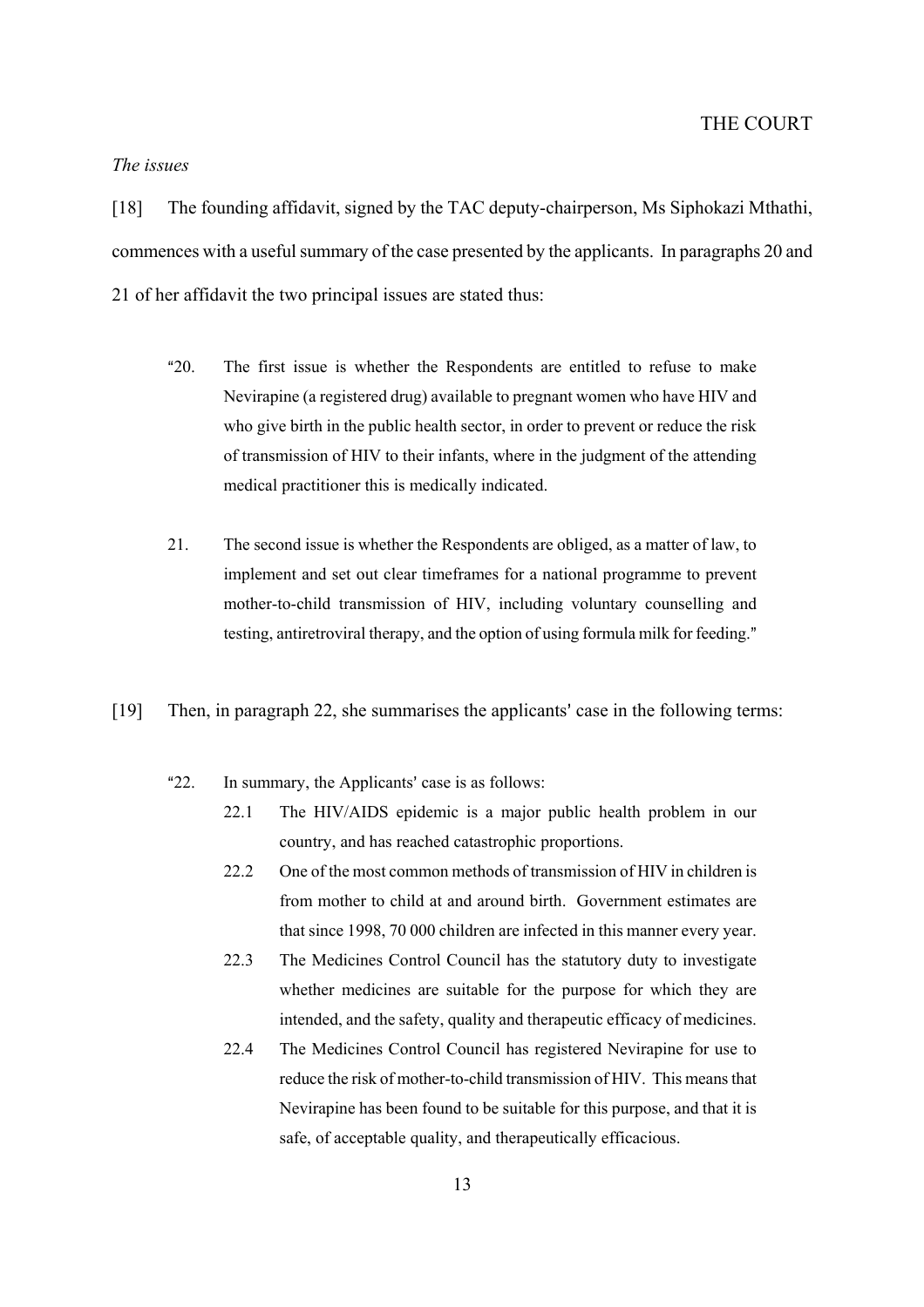THE COURT

*The issues*

[18] The founding affidavit, signed by the TAC deputy-chairperson, Ms Siphokazi Mthathi, commences with a useful summary of the case presented by the applicants. In paragraphs 20 and 21 of her affidavit the two principal issues are stated thus:

> "20. The first issue is whether the Respondents are entitled to refuse to make Nevirapine (a registered drug) available to pregnant women who have HIV and who give birth in the public health sector, in order to prevent or reduce the risk of transmission of HIV to their infants, where in the judgment of the attending medical practitioner this is medically indicated.
>
> 21. The second issue is whether the Respondents are obliged, as a matter of law, to implement and set out clear timeframes for a national programme to prevent mother-to-child transmission of HIV, including voluntary counselling and testing, antiretroviral therapy, and the option of using formula milk for feeding."

[19] Then, in paragraph 22, she summarises the applicants' case in the following terms:

> "22. In summary, the Applicants' case is as follows:
>
> 22.1 The HIV/AIDS epidemic is a major public health problem in our country, and has reached catastrophic proportions.
>
> 22.2 One of the most common methods of transmission of HIV in children is from mother to child at and around birth. Government estimates are that since 1998, 70 000 children are infected in this manner every year.
>
> 22.3 The Medicines Control Council has the statutory duty to investigate whether medicines are suitable for the purpose for which they are intended, and the safety, quality and therapeutic efficacy of medicines.
>
> 22.4 The Medicines Control Council has registered Nevirapine for use to reduce the risk of mother-to-child transmission of HIV. This means that Nevirapine has been found to be suitable for this purpose, and that it is safe, of acceptable quality, and therapeutically efficacious.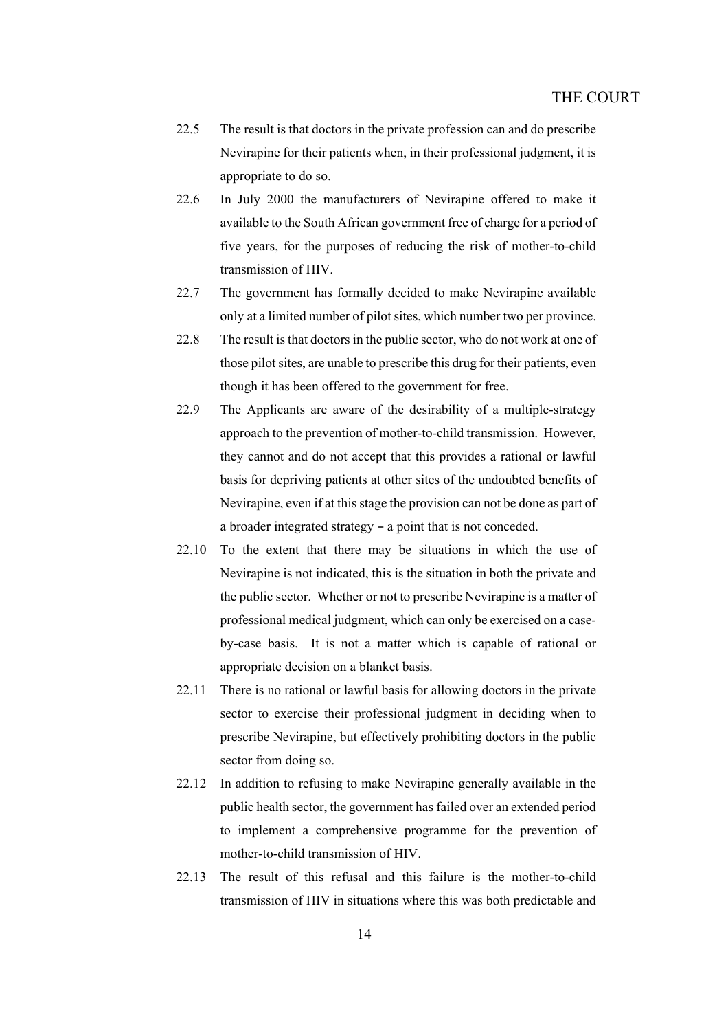22.5 The result is that doctors in the private profession can and do prescribe Nevirapine for their patients when, in their professional judgment, it is appropriate to do so.

22.6 In July 2000 the manufacturers of Nevirapine offered to make it available to the South African government free of charge for a period of five years, for the purposes of reducing the risk of mother-to-child transmission of HIV.

22.7 The government has formally decided to make Nevirapine available only at a limited number of pilot sites, which number two per province.

22.8 The result is that doctors in the public sector, who do not work at one of those pilot sites, are unable to prescribe this drug for their patients, even though it has been offered to the government for free.

22.9 The Applicants are aware of the desirability of a multiple-strategy approach to the prevention of mother-to-child transmission. However, they cannot and do not accept that this provides a rational or lawful basis for depriving patients at other sites of the undoubted benefits of Nevirapine, even if at this stage the provision can not be done as part of a broader integrated strategy – a point that is not conceded.

22.10 To the extent that there may be situations in which the use of Nevirapine is not indicated, this is the situation in both the private and the public sector. Whether or not to prescribe Nevirapine is a matter of professional medical judgment, which can only be exercised on a case-by-case basis. It is not a matter which is capable of rational or appropriate decision on a blanket basis.

22.11 There is no rational or lawful basis for allowing doctors in the private sector to exercise their professional judgment in deciding when to prescribe Nevirapine, but effectively prohibiting doctors in the public sector from doing so.

22.12 In addition to refusing to make Nevirapine generally available in the public health sector, the government has failed over an extended period to implement a comprehensive programme for the prevention of mother-to-child transmission of HIV.

22.13 The result of this refusal and this failure is the mother-to-child transmission of HIV in situations where this was both predictable and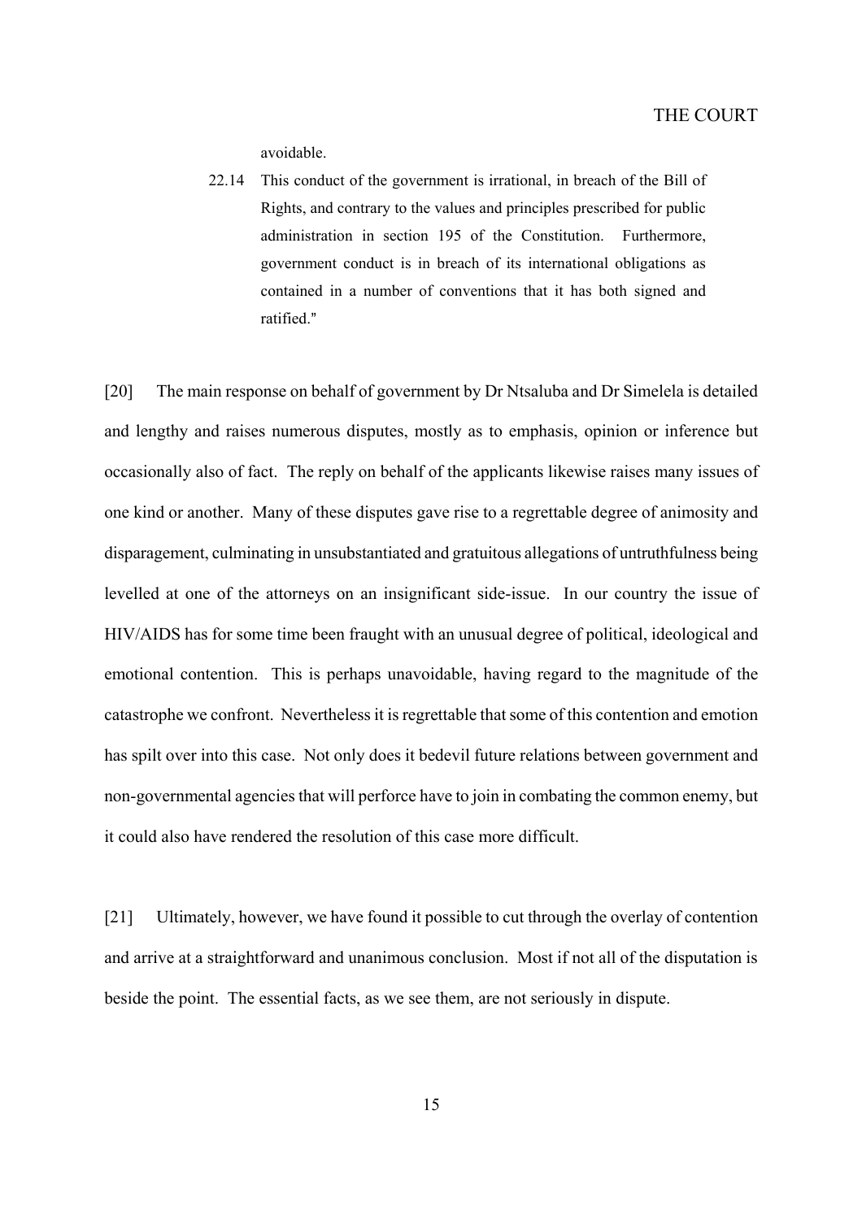avoidable.

> 22.14 This conduct of the government is irrational, in breach of the Bill of Rights, and contrary to the values and principles prescribed for public administration in section 195 of the Constitution. Furthermore, government conduct is in breach of its international obligations as contained in a number of conventions that it has both signed and ratified."

[20] The main response on behalf of government by Dr Ntsaluba and Dr Simelela is detailed and lengthy and raises numerous disputes, mostly as to emphasis, opinion or inference but occasionally also of fact. The reply on behalf of the applicants likewise raises many issues of one kind or another. Many of these disputes gave rise to a regrettable degree of animosity and disparagement, culminating in unsubstantiated and gratuitous allegations of untruthfulness being levelled at one of the attorneys on an insignificant side-issue. In our country the issue of HIV/AIDS has for some time been fraught with an unusual degree of political, ideological and emotional contention. This is perhaps unavoidable, having regard to the magnitude of the catastrophe we confront. Nevertheless it is regrettable that some of this contention and emotion has spilt over into this case. Not only does it bedevil future relations between government and non-governmental agencies that will perforce have to join in combating the common enemy, but it could also have rendered the resolution of this case more difficult.

[21] Ultimately, however, we have found it possible to cut through the overlay of contention and arrive at a straightforward and unanimous conclusion. Most if not all of the disputation is beside the point. The essential facts, as we see them, are not seriously in dispute.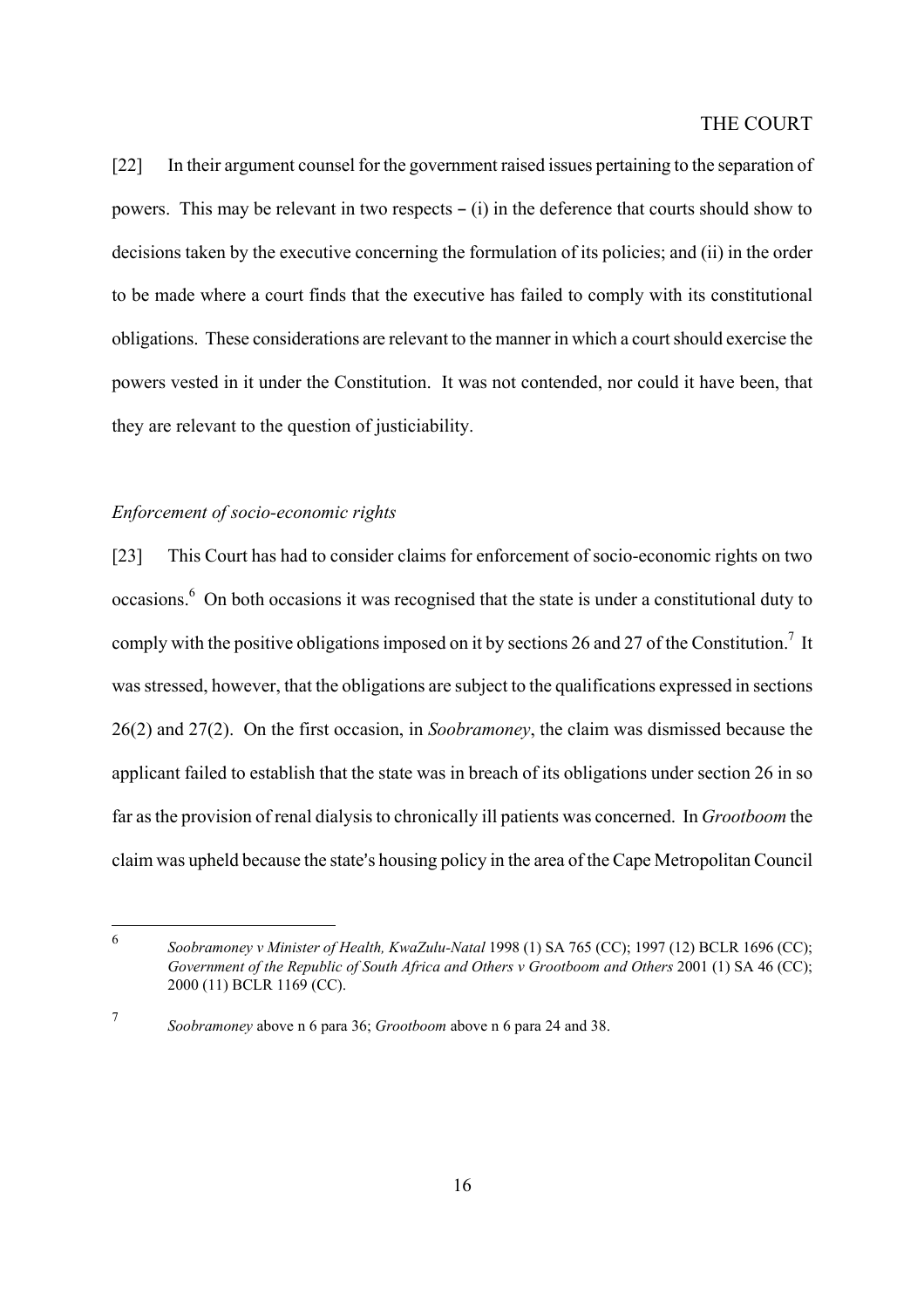[22] In their argument counsel for the government raised issues pertaining to the separation of powers. This may be relevant in two respects – (i) in the deference that courts should show to decisions taken by the executive concerning the formulation of its policies; and (ii) in the order to be made where a court finds that the executive has failed to comply with its constitutional obligations. These considerations are relevant to the manner in which a court should exercise the powers vested in it under the Constitution. It was not contended, nor could it have been, that they are relevant to the question of justiciability.

*Enforcement of socio-economic rights*

[23] This Court has had to consider claims for enforcement of socio-economic rights on two occasions.[6] On both occasions it was recognised that the state is under a constitutional duty to comply with the positive obligations imposed on it by sections 26 and 27 of the Constitution.[7] It was stressed, however, that the obligations are subject to the qualifications expressed in sections 26(2) and 27(2). On the first occasion, in *Soobramoney*, the claim was dismissed because the applicant failed to establish that the state was in breach of its obligations under section 26 in so far as the provision of renal dialysis to chronically ill patients was concerned. In *Grootboom* the claim was upheld because the state's housing policy in the area of the Cape Metropolitan Council

---

[6] *Soobramoney v Minister of Health, KwaZulu-Natal* 1998 (1) SA 765 (CC); 1997 (12) BCLR 1696 (CC); *Government of the Republic of South Africa and Others v Grootboom and Others* 2001 (1) SA 46 (CC); 2000 (11) BCLR 1169 (CC).

[7] *Soobramoney* above n 6 para 36; *Grootboom* above n 6 para 24 and 38.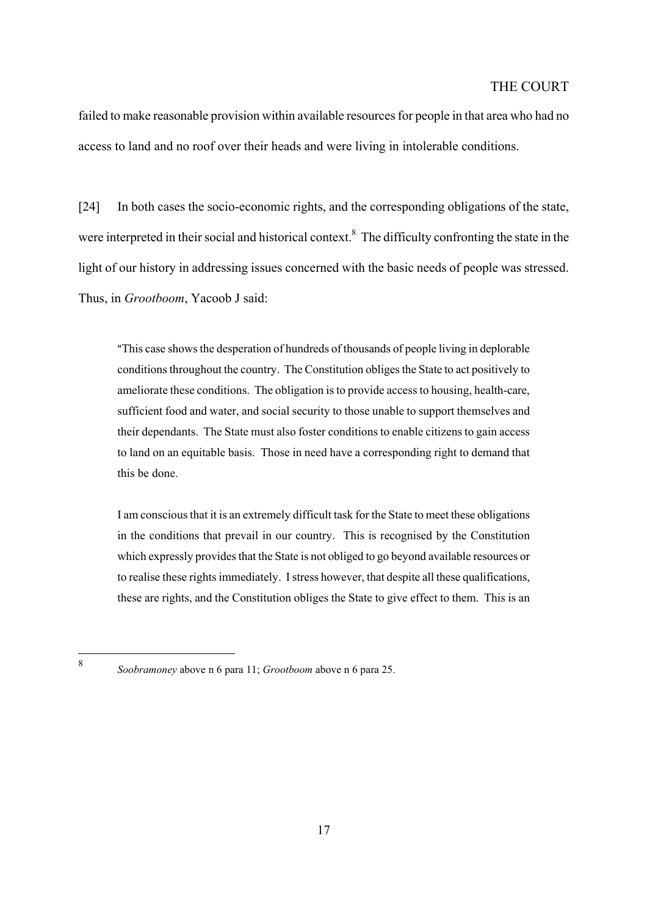failed to make reasonable provision within available resources for people in that area who had no access to land and no roof over their heads and were living in intolerable conditions.

[24] In both cases the socio-economic rights, and the corresponding obligations of the state, were interpreted in their social and historical context.[8] The difficulty confronting the state in the light of our history in addressing issues concerned with the basic needs of people was stressed. Thus, in *Grootboom*, Yacoob J said:

> "This case shows the desperation of hundreds of thousands of people living in deplorable conditions throughout the country. The Constitution obliges the State to act positively to ameliorate these conditions. The obligation is to provide access to housing, health-care, sufficient food and water, and social security to those unable to support themselves and their dependants. The State must also foster conditions to enable citizens to gain access to land on an equitable basis. Those in need have a corresponding right to demand that this be done.
>
> I am conscious that it is an extremely difficult task for the State to meet these obligations in the conditions that prevail in our country. This is recognised by the Constitution which expressly provides that the State is not obliged to go beyond available resources or to realise these rights immediately. I stress however, that despite all these qualifications, these are rights, and the Constitution obliges the State to give effect to them. This is an

---

[8] *Soobramoney* above n 6 para 11; *Grootboom* above n 6 para 25.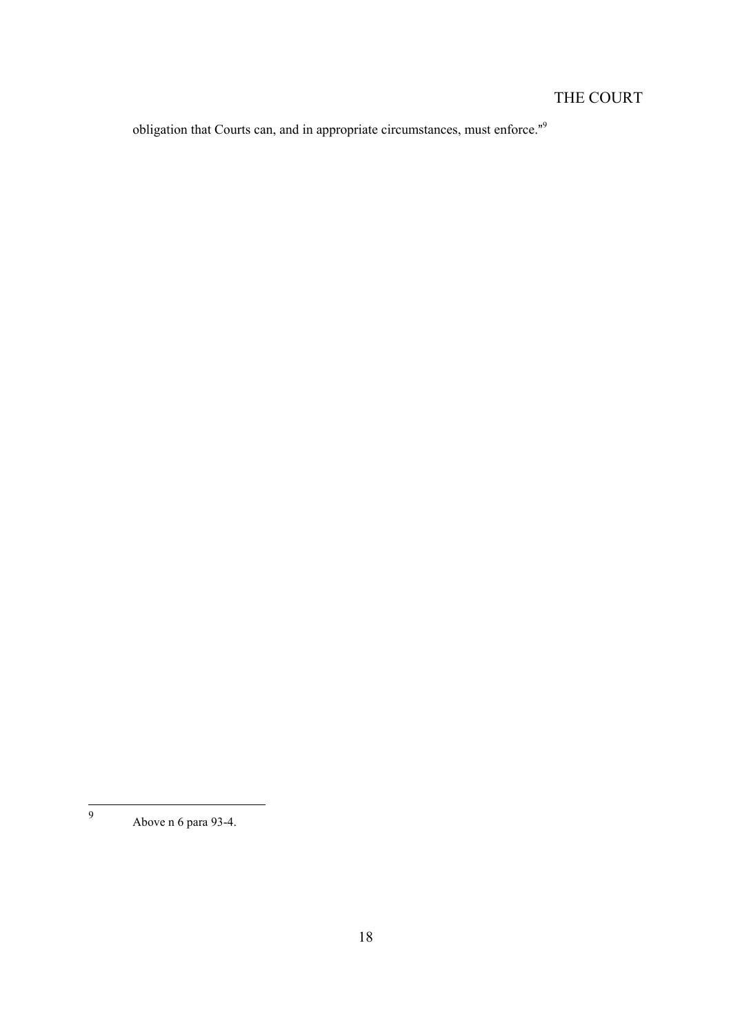obligation that Courts can, and in appropriate circumstances, must enforce."[9]

---

[9] Above n 6 para 93-4.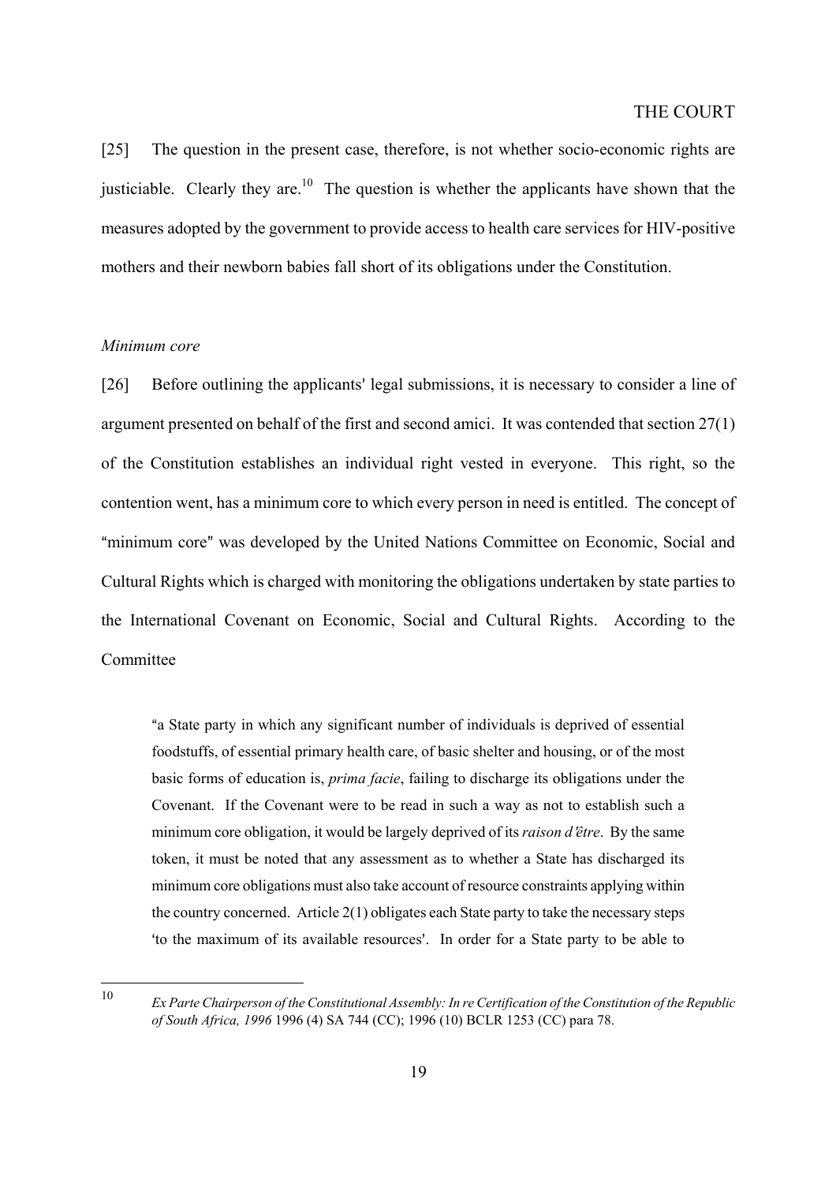[25] The question in the present case, therefore, is not whether socio-economic rights are justiciable. Clearly they are.[10] The question is whether the applicants have shown that the measures adopted by the government to provide access to health care services for HIV-positive mothers and their newborn babies fall short of its obligations under the Constitution.

*Minimum core*

[26] Before outlining the applicants' legal submissions, it is necessary to consider a line of argument presented on behalf of the first and second amici. It was contended that section 27(1) of the Constitution establishes an individual right vested in everyone. This right, so the contention went, has a minimum core to which every person in need is entitled. The concept of "minimum core" was developed by the United Nations Committee on Economic, Social and Cultural Rights which is charged with monitoring the obligations undertaken by state parties to the International Covenant on Economic, Social and Cultural Rights. According to the Committee

> "a State party in which any significant number of individuals is deprived of essential foodstuffs, of essential primary health care, of basic shelter and housing, or of the most basic forms of education is, *prima facie*, failing to discharge its obligations under the Covenant. If the Covenant were to be read in such a way as not to establish such a minimum core obligation, it would be largely deprived of its *raison d'être*. By the same token, it must be noted that any assessment as to whether a State has discharged its minimum core obligations must also take account of resource constraints applying within the country concerned. Article 2(1) obligates each State party to take the necessary steps 'to the maximum of its available resources'. In order for a State party to be able to

---

[10] *Ex Parte Chairperson of the Constitutional Assembly: In re Certification of the Constitution of the Republic of South Africa, 1996* 1996 (4) SA 744 (CC); 1996 (10) BCLR 1253 (CC) para 78.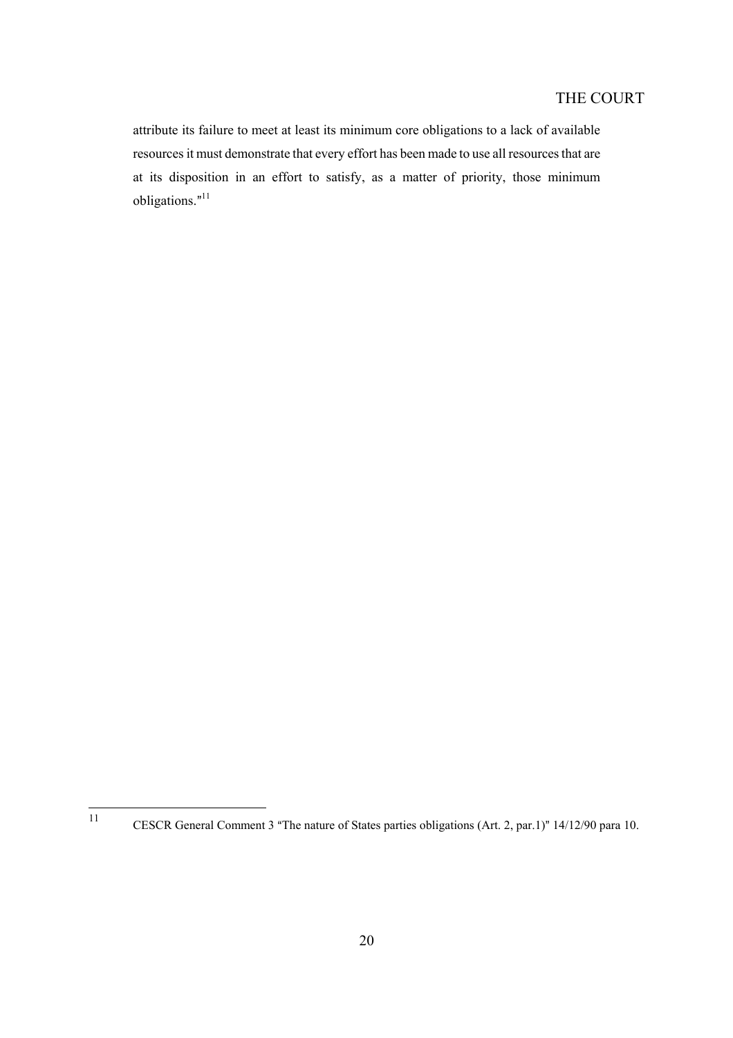attribute its failure to meet at least its minimum core obligations to a lack of available resources it must demonstrate that every effort has been made to use all resources that are at its disposition in an effort to satisfy, as a matter of priority, those minimum obligations."[11]

---

[11] CESCR General Comment 3 "The nature of States parties obligations (Art. 2, par.1)" 14/12/90 para 10.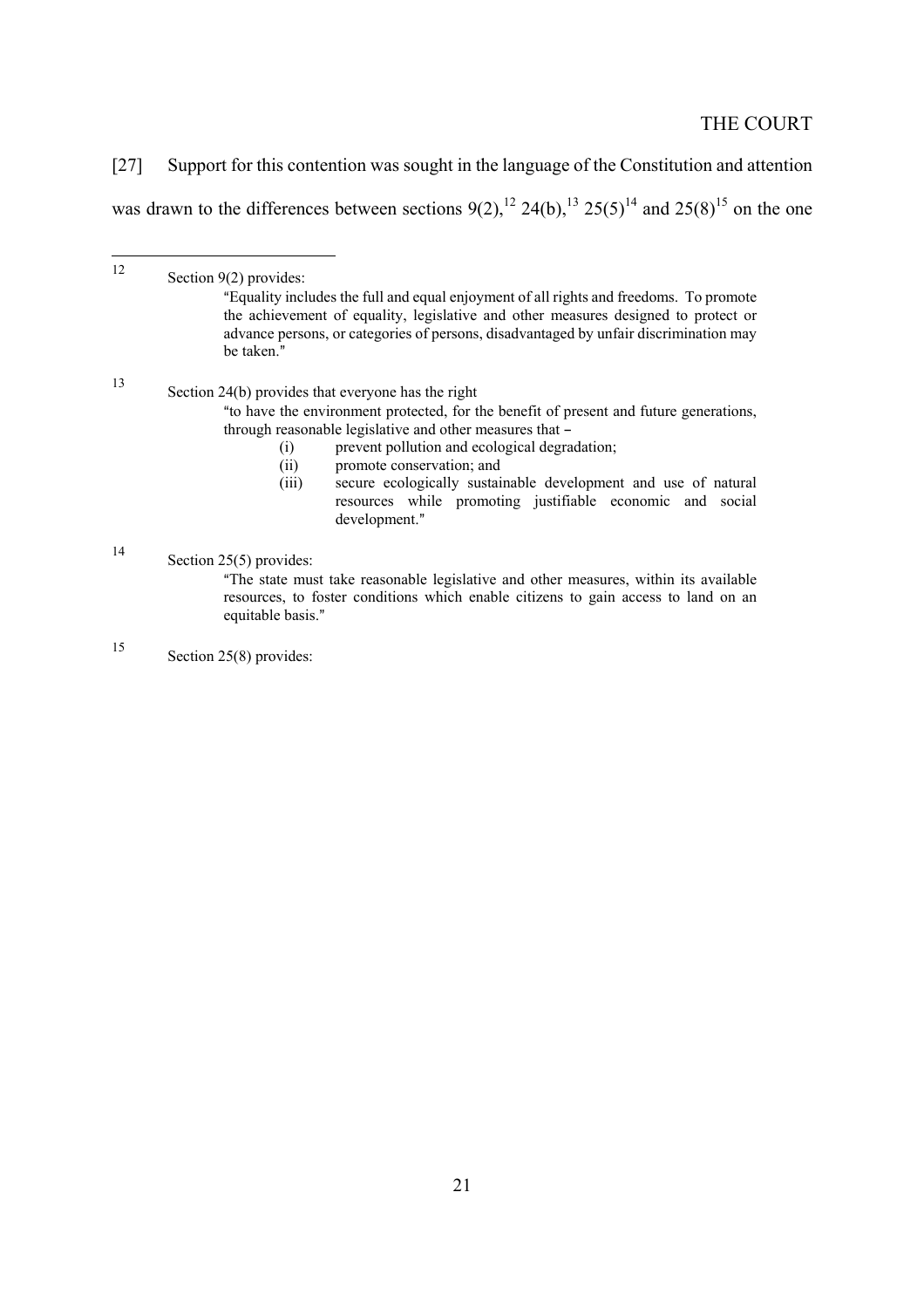THE COURT

[27] Support for this contention was sought in the language of the Constitution and attention was drawn to the differences between sections 9(2),[12] 24(b),[13] 25(5)[14] and 25(8)[15] on the one

---

[12] Section 9(2) provides:

> "Equality includes the full and equal enjoyment of all rights and freedoms. To promote the achievement of equality, legislative and other measures designed to protect or advance persons, or categories of persons, disadvantaged by unfair discrimination may be taken."

[13] Section 24(b) provides that everyone has the right

> "to have the environment protected, for the benefit of present and future generations, through reasonable legislative and other measures that –
> (i) prevent pollution and ecological degradation;
> (ii) promote conservation; and
> (iii) secure ecologically sustainable development and use of natural resources while promoting justifiable economic and social development."

[14] Section 25(5) provides:

> "The state must take reasonable legislative and other measures, within its available resources, to foster conditions which enable citizens to gain access to land on an equitable basis."

[15] Section 25(8) provides: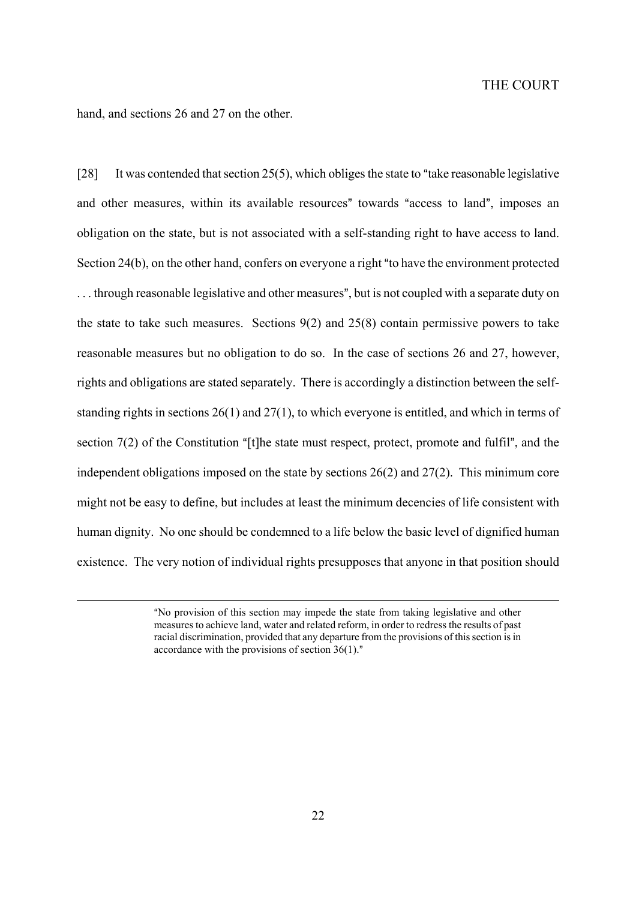hand, and sections 26 and 27 on the other.

[28] It was contended that section 25(5), which obliges the state to "take reasonable legislative and other measures, within its available resources" towards "access to land", imposes an obligation on the state, but is not associated with a self-standing right to have access to land. Section 24(b), on the other hand, confers on everyone a right "to have the environment protected . . . through reasonable legislative and other measures", but is not coupled with a separate duty on the state to take such measures. Sections 9(2) and 25(8) contain permissive powers to take reasonable measures but no obligation to do so. In the case of sections 26 and 27, however, rights and obligations are stated separately. There is accordingly a distinction between the self-standing rights in sections 26(1) and 27(1), to which everyone is entitled, and which in terms of section 7(2) of the Constitution "[t]he state must respect, protect, promote and fulfil", and the independent obligations imposed on the state by sections 26(2) and 27(2). This minimum core might not be easy to define, but includes at least the minimum decencies of life consistent with human dignity. No one should be condemned to a life below the basic level of dignified human existence. The very notion of individual rights presupposes that anyone in that position should

---

"No provision of this section may impede the state from taking legislative and other measures to achieve land, water and related reform, in order to redress the results of past racial discrimination, provided that any departure from the provisions of this section is in accordance with the provisions of section 36(1)."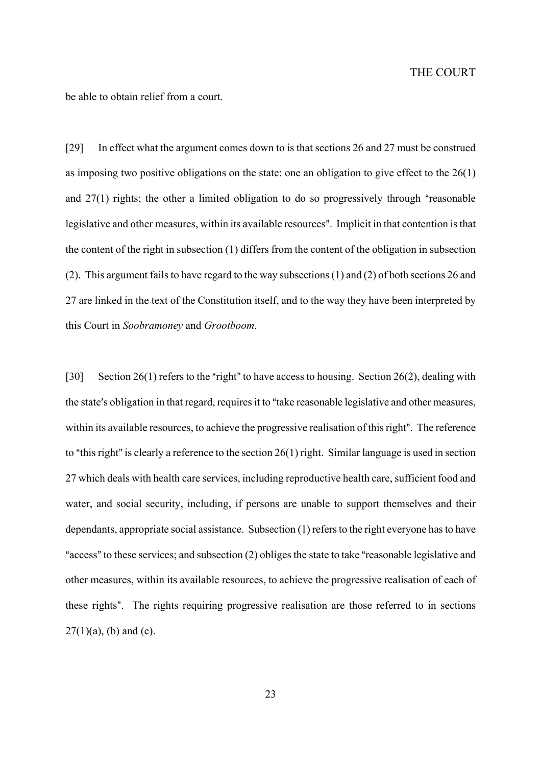be able to obtain relief from a court.

[29] In effect what the argument comes down to is that sections 26 and 27 must be construed as imposing two positive obligations on the state: one an obligation to give effect to the 26(1) and 27(1) rights; the other a limited obligation to do so progressively through "reasonable legislative and other measures, within its available resources". Implicit in that contention is that the content of the right in subsection (1) differs from the content of the obligation in subsection (2). This argument fails to have regard to the way subsections (1) and (2) of both sections 26 and 27 are linked in the text of the Constitution itself, and to the way they have been interpreted by this Court in *Soobramoney* and *Grootboom*.

[30] Section 26(1) refers to the "right" to have access to housing. Section 26(2), dealing with the state's obligation in that regard, requires it to "take reasonable legislative and other measures, within its available resources, to achieve the progressive realisation of this right". The reference to "this right" is clearly a reference to the section 26(1) right. Similar language is used in section 27 which deals with health care services, including reproductive health care, sufficient food and water, and social security, including, if persons are unable to support themselves and their dependants, appropriate social assistance. Subsection (1) refers to the right everyone has to have "access" to these services; and subsection (2) obliges the state to take "reasonable legislative and other measures, within its available resources, to achieve the progressive realisation of each of these rights". The rights requiring progressive realisation are those referred to in sections 27(1)(a), (b) and (c).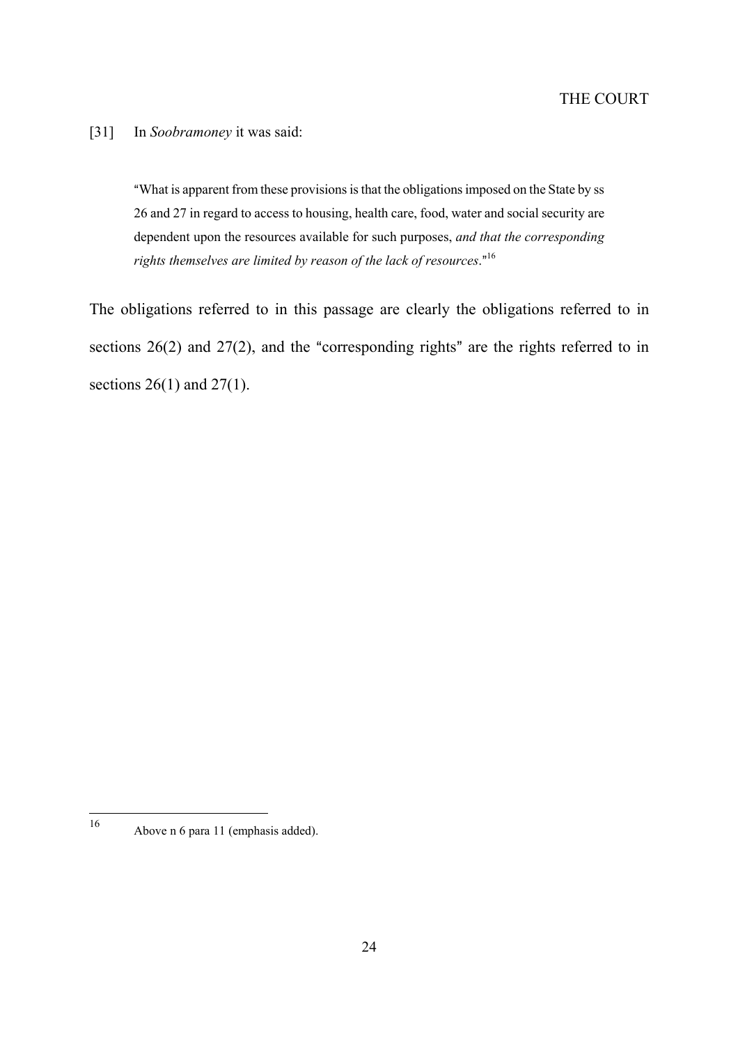[31] In *Soobramoney* it was said:

> "What is apparent from these provisions is that the obligations imposed on the State by ss 26 and 27 in regard to access to housing, health care, food, water and social security are dependent upon the resources available for such purposes, *and that the corresponding rights themselves are limited by reason of the lack of resources*."[16]

The obligations referred to in this passage are clearly the obligations referred to in sections 26(2) and 27(2), and the "corresponding rights" are the rights referred to in sections 26(1) and 27(1).

---

[16] Above n 6 para 11 (emphasis added).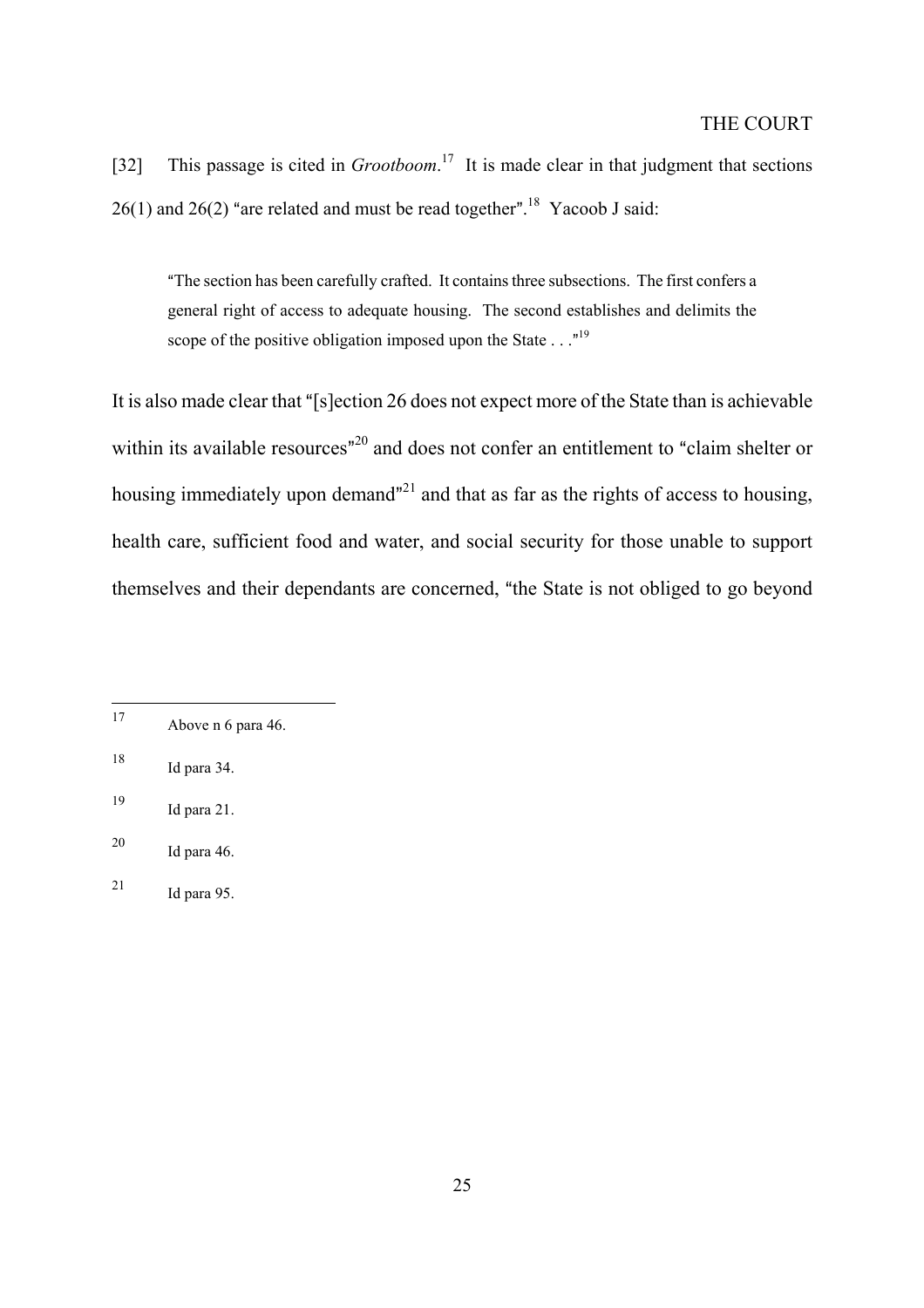[32] This passage is cited in *Grootboom*.[17] It is made clear in that judgment that sections 26(1) and 26(2) "are related and must be read together".[18] Yacoob J said:

> "The section has been carefully crafted. It contains three subsections. The first confers a general right of access to adequate housing. The second establishes and delimits the scope of the positive obligation imposed upon the State . . ."[19]

It is also made clear that "[s]ection 26 does not expect more of the State than is achievable within its available resources"[20] and does not confer an entitlement to "claim shelter or housing immediately upon demand"[21] and that as far as the rights of access to housing, health care, sufficient food and water, and social security for those unable to support themselves and their dependants are concerned, "the State is not obliged to go beyond

---

[17] Above n 6 para 46.

[18] Id para 34.

[19] Id para 21.

[20] Id para 46.

[21] Id para 95.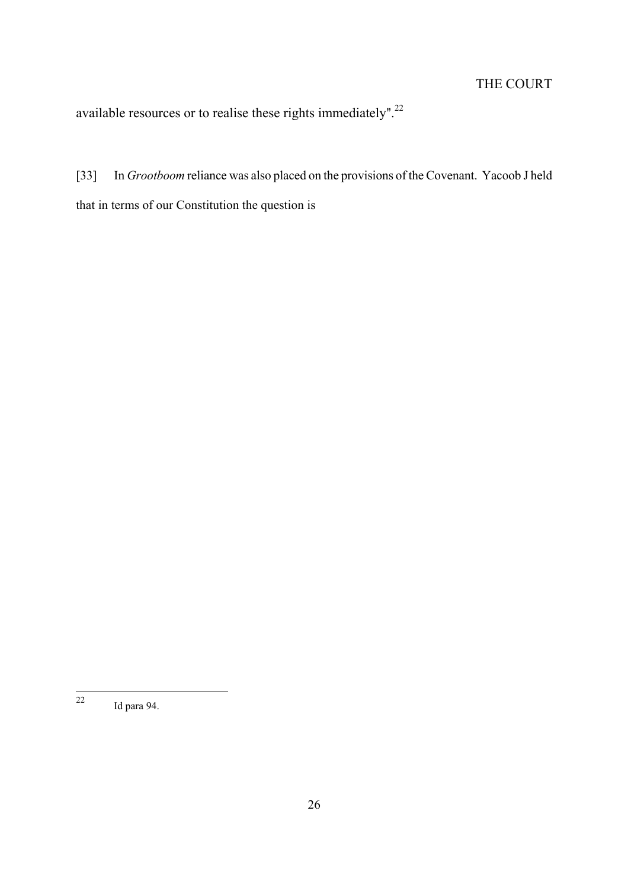available resources or to realise these rights immediately".[22]

[33] In *Grootboom* reliance was also placed on the provisions of the Covenant. Yacoob J held that in terms of our Constitution the question is

[22] Id para 94.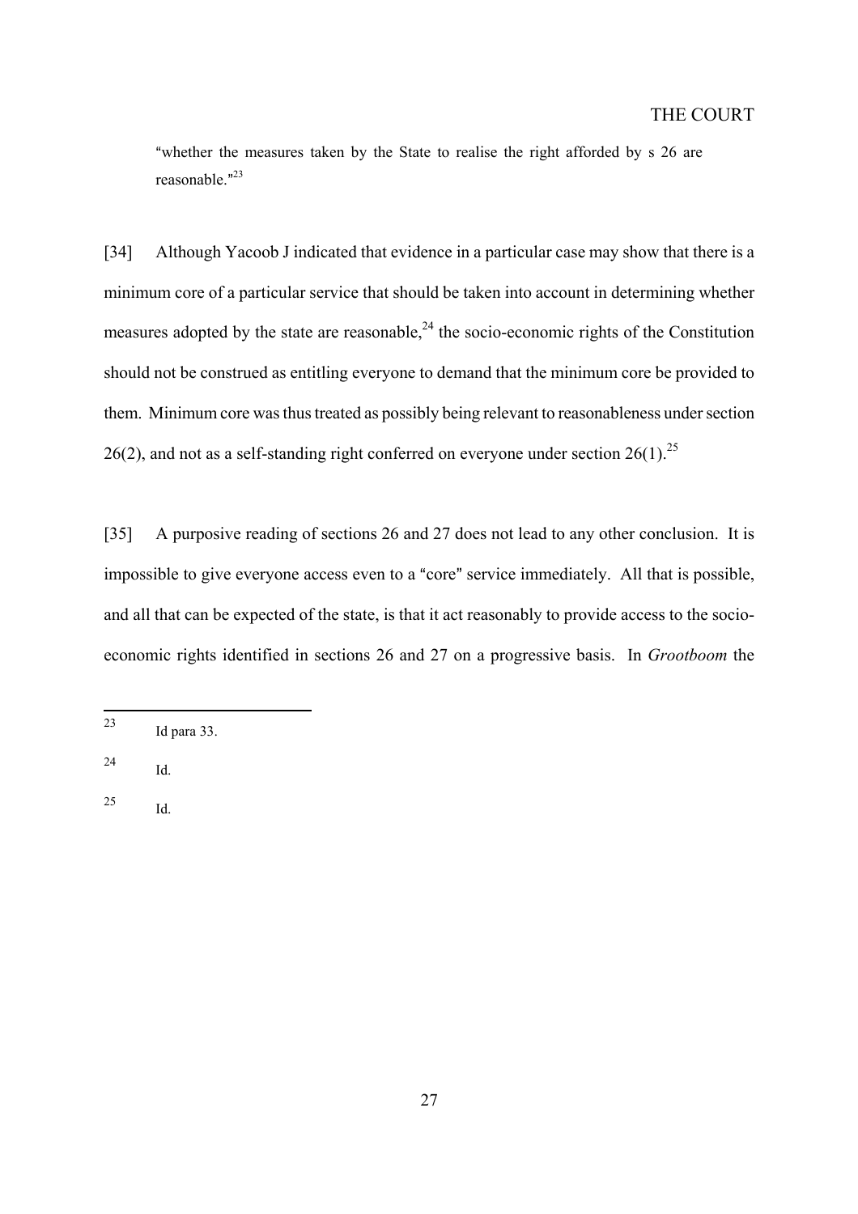"whether the measures taken by the State to realise the right afforded by s 26 are reasonable."[23]

[34] Although Yacoob J indicated that evidence in a particular case may show that there is a minimum core of a particular service that should be taken into account in determining whether measures adopted by the state are reasonable,[24] the socio-economic rights of the Constitution should not be construed as entitling everyone to demand that the minimum core be provided to them. Minimum core was thus treated as possibly being relevant to reasonableness under section 26(2), and not as a self-standing right conferred on everyone under section 26(1).[25]

[35] A purposive reading of sections 26 and 27 does not lead to any other conclusion. It is impossible to give everyone access even to a "core" service immediately. All that is possible, and all that can be expected of the state, is that it act reasonably to provide access to the socio-economic rights identified in sections 26 and 27 on a progressive basis. In *Grootboom* the

---

[23] Id para 33.

[24] Id.

[25] Id.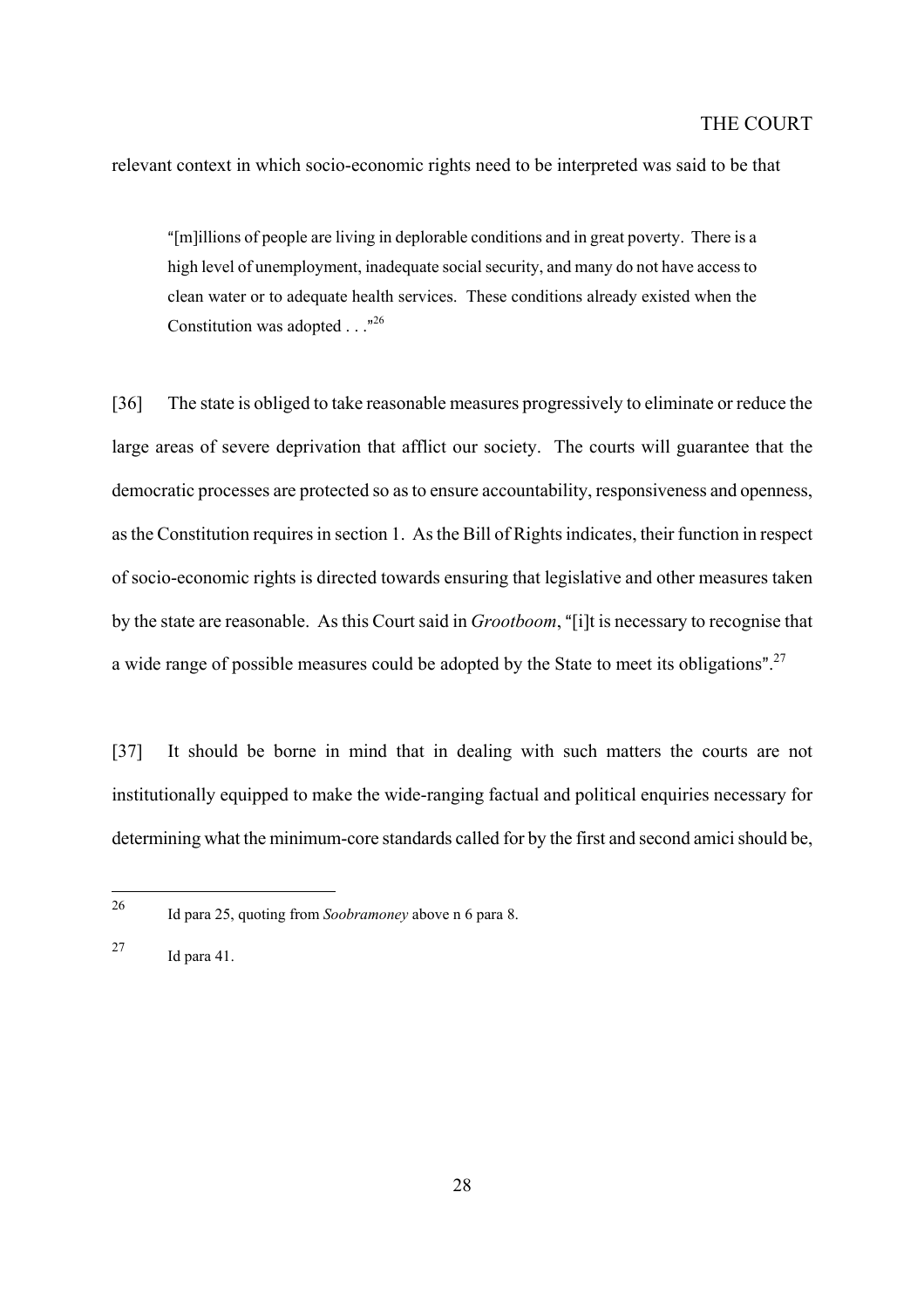relevant context in which socio-economic rights need to be interpreted was said to be that

> "[m]illions of people are living in deplorable conditions and in great poverty. There is a high level of unemployment, inadequate social security, and many do not have access to clean water or to adequate health services. These conditions already existed when the Constitution was adopted . . ."[26]

[36] The state is obliged to take reasonable measures progressively to eliminate or reduce the large areas of severe deprivation that afflict our society. The courts will guarantee that the democratic processes are protected so as to ensure accountability, responsiveness and openness, as the Constitution requires in section 1. As the Bill of Rights indicates, their function in respect of socio-economic rights is directed towards ensuring that legislative and other measures taken by the state are reasonable. As this Court said in *Grootboom*, "[i]t is necessary to recognise that a wide range of possible measures could be adopted by the State to meet its obligations".[27]

[37] It should be borne in mind that in dealing with such matters the courts are not institutionally equipped to make the wide-ranging factual and political enquiries necessary for determining what the minimum-core standards called for by the first and second amici should be,

---

[26] Id para 25, quoting from *Soobramoney* above n 6 para 8.

[27] Id para 41.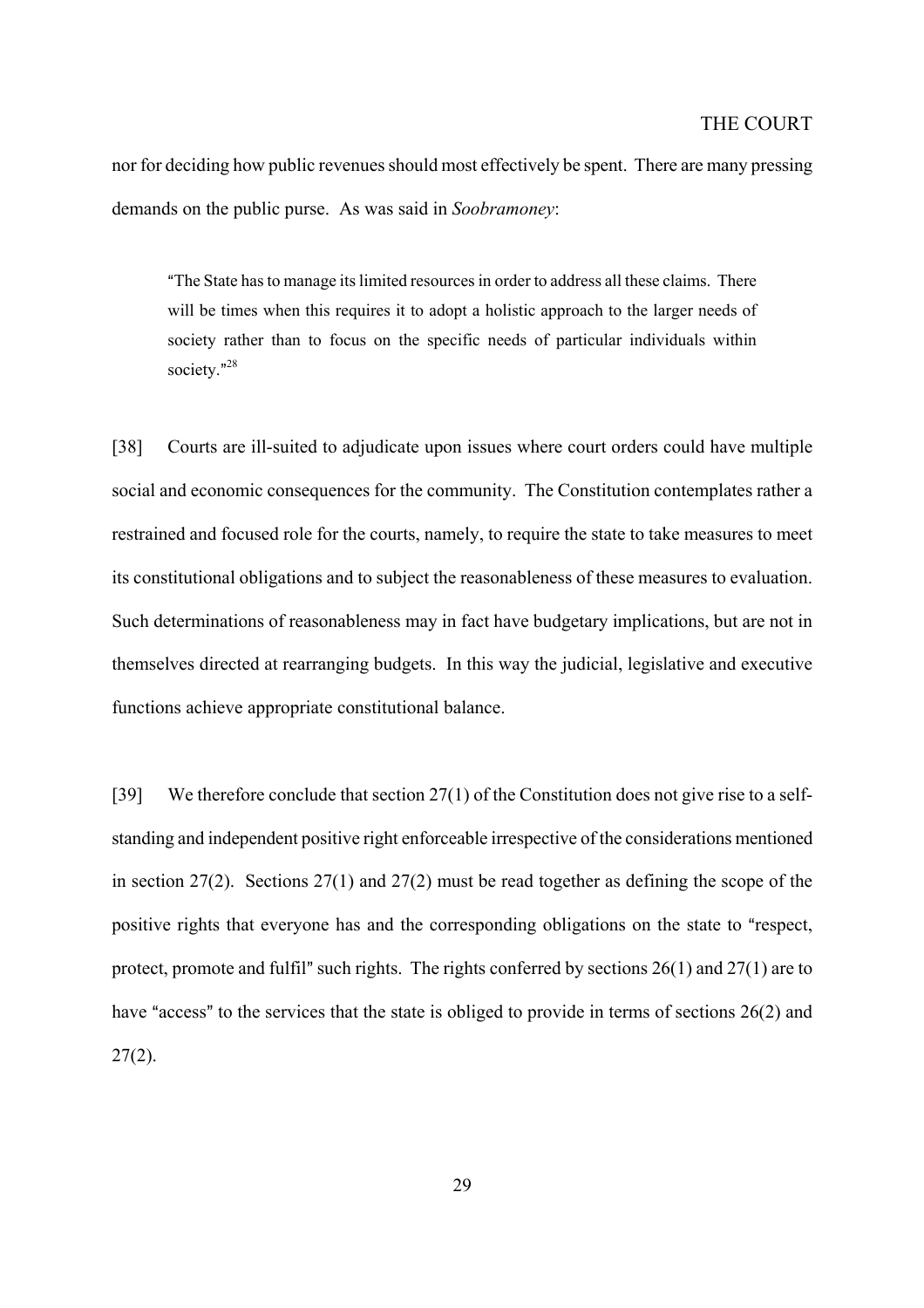nor for deciding how public revenues should most effectively be spent. There are many pressing demands on the public purse. As was said in *Soobramoney*:

> "The State has to manage its limited resources in order to address all these claims. There will be times when this requires it to adopt a holistic approach to the larger needs of society rather than to focus on the specific needs of particular individuals within society."[28]

[38] Courts are ill-suited to adjudicate upon issues where court orders could have multiple social and economic consequences for the community. The Constitution contemplates rather a restrained and focused role for the courts, namely, to require the state to take measures to meet its constitutional obligations and to subject the reasonableness of these measures to evaluation. Such determinations of reasonableness may in fact have budgetary implications, but are not in themselves directed at rearranging budgets. In this way the judicial, legislative and executive functions achieve appropriate constitutional balance.

[39] We therefore conclude that section 27(1) of the Constitution does not give rise to a self-standing and independent positive right enforceable irrespective of the considerations mentioned in section 27(2). Sections 27(1) and 27(2) must be read together as defining the scope of the positive rights that everyone has and the corresponding obligations on the state to "respect, protect, promote and fulfil" such rights. The rights conferred by sections 26(1) and 27(1) are to have "access" to the services that the state is obliged to provide in terms of sections 26(2) and 27(2).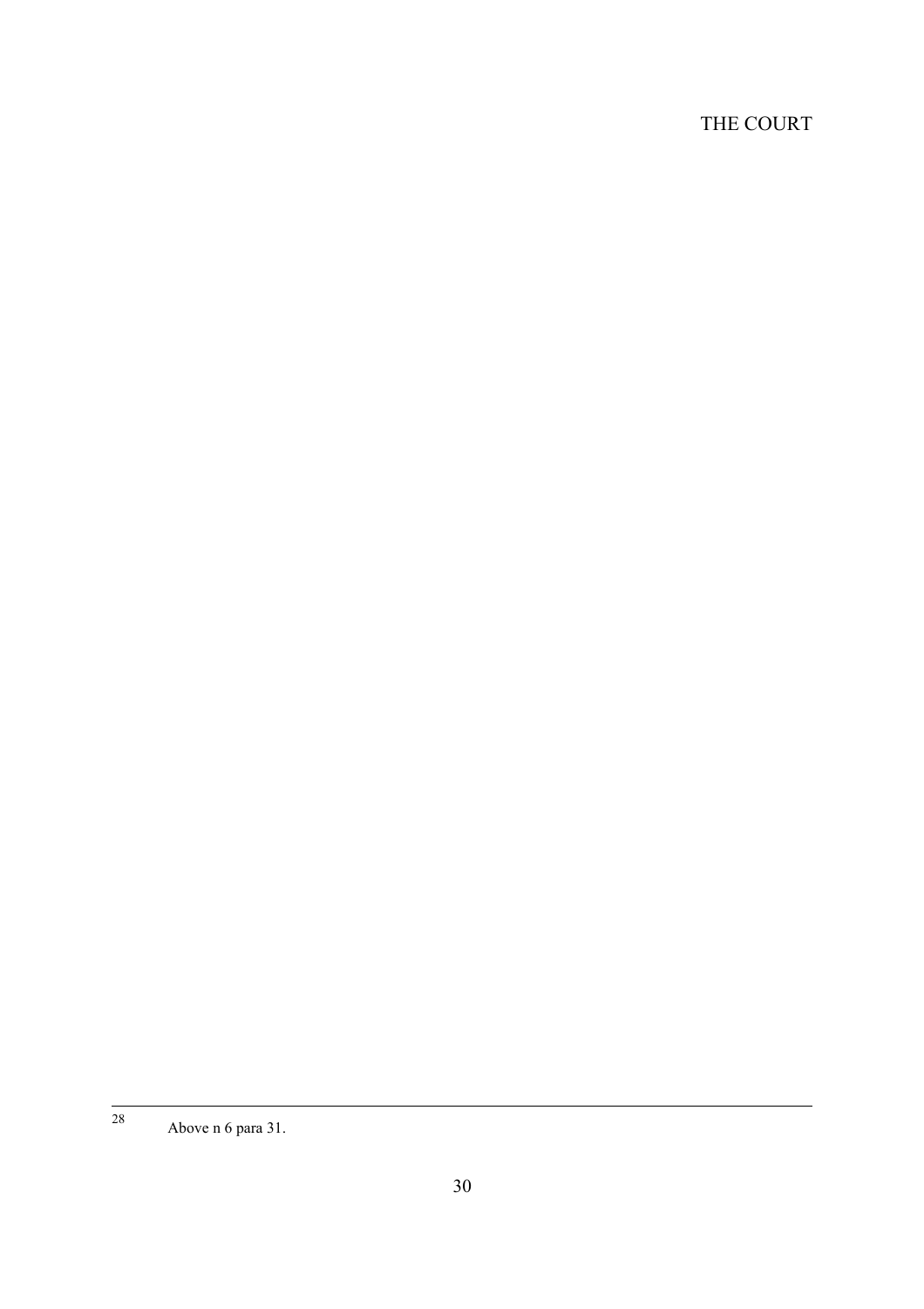THE COURT

---

[28] Above n 6 para 31.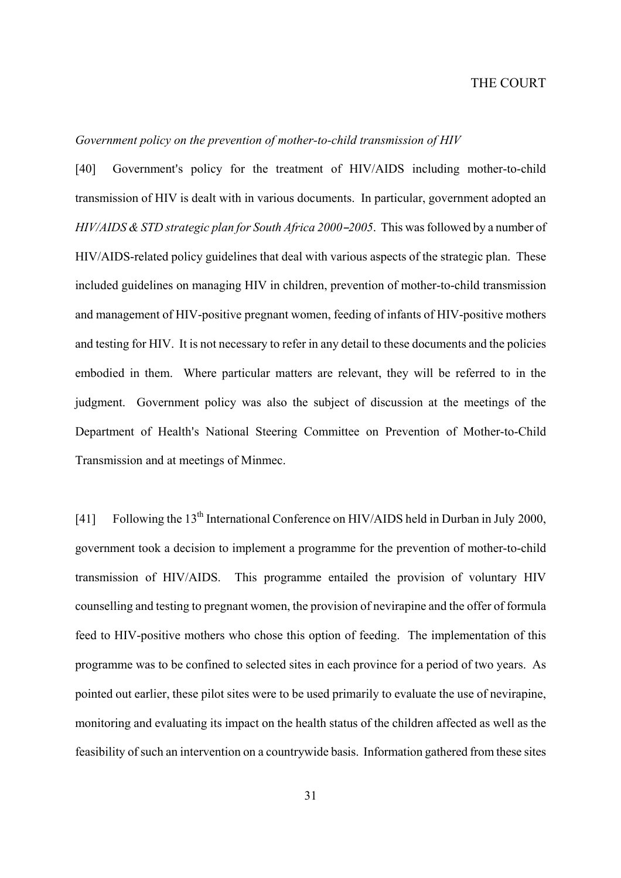*Government policy on the prevention of mother-to-child transmission of HIV*

[40] Government's policy for the treatment of HIV/AIDS including mother-to-child transmission of HIV is dealt with in various documents. In particular, government adopted an *HIV/AIDS & STD strategic plan for South Africa 2000–2005*. This was followed by a number of HIV/AIDS-related policy guidelines that deal with various aspects of the strategic plan. These included guidelines on managing HIV in children, prevention of mother-to-child transmission and management of HIV-positive pregnant women, feeding of infants of HIV-positive mothers and testing for HIV. It is not necessary to refer in any detail to these documents and the policies embodied in them. Where particular matters are relevant, they will be referred to in the judgment. Government policy was also the subject of discussion at the meetings of the Department of Health's National Steering Committee on Prevention of Mother-to-Child Transmission and at meetings of Minmec.

[41] Following the 13th International Conference on HIV/AIDS held in Durban in July 2000, government took a decision to implement a programme for the prevention of mother-to-child transmission of HIV/AIDS. This programme entailed the provision of voluntary HIV counselling and testing to pregnant women, the provision of nevirapine and the offer of formula feed to HIV-positive mothers who chose this option of feeding. The implementation of this programme was to be confined to selected sites in each province for a period of two years. As pointed out earlier, these pilot sites were to be used primarily to evaluate the use of nevirapine, monitoring and evaluating its impact on the health status of the children affected as well as the feasibility of such an intervention on a countrywide basis. Information gathered from these sites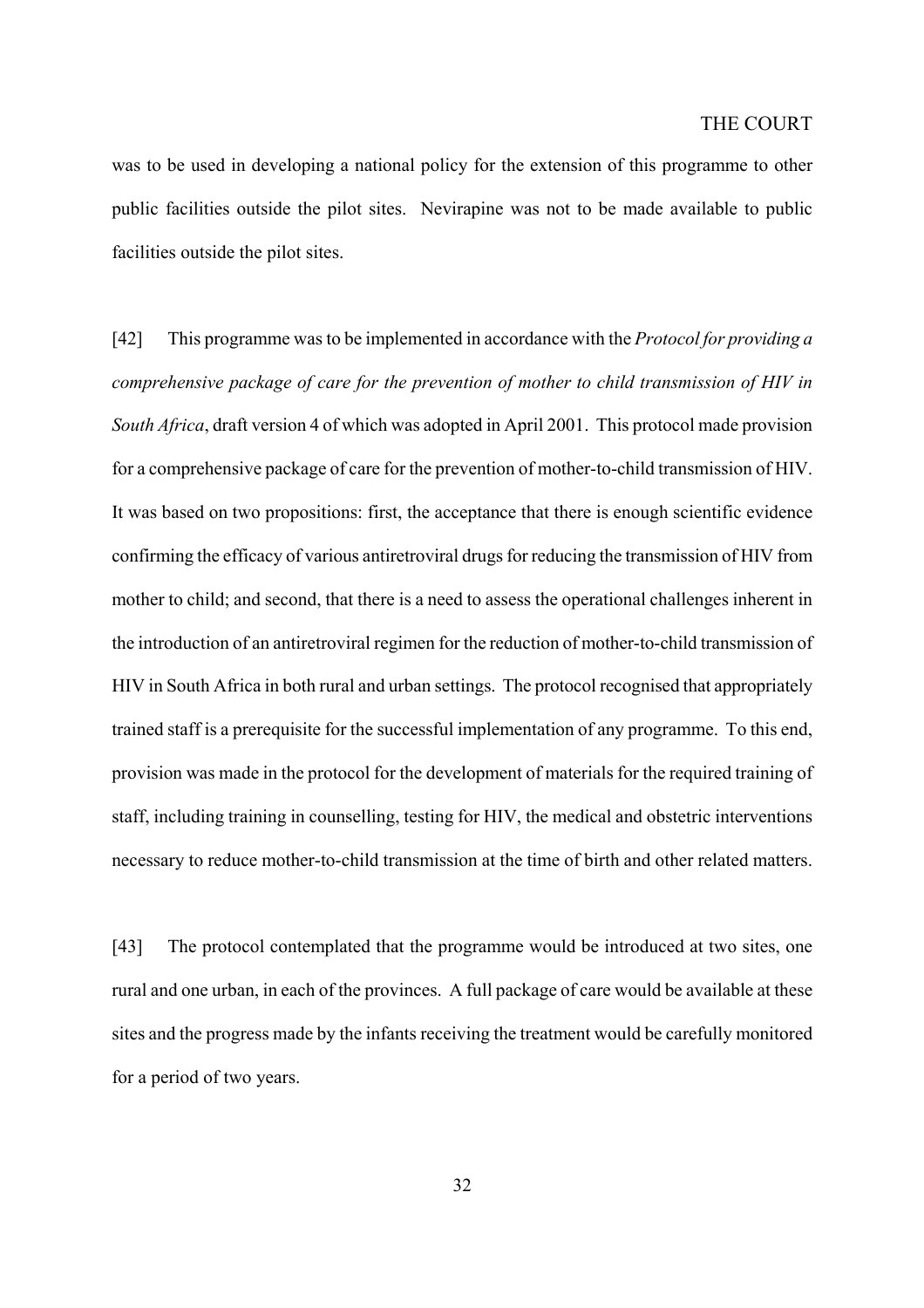was to be used in developing a national policy for the extension of this programme to other public facilities outside the pilot sites. Nevirapine was not to be made available to public facilities outside the pilot sites.

[42] This programme was to be implemented in accordance with the *Protocol for providing a comprehensive package of care for the prevention of mother to child transmission of HIV in South Africa*, draft version 4 of which was adopted in April 2001. This protocol made provision for a comprehensive package of care for the prevention of mother-to-child transmission of HIV. It was based on two propositions: first, the acceptance that there is enough scientific evidence confirming the efficacy of various antiretroviral drugs for reducing the transmission of HIV from mother to child; and second, that there is a need to assess the operational challenges inherent in the introduction of an antiretroviral regimen for the reduction of mother-to-child transmission of HIV in South Africa in both rural and urban settings. The protocol recognised that appropriately trained staff is a prerequisite for the successful implementation of any programme. To this end, provision was made in the protocol for the development of materials for the required training of staff, including training in counselling, testing for HIV, the medical and obstetric interventions necessary to reduce mother-to-child transmission at the time of birth and other related matters.

[43] The protocol contemplated that the programme would be introduced at two sites, one rural and one urban, in each of the provinces. A full package of care would be available at these sites and the progress made by the infants receiving the treatment would be carefully monitored for a period of two years.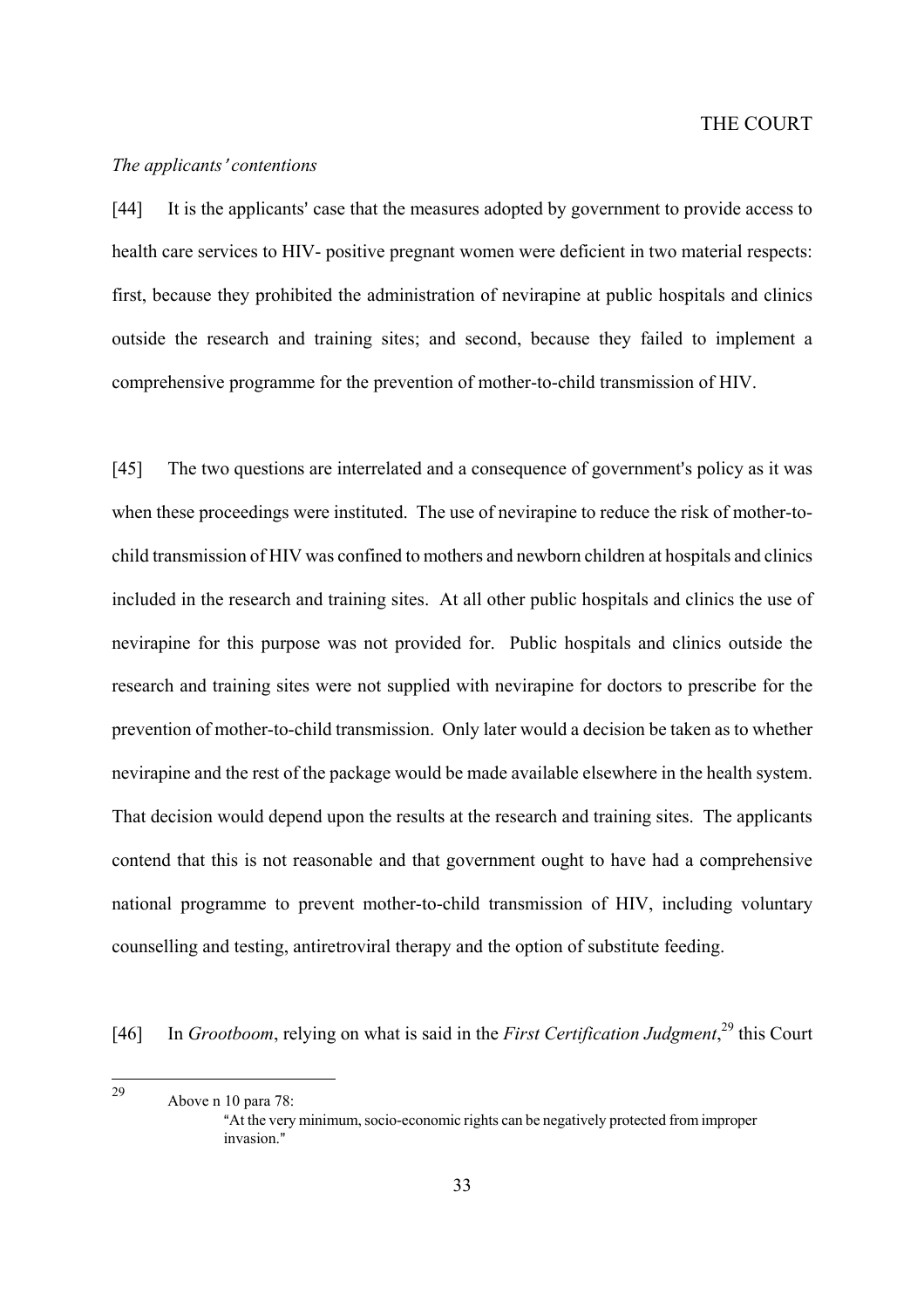*The applicants' contentions*

[44] It is the applicants' case that the measures adopted by government to provide access to health care services to HIV- positive pregnant women were deficient in two material respects: first, because they prohibited the administration of nevirapine at public hospitals and clinics outside the research and training sites; and second, because they failed to implement a comprehensive programme for the prevention of mother-to-child transmission of HIV.

[45] The two questions are interrelated and a consequence of government's policy as it was when these proceedings were instituted. The use of nevirapine to reduce the risk of mother-to-child transmission of HIV was confined to mothers and newborn children at hospitals and clinics included in the research and training sites. At all other public hospitals and clinics the use of nevirapine for this purpose was not provided for. Public hospitals and clinics outside the research and training sites were not supplied with nevirapine for doctors to prescribe for the prevention of mother-to-child transmission. Only later would a decision be taken as to whether nevirapine and the rest of the package would be made available elsewhere in the health system. That decision would depend upon the results at the research and training sites. The applicants contend that this is not reasonable and that government ought to have had a comprehensive national programme to prevent mother-to-child transmission of HIV, including voluntary counselling and testing, antiretroviral therapy and the option of substitute feeding.

[46] In *Grootboom*, relying on what is said in the *First Certification Judgment*,[29] this Court

---

[29] Above n 10 para 78:

> "At the very minimum, socio-economic rights can be negatively protected from improper invasion."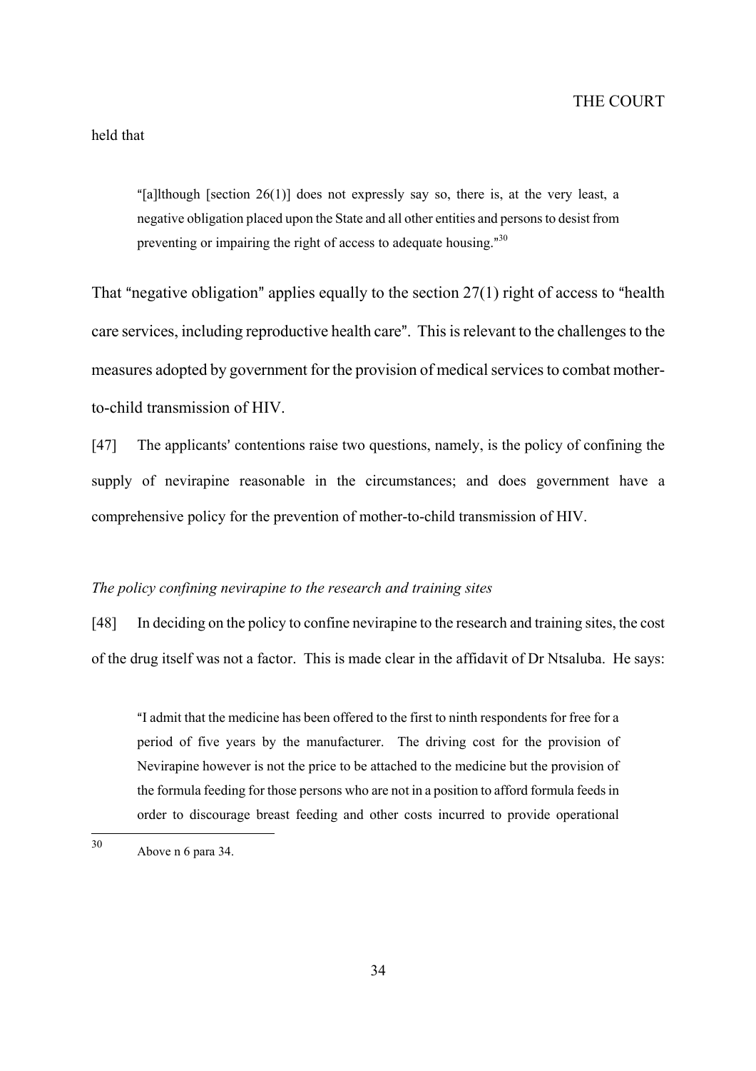held that

> "[a]lthough [section 26(1)] does not expressly say so, there is, at the very least, a negative obligation placed upon the State and all other entities and persons to desist from preventing or impairing the right of access to adequate housing."[30]

That "negative obligation" applies equally to the section 27(1) right of access to "health care services, including reproductive health care". This is relevant to the challenges to the measures adopted by government for the provision of medical services to combat mother-to-child transmission of HIV.

[47] The applicants' contentions raise two questions, namely, is the policy of confining the supply of nevirapine reasonable in the circumstances; and does government have a comprehensive policy for the prevention of mother-to-child transmission of HIV.

*The policy confining nevirapine to the research and training sites*

[48] In deciding on the policy to confine nevirapine to the research and training sites, the cost of the drug itself was not a factor. This is made clear in the affidavit of Dr Ntsaluba. He says:

> "I admit that the medicine has been offered to the first to ninth respondents for free for a period of five years by the manufacturer. The driving cost for the provision of Nevirapine however is not the price to be attached to the medicine but the provision of the formula feeding for those persons who are not in a position to afford formula feeds in order to discourage breast feeding and other costs incurred to provide operational

---

[30] Above n 6 para 34.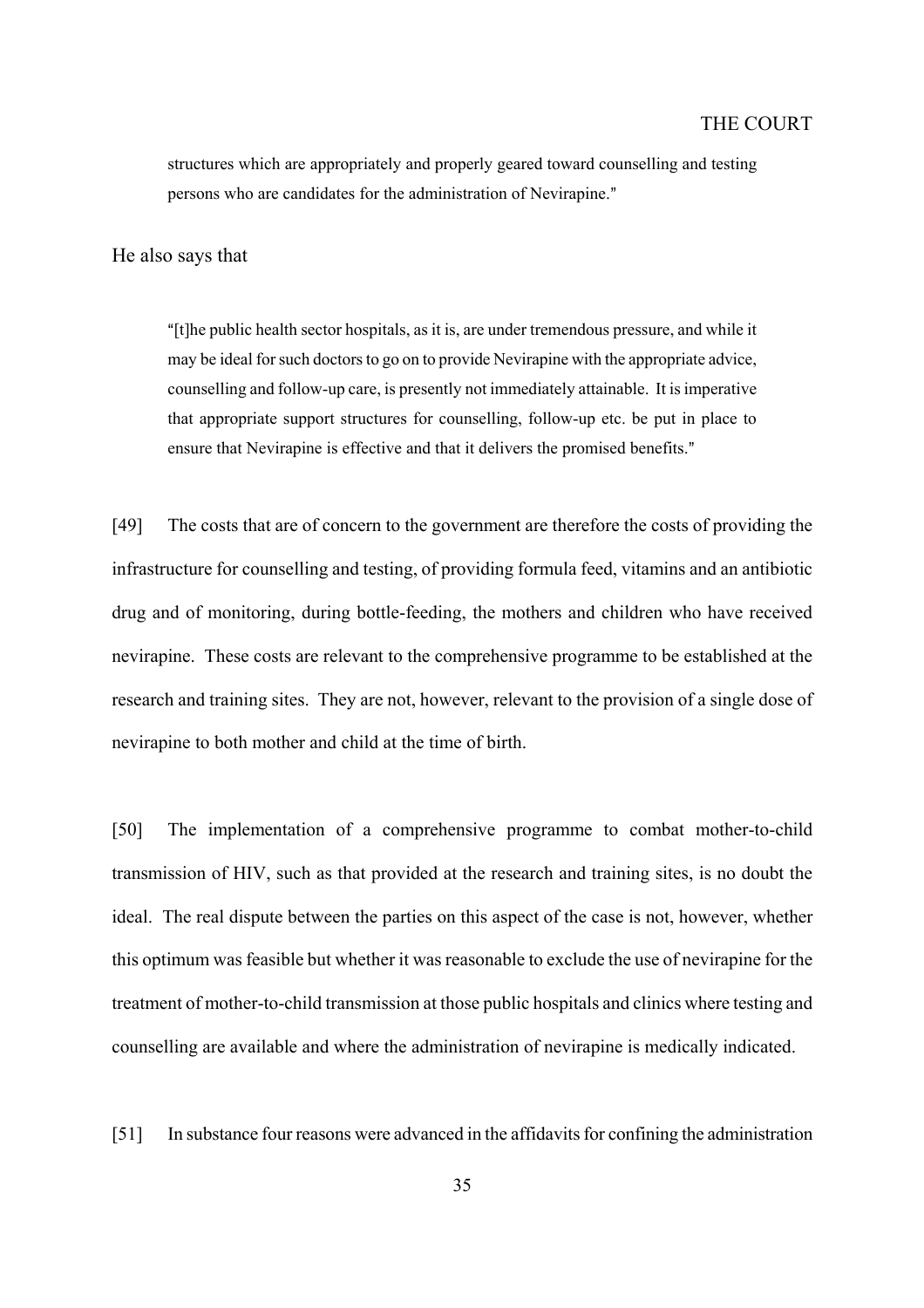> structures which are appropriately and properly geared toward counselling and testing persons who are candidates for the administration of Nevirapine."

He also says that

> "[t]he public health sector hospitals, as it is, are under tremendous pressure, and while it may be ideal for such doctors to go on to provide Nevirapine with the appropriate advice, counselling and follow-up care, is presently not immediately attainable. It is imperative that appropriate support structures for counselling, follow-up etc. be put in place to ensure that Nevirapine is effective and that it delivers the promised benefits."

[49] The costs that are of concern to the government are therefore the costs of providing the infrastructure for counselling and testing, of providing formula feed, vitamins and an antibiotic drug and of monitoring, during bottle-feeding, the mothers and children who have received nevirapine. These costs are relevant to the comprehensive programme to be established at the research and training sites. They are not, however, relevant to the provision of a single dose of nevirapine to both mother and child at the time of birth.

[50] The implementation of a comprehensive programme to combat mother-to-child transmission of HIV, such as that provided at the research and training sites, is no doubt the ideal. The real dispute between the parties on this aspect of the case is not, however, whether this optimum was feasible but whether it was reasonable to exclude the use of nevirapine for the treatment of mother-to-child transmission at those public hospitals and clinics where testing and counselling are available and where the administration of nevirapine is medically indicated.

[51] In substance four reasons were advanced in the affidavits for confining the administration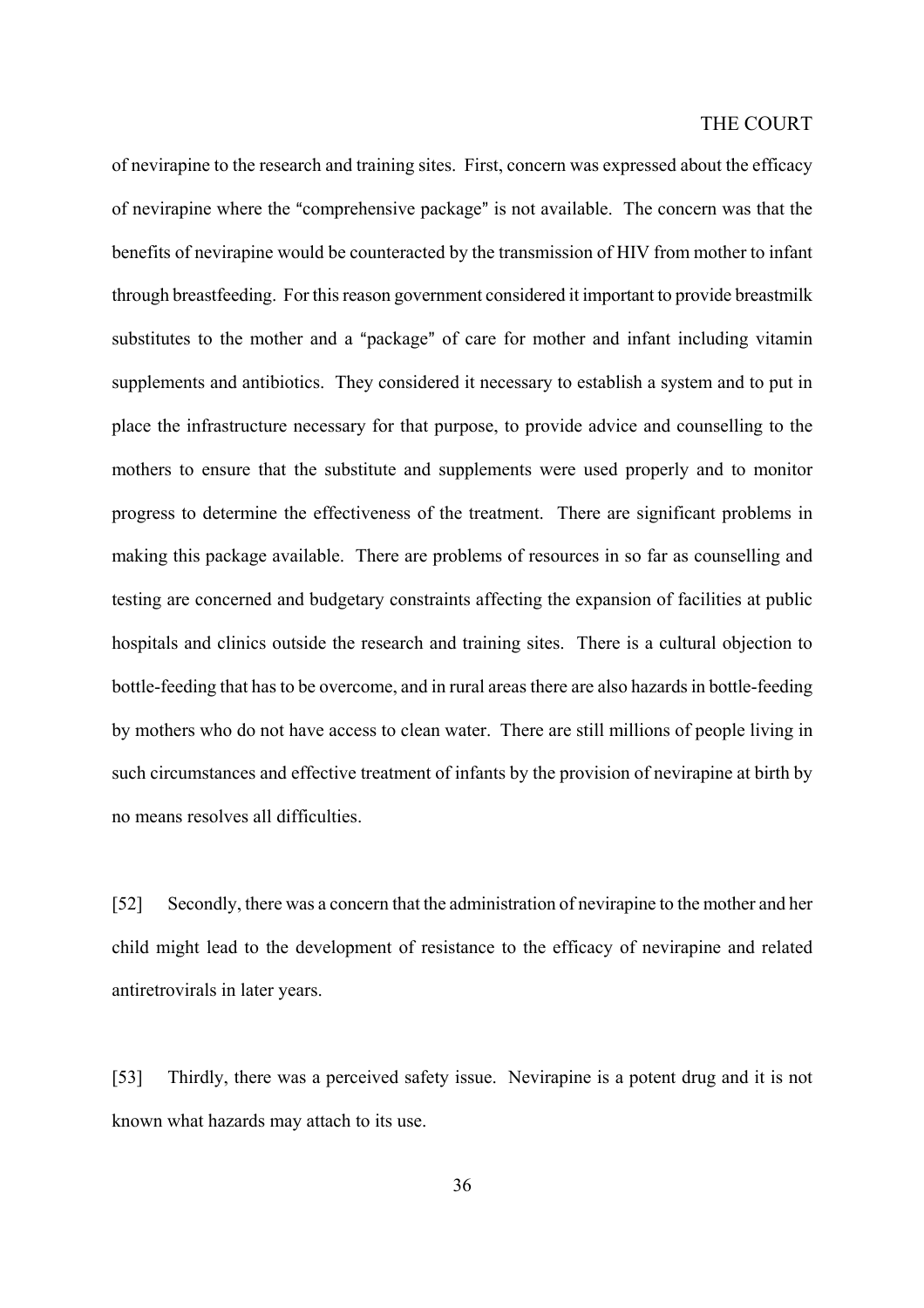of nevirapine to the research and training sites. First, concern was expressed about the efficacy of nevirapine where the "comprehensive package" is not available. The concern was that the benefits of nevirapine would be counteracted by the transmission of HIV from mother to infant through breastfeeding. For this reason government considered it important to provide breastmilk substitutes to the mother and a "package" of care for mother and infant including vitamin supplements and antibiotics. They considered it necessary to establish a system and to put in place the infrastructure necessary for that purpose, to provide advice and counselling to the mothers to ensure that the substitute and supplements were used properly and to monitor progress to determine the effectiveness of the treatment. There are significant problems in making this package available. There are problems of resources in so far as counselling and testing are concerned and budgetary constraints affecting the expansion of facilities at public hospitals and clinics outside the research and training sites. There is a cultural objection to bottle-feeding that has to be overcome, and in rural areas there are also hazards in bottle-feeding by mothers who do not have access to clean water. There are still millions of people living in such circumstances and effective treatment of infants by the provision of nevirapine at birth by no means resolves all difficulties.

[52] Secondly, there was a concern that the administration of nevirapine to the mother and her child might lead to the development of resistance to the efficacy of nevirapine and related antiretrovirals in later years.

[53] Thirdly, there was a perceived safety issue. Nevirapine is a potent drug and it is not known what hazards may attach to its use.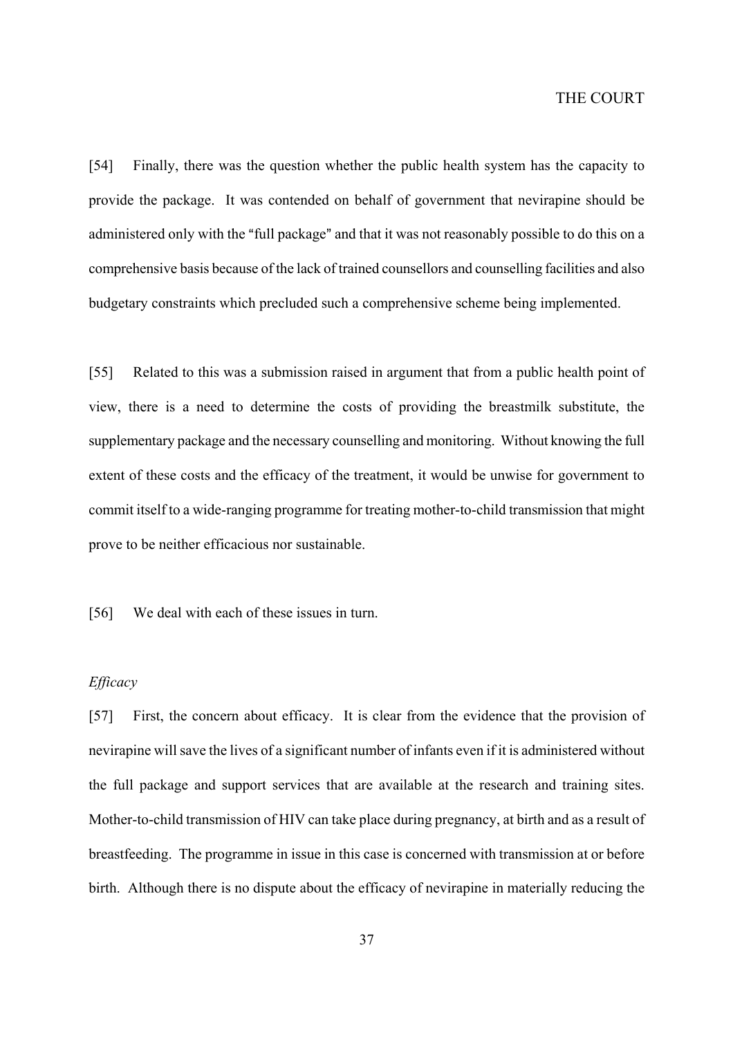[54] Finally, there was the question whether the public health system has the capacity to provide the package. It was contended on behalf of government that nevirapine should be administered only with the "full package" and that it was not reasonably possible to do this on a comprehensive basis because of the lack of trained counsellors and counselling facilities and also budgetary constraints which precluded such a comprehensive scheme being implemented.

[55] Related to this was a submission raised in argument that from a public health point of view, there is a need to determine the costs of providing the breastmilk substitute, the supplementary package and the necessary counselling and monitoring. Without knowing the full extent of these costs and the efficacy of the treatment, it would be unwise for government to commit itself to a wide-ranging programme for treating mother-to-child transmission that might prove to be neither efficacious nor sustainable.

[56] We deal with each of these issues in turn.

*Efficacy*

[57] First, the concern about efficacy. It is clear from the evidence that the provision of nevirapine will save the lives of a significant number of infants even if it is administered without the full package and support services that are available at the research and training sites. Mother-to-child transmission of HIV can take place during pregnancy, at birth and as a result of breastfeeding. The programme in issue in this case is concerned with transmission at or before birth. Although there is no dispute about the efficacy of nevirapine in materially reducing the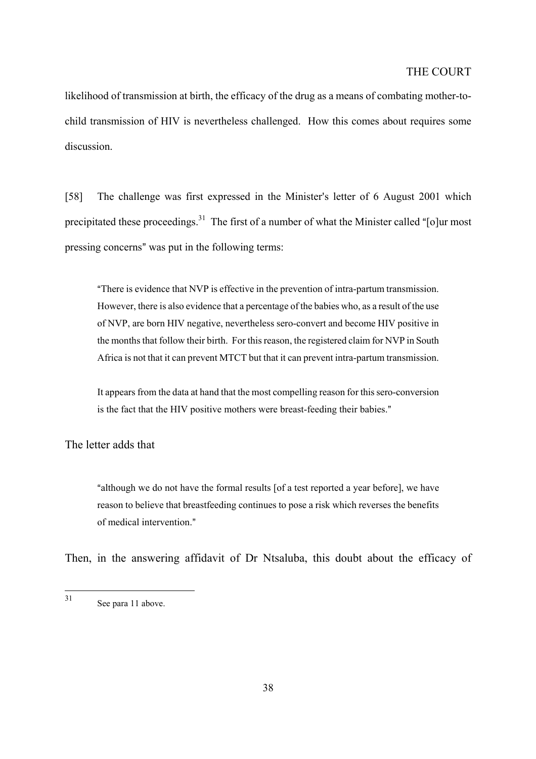likelihood of transmission at birth, the efficacy of the drug as a means of combating mother-to-child transmission of HIV is nevertheless challenged. How this comes about requires some discussion.

[58] The challenge was first expressed in the Minister's letter of 6 August 2001 which precipitated these proceedings.[31] The first of a number of what the Minister called "[o]ur most pressing concerns" was put in the following terms:

> "There is evidence that NVP is effective in the prevention of intra-partum transmission. However, there is also evidence that a percentage of the babies who, as a result of the use of NVP, are born HIV negative, nevertheless sero-convert and become HIV positive in the months that follow their birth. For this reason, the registered claim for NVP in South Africa is not that it can prevent MTCT but that it can prevent intra-partum transmission.
>
> It appears from the data at hand that the most compelling reason for this sero-conversion is the fact that the HIV positive mothers were breast-feeding their babies."

The letter adds that

> "although we do not have the formal results [of a test reported a year before], we have reason to believe that breastfeeding continues to pose a risk which reverses the benefits of medical intervention."

Then, in the answering affidavit of Dr Ntsaluba, this doubt about the efficacy of

---

[31] See para 11 above.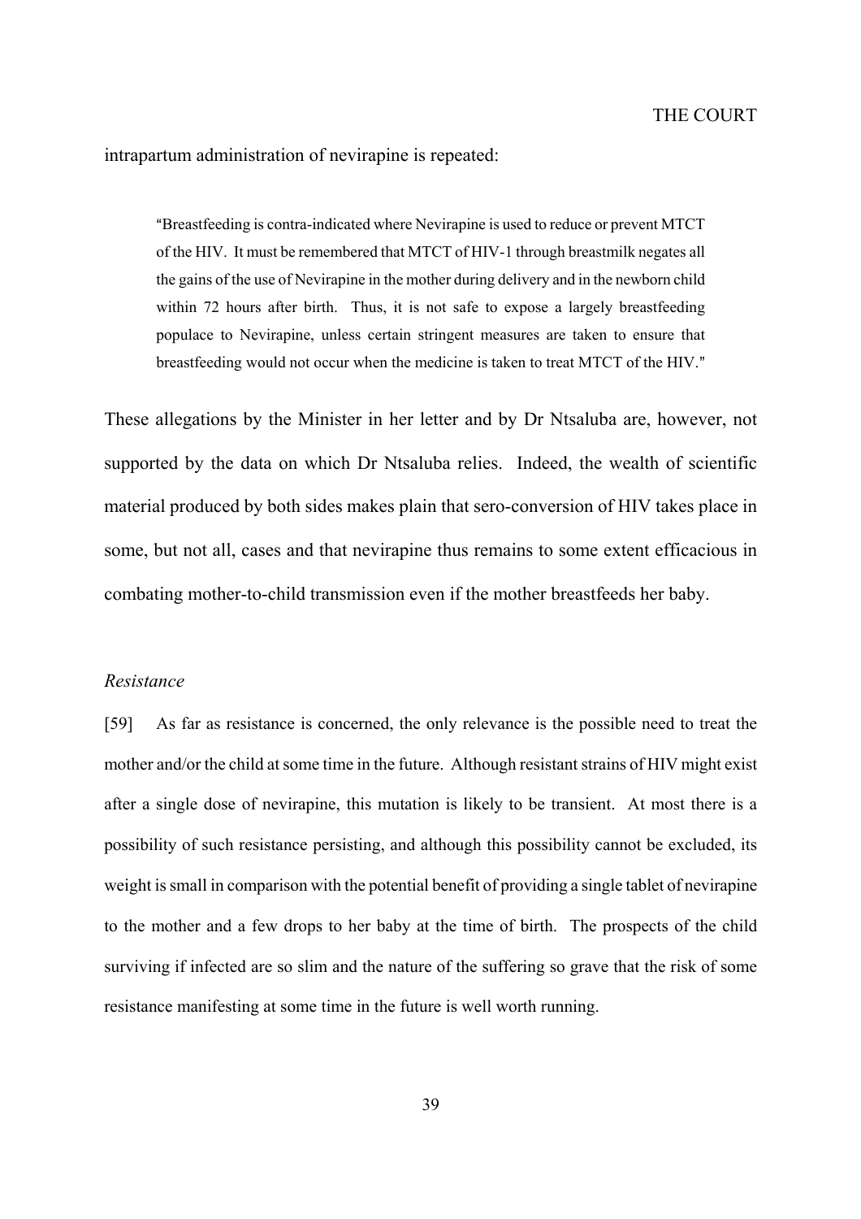intrapartum administration of nevirapine is repeated:

> "Breastfeeding is contra-indicated where Nevirapine is used to reduce or prevent MTCT of the HIV. It must be remembered that MTCT of HIV-1 through breastmilk negates all the gains of the use of Nevirapine in the mother during delivery and in the newborn child within 72 hours after birth. Thus, it is not safe to expose a largely breastfeeding populace to Nevirapine, unless certain stringent measures are taken to ensure that breastfeeding would not occur when the medicine is taken to treat MTCT of the HIV."

These allegations by the Minister in her letter and by Dr Ntsaluba are, however, not supported by the data on which Dr Ntsaluba relies. Indeed, the wealth of scientific material produced by both sides makes plain that sero-conversion of HIV takes place in some, but not all, cases and that nevirapine thus remains to some extent efficacious in combating mother-to-child transmission even if the mother breastfeeds her baby.

*Resistance*

[59] As far as resistance is concerned, the only relevance is the possible need to treat the mother and/or the child at some time in the future. Although resistant strains of HIV might exist after a single dose of nevirapine, this mutation is likely to be transient. At most there is a possibility of such resistance persisting, and although this possibility cannot be excluded, its weight is small in comparison with the potential benefit of providing a single tablet of nevirapine to the mother and a few drops to her baby at the time of birth. The prospects of the child surviving if infected are so slim and the nature of the suffering so grave that the risk of some resistance manifesting at some time in the future is well worth running.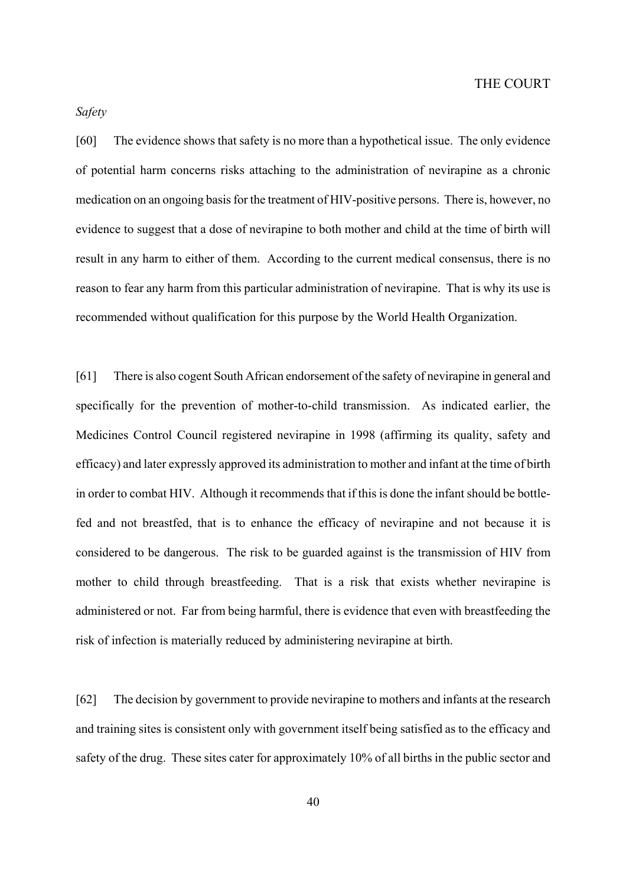*Safety*

[60] The evidence shows that safety is no more than a hypothetical issue. The only evidence of potential harm concerns risks attaching to the administration of nevirapine as a chronic medication on an ongoing basis for the treatment of HIV-positive persons. There is, however, no evidence to suggest that a dose of nevirapine to both mother and child at the time of birth will result in any harm to either of them. According to the current medical consensus, there is no reason to fear any harm from this particular administration of nevirapine. That is why its use is recommended without qualification for this purpose by the World Health Organization.

[61] There is also cogent South African endorsement of the safety of nevirapine in general and specifically for the prevention of mother-to-child transmission. As indicated earlier, the Medicines Control Council registered nevirapine in 1998 (affirming its quality, safety and efficacy) and later expressly approved its administration to mother and infant at the time of birth in order to combat HIV. Although it recommends that if this is done the infant should be bottle-fed and not breastfed, that is to enhance the efficacy of nevirapine and not because it is considered to be dangerous. The risk to be guarded against is the transmission of HIV from mother to child through breastfeeding. That is a risk that exists whether nevirapine is administered or not. Far from being harmful, there is evidence that even with breastfeeding the risk of infection is materially reduced by administering nevirapine at birth.

[62] The decision by government to provide nevirapine to mothers and infants at the research and training sites is consistent only with government itself being satisfied as to the efficacy and safety of the drug. These sites cater for approximately 10% of all births in the public sector and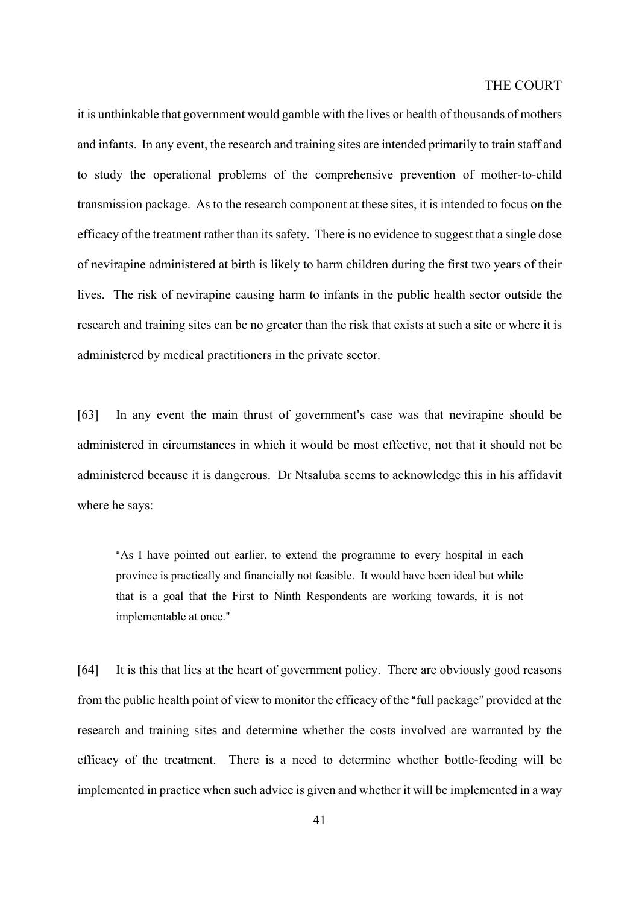it is unthinkable that government would gamble with the lives or health of thousands of mothers and infants. In any event, the research and training sites are intended primarily to train staff and to study the operational problems of the comprehensive prevention of mother-to-child transmission package. As to the research component at these sites, it is intended to focus on the efficacy of the treatment rather than its safety. There is no evidence to suggest that a single dose of nevirapine administered at birth is likely to harm children during the first two years of their lives. The risk of nevirapine causing harm to infants in the public health sector outside the research and training sites can be no greater than the risk that exists at such a site or where it is administered by medical practitioners in the private sector.

[63] In any event the main thrust of government's case was that nevirapine should be administered in circumstances in which it would be most effective, not that it should not be administered because it is dangerous. Dr Ntsaluba seems to acknowledge this in his affidavit where he says:

> "As I have pointed out earlier, to extend the programme to every hospital in each province is practically and financially not feasible. It would have been ideal but while that is a goal that the First to Ninth Respondents are working towards, it is not implementable at once."

[64] It is this that lies at the heart of government policy. There are obviously good reasons from the public health point of view to monitor the efficacy of the "full package" provided at the research and training sites and determine whether the costs involved are warranted by the efficacy of the treatment. There is a need to determine whether bottle-feeding will be implemented in practice when such advice is given and whether it will be implemented in a way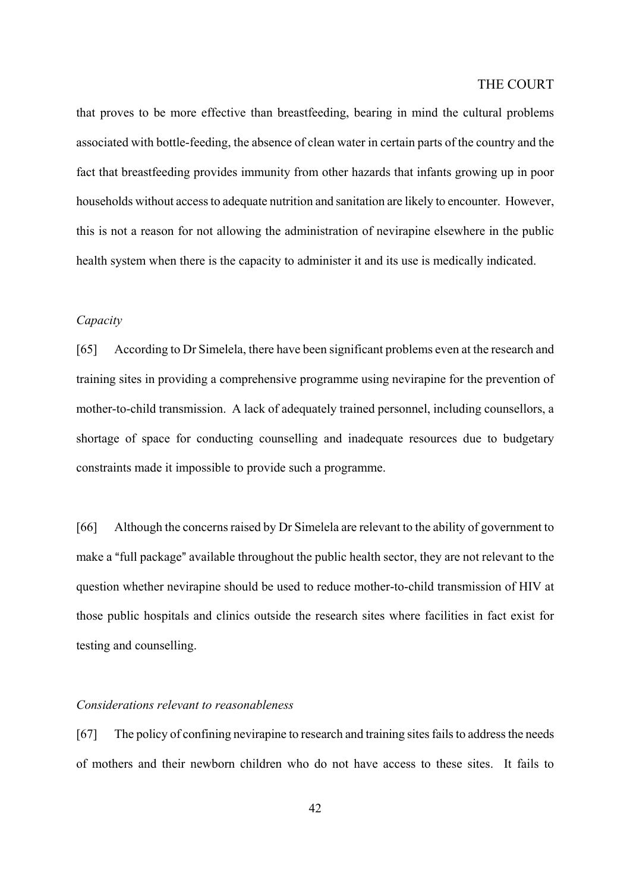that proves to be more effective than breastfeeding, bearing in mind the cultural problems associated with bottle-feeding, the absence of clean water in certain parts of the country and the fact that breastfeeding provides immunity from other hazards that infants growing up in poor households without access to adequate nutrition and sanitation are likely to encounter. However, this is not a reason for not allowing the administration of nevirapine elsewhere in the public health system when there is the capacity to administer it and its use is medically indicated.

*Capacity*

[65] According to Dr Simelela, there have been significant problems even at the research and training sites in providing a comprehensive programme using nevirapine for the prevention of mother-to-child transmission. A lack of adequately trained personnel, including counsellors, a shortage of space for conducting counselling and inadequate resources due to budgetary constraints made it impossible to provide such a programme.

[66] Although the concerns raised by Dr Simelela are relevant to the ability of government to make a "full package" available throughout the public health sector, they are not relevant to the question whether nevirapine should be used to reduce mother-to-child transmission of HIV at those public hospitals and clinics outside the research sites where facilities in fact exist for testing and counselling.

*Considerations relevant to reasonableness*

[67] The policy of confining nevirapine to research and training sites fails to address the needs of mothers and their newborn children who do not have access to these sites. It fails to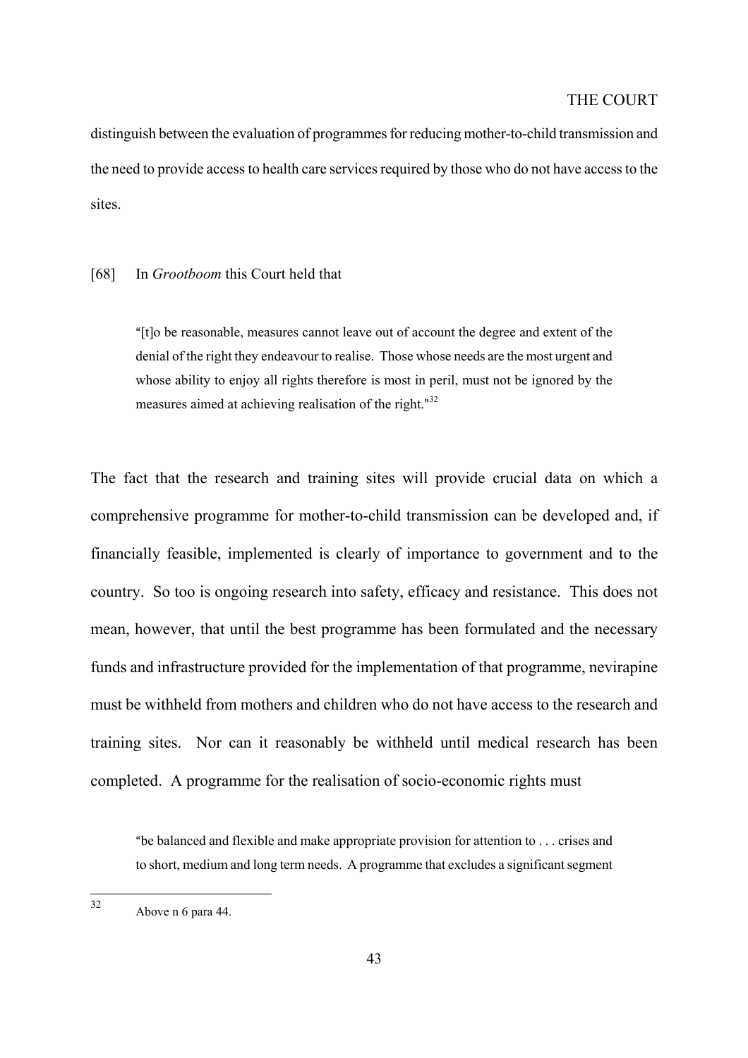distinguish between the evaluation of programmes for reducing mother-to-child transmission and the need to provide access to health care services required by those who do not have access to the sites.

[68] In *Grootboom* this Court held that

> "[t]o be reasonable, measures cannot leave out of account the degree and extent of the denial of the right they endeavour to realise. Those whose needs are the most urgent and whose ability to enjoy all rights therefore is most in peril, must not be ignored by the measures aimed at achieving realisation of the right."[32]

The fact that the research and training sites will provide crucial data on which a comprehensive programme for mother-to-child transmission can be developed and, if financially feasible, implemented is clearly of importance to government and to the country. So too is ongoing research into safety, efficacy and resistance. This does not mean, however, that until the best programme has been formulated and the necessary funds and infrastructure provided for the implementation of that programme, nevirapine must be withheld from mothers and children who do not have access to the research and training sites. Nor can it reasonably be withheld until medical research has been completed. A programme for the realisation of socio-economic rights must

> "be balanced and flexible and make appropriate provision for attention to . . . crises and to short, medium and long term needs. A programme that excludes a significant segment

---

[32] Above n 6 para 44.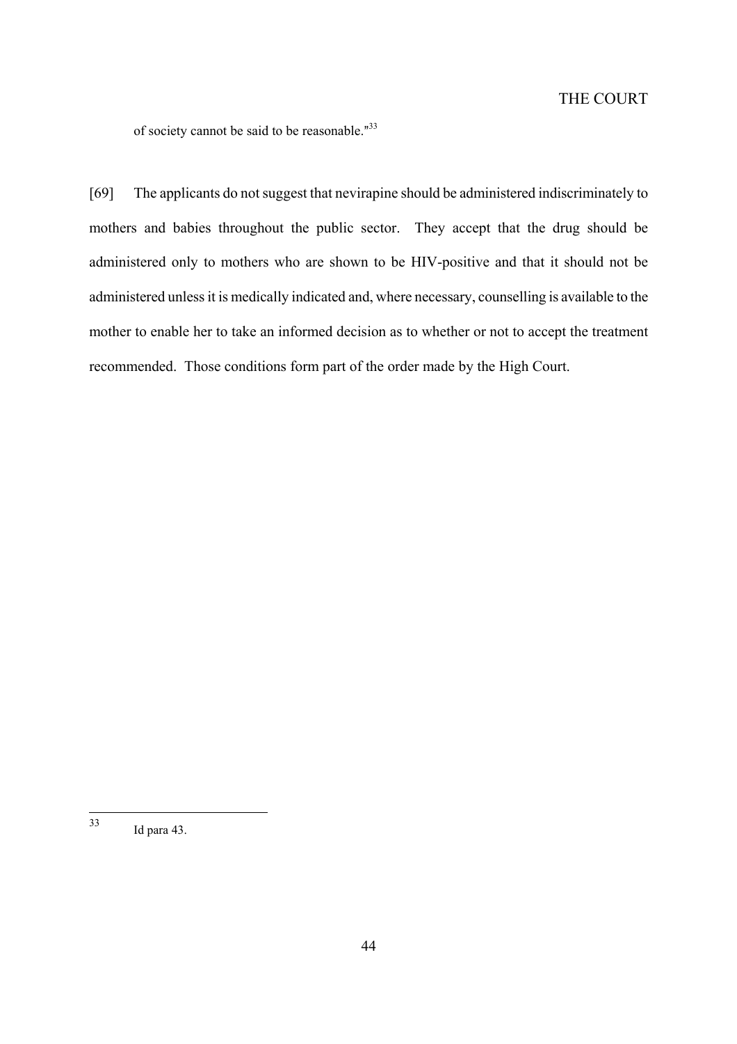of society cannot be said to be reasonable."[33]

[69] The applicants do not suggest that nevirapine should be administered indiscriminately to mothers and babies throughout the public sector. They accept that the drug should be administered only to mothers who are shown to be HIV-positive and that it should not be administered unless it is medically indicated and, where necessary, counselling is available to the mother to enable her to take an informed decision as to whether or not to accept the treatment recommended. Those conditions form part of the order made by the High Court.

---

[33] Id para 43.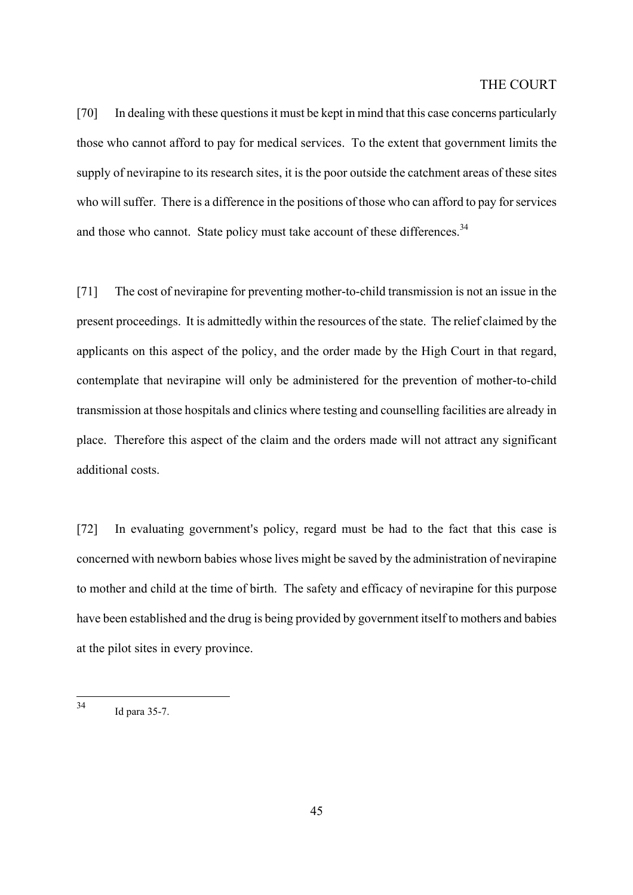[70] In dealing with these questions it must be kept in mind that this case concerns particularly those who cannot afford to pay for medical services. To the extent that government limits the supply of nevirapine to its research sites, it is the poor outside the catchment areas of these sites who will suffer. There is a difference in the positions of those who can afford to pay for services and those who cannot. State policy must take account of these differences.[34]

[71] The cost of nevirapine for preventing mother-to-child transmission is not an issue in the present proceedings. It is admittedly within the resources of the state. The relief claimed by the applicants on this aspect of the policy, and the order made by the High Court in that regard, contemplate that nevirapine will only be administered for the prevention of mother-to-child transmission at those hospitals and clinics where testing and counselling facilities are already in place. Therefore this aspect of the claim and the orders made will not attract any significant additional costs.

[72] In evaluating government's policy, regard must be had to the fact that this case is concerned with newborn babies whose lives might be saved by the administration of nevirapine to mother and child at the time of birth. The safety and efficacy of nevirapine for this purpose have been established and the drug is being provided by government itself to mothers and babies at the pilot sites in every province.

---

[34] Id para 35-7.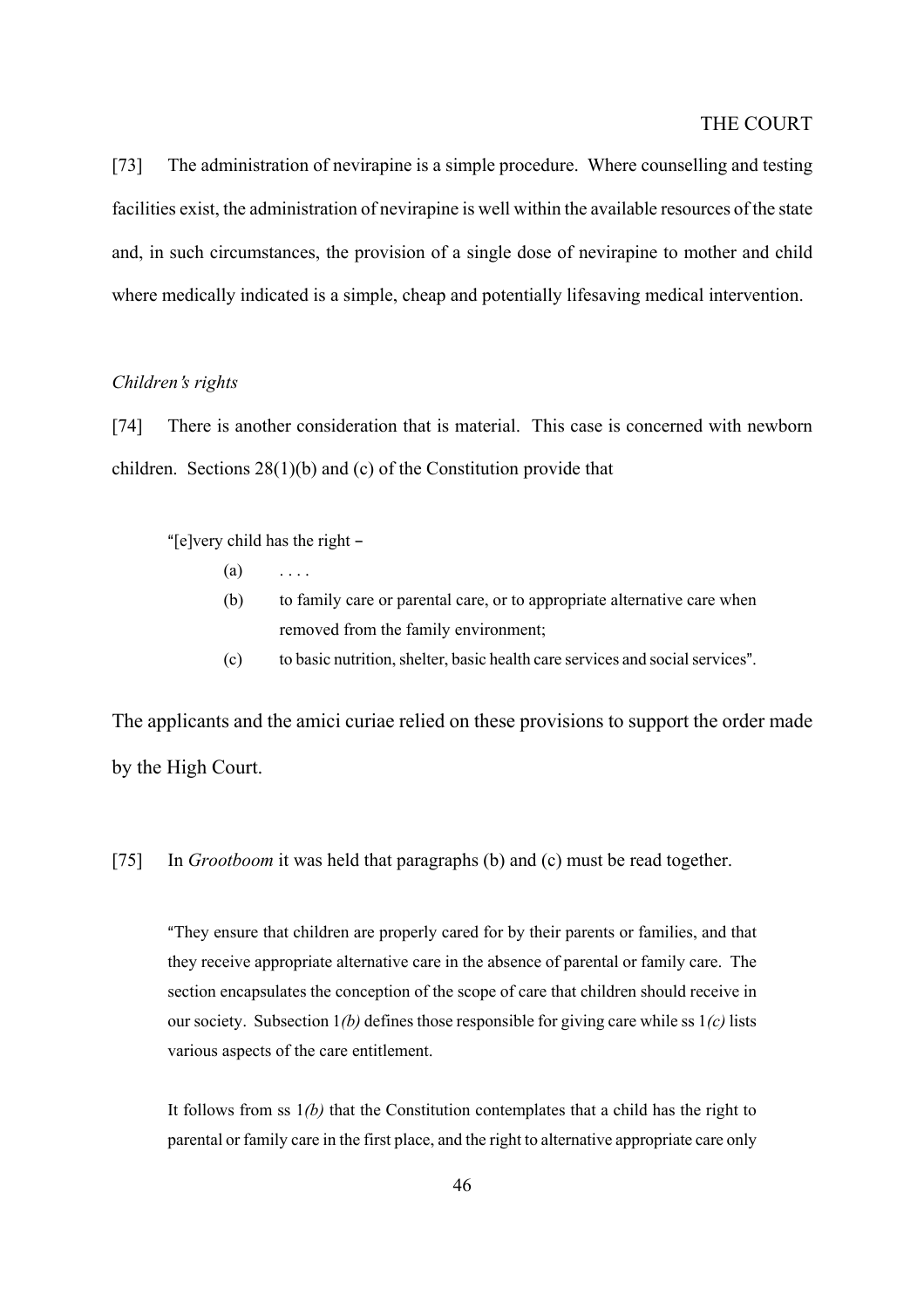[73] The administration of nevirapine is a simple procedure. Where counselling and testing facilities exist, the administration of nevirapine is well within the available resources of the state and, in such circumstances, the provision of a single dose of nevirapine to mother and child where medically indicated is a simple, cheap and potentially lifesaving medical intervention.

*Children's rights*

[74] There is another consideration that is material. This case is concerned with newborn children. Sections 28(1)(b) and (c) of the Constitution provide that

> "[e]very child has the right –
>
> (a) . . . .
>
> (b) to family care or parental care, or to appropriate alternative care when removed from the family environment;
>
> (c) to basic nutrition, shelter, basic health care services and social services".

The applicants and the amici curiae relied on these provisions to support the order made by the High Court.

[75] In *Grootboom* it was held that paragraphs (b) and (c) must be read together.

> "They ensure that children are properly cared for by their parents or families, and that they receive appropriate alternative care in the absence of parental or family care. The section encapsulates the conception of the scope of care that children should receive in our society. Subsection 1*(b)* defines those responsible for giving care while ss 1*(c)* lists various aspects of the care entitlement.
>
> It follows from ss 1*(b)* that the Constitution contemplates that a child has the right to parental or family care in the first place, and the right to alternative appropriate care only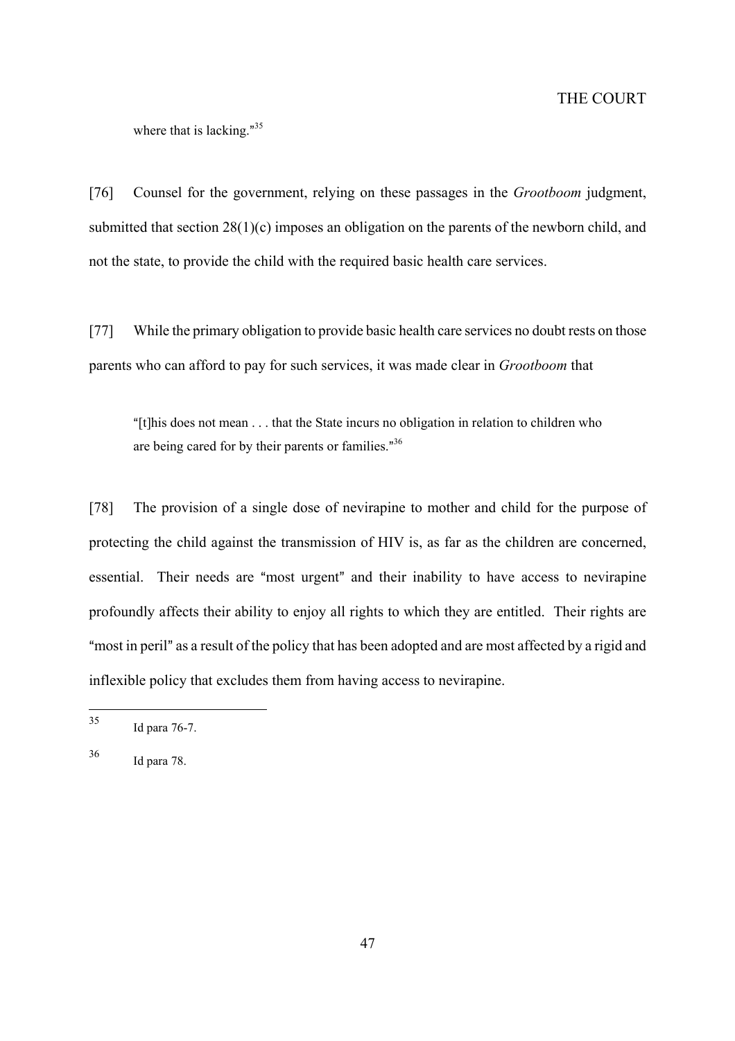where that is lacking."[35]

[76] Counsel for the government, relying on these passages in the *Grootboom* judgment, submitted that section 28(1)(c) imposes an obligation on the parents of the newborn child, and not the state, to provide the child with the required basic health care services.

[77] While the primary obligation to provide basic health care services no doubt rests on those parents who can afford to pay for such services, it was made clear in *Grootboom* that

> "[t]his does not mean . . . that the State incurs no obligation in relation to children who are being cared for by their parents or families."[36]

[78] The provision of a single dose of nevirapine to mother and child for the purpose of protecting the child against the transmission of HIV is, as far as the children are concerned, essential. Their needs are "most urgent" and their inability to have access to nevirapine profoundly affects their ability to enjoy all rights to which they are entitled. Their rights are "most in peril" as a result of the policy that has been adopted and are most affected by a rigid and inflexible policy that excludes them from having access to nevirapine.

---

[35] Id para 76-7.

[36] Id para 78.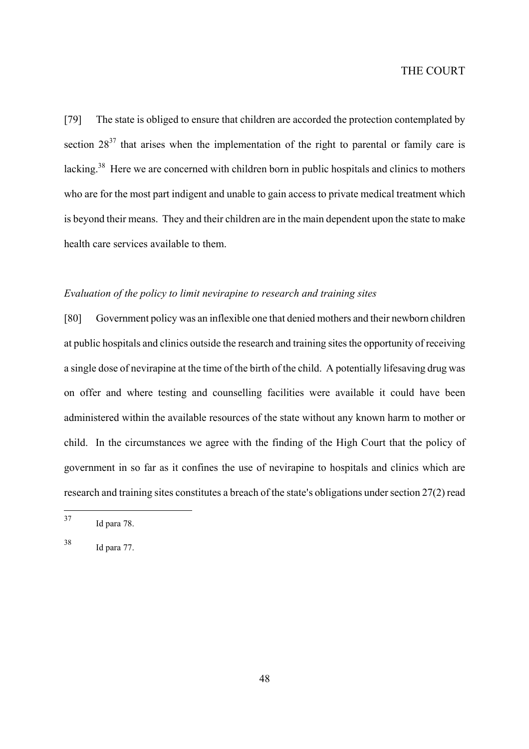[79] The state is obliged to ensure that children are accorded the protection contemplated by section 28[37] that arises when the implementation of the right to parental or family care is lacking.[38] Here we are concerned with children born in public hospitals and clinics to mothers who are for the most part indigent and unable to gain access to private medical treatment which is beyond their means. They and their children are in the main dependent upon the state to make health care services available to them.

*Evaluation of the policy to limit nevirapine to research and training sites*

[80] Government policy was an inflexible one that denied mothers and their newborn children at public hospitals and clinics outside the research and training sites the opportunity of receiving a single dose of nevirapine at the time of the birth of the child. A potentially lifesaving drug was on offer and where testing and counselling facilities were available it could have been administered within the available resources of the state without any known harm to mother or child. In the circumstances we agree with the finding of the High Court that the policy of government in so far as it confines the use of nevirapine to hospitals and clinics which are research and training sites constitutes a breach of the state's obligations under section 27(2) read

---

[37] Id para 78.

[38] Id para 77.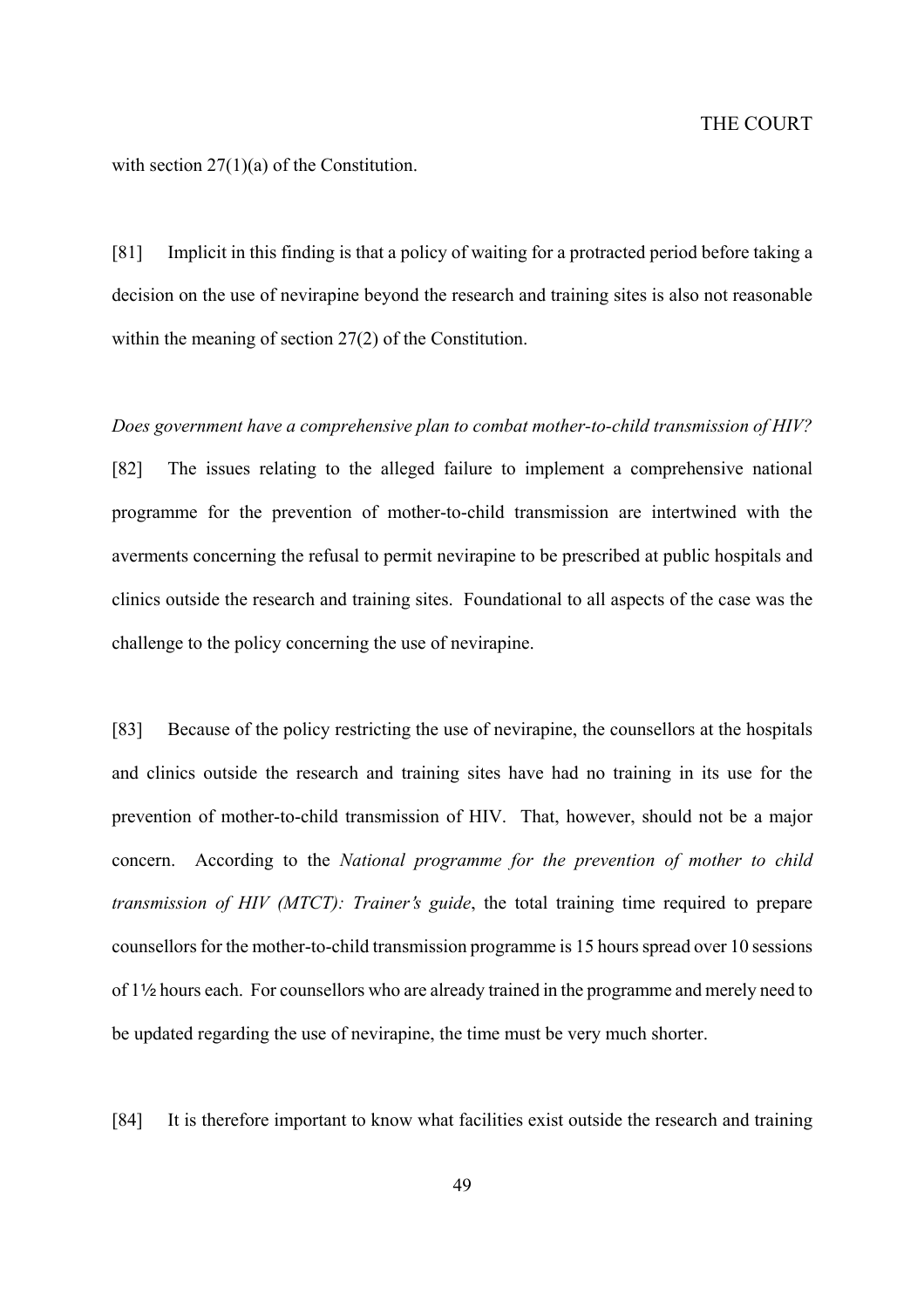with section 27(1)(a) of the Constitution.

[81] Implicit in this finding is that a policy of waiting for a protracted period before taking a decision on the use of nevirapine beyond the research and training sites is also not reasonable within the meaning of section 27(2) of the Constitution.

*Does government have a comprehensive plan to combat mother-to-child transmission of HIV?*

[82] The issues relating to the alleged failure to implement a comprehensive national programme for the prevention of mother-to-child transmission are intertwined with the averments concerning the refusal to permit nevirapine to be prescribed at public hospitals and clinics outside the research and training sites. Foundational to all aspects of the case was the challenge to the policy concerning the use of nevirapine.

[83] Because of the policy restricting the use of nevirapine, the counsellors at the hospitals and clinics outside the research and training sites have had no training in its use for the prevention of mother-to-child transmission of HIV. That, however, should not be a major concern. According to the *National programme for the prevention of mother to child transmission of HIV (MTCT): Trainer's guide*, the total training time required to prepare counsellors for the mother-to-child transmission programme is 15 hours spread over 10 sessions of 1½ hours each. For counsellors who are already trained in the programme and merely need to be updated regarding the use of nevirapine, the time must be very much shorter.

[84] It is therefore important to know what facilities exist outside the research and training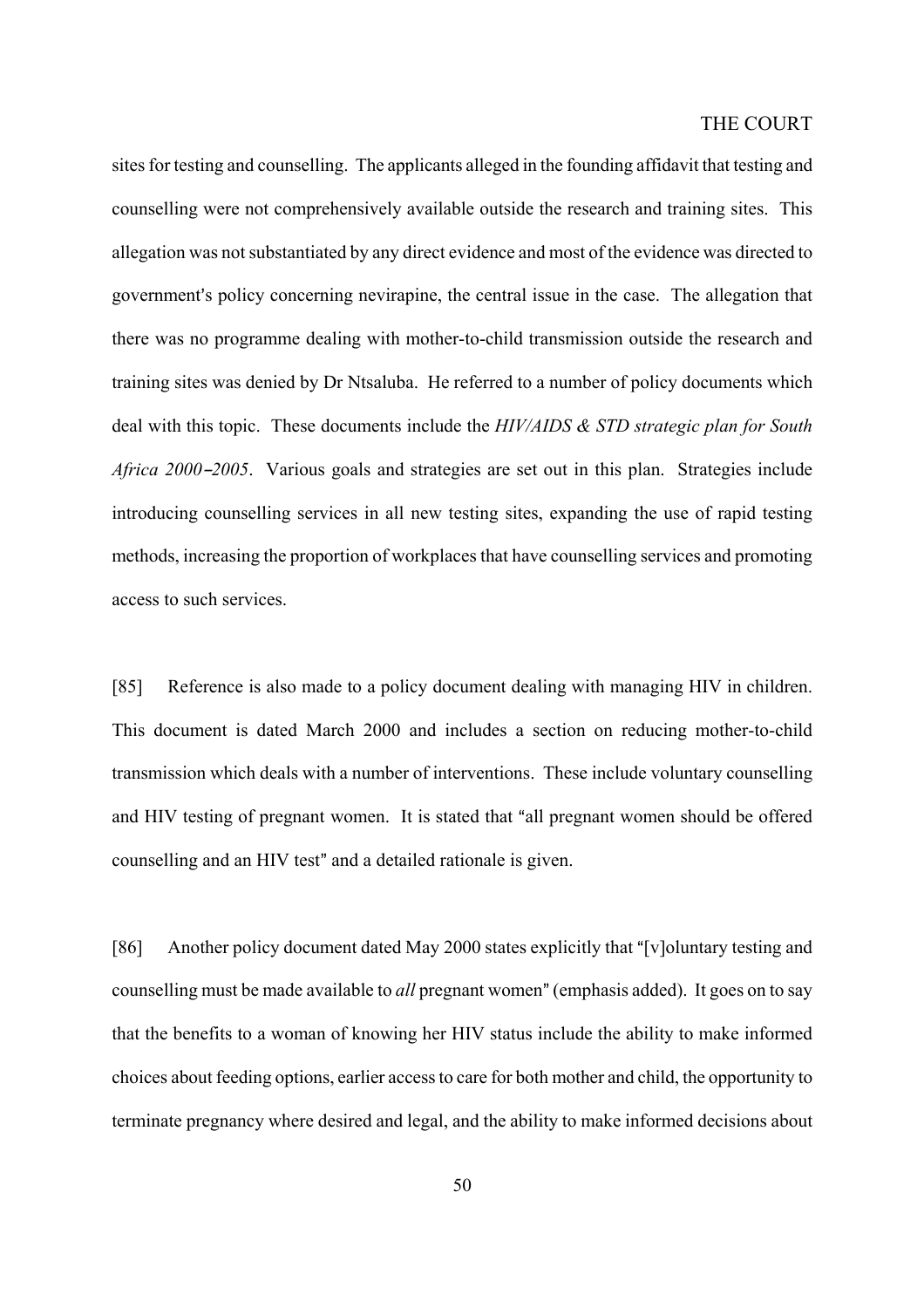sites for testing and counselling. The applicants alleged in the founding affidavit that testing and counselling were not comprehensively available outside the research and training sites. This allegation was not substantiated by any direct evidence and most of the evidence was directed to government's policy concerning nevirapine, the central issue in the case. The allegation that there was no programme dealing with mother-to-child transmission outside the research and training sites was denied by Dr Ntsaluba. He referred to a number of policy documents which deal with this topic. These documents include the *HIV/AIDS & STD strategic plan for South Africa 2000–2005*. Various goals and strategies are set out in this plan. Strategies include introducing counselling services in all new testing sites, expanding the use of rapid testing methods, increasing the proportion of workplaces that have counselling services and promoting access to such services.

[85] Reference is also made to a policy document dealing with managing HIV in children. This document is dated March 2000 and includes a section on reducing mother-to-child transmission which deals with a number of interventions. These include voluntary counselling and HIV testing of pregnant women. It is stated that "all pregnant women should be offered counselling and an HIV test" and a detailed rationale is given.

[86] Another policy document dated May 2000 states explicitly that "[v]oluntary testing and counselling must be made available to *all* pregnant women" (emphasis added). It goes on to say that the benefits to a woman of knowing her HIV status include the ability to make informed choices about feeding options, earlier access to care for both mother and child, the opportunity to terminate pregnancy where desired and legal, and the ability to make informed decisions about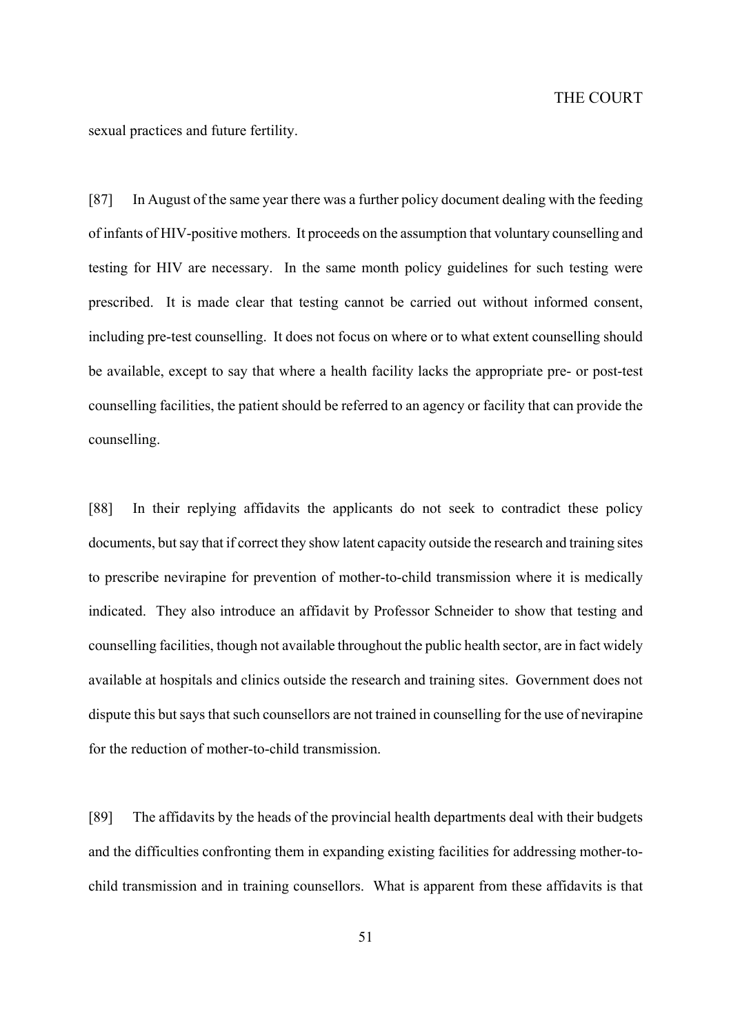sexual practices and future fertility.

[87] In August of the same year there was a further policy document dealing with the feeding of infants of HIV-positive mothers. It proceeds on the assumption that voluntary counselling and testing for HIV are necessary. In the same month policy guidelines for such testing were prescribed. It is made clear that testing cannot be carried out without informed consent, including pre-test counselling. It does not focus on where or to what extent counselling should be available, except to say that where a health facility lacks the appropriate pre- or post-test counselling facilities, the patient should be referred to an agency or facility that can provide the counselling.

[88] In their replying affidavits the applicants do not seek to contradict these policy documents, but say that if correct they show latent capacity outside the research and training sites to prescribe nevirapine for prevention of mother-to-child transmission where it is medically indicated. They also introduce an affidavit by Professor Schneider to show that testing and counselling facilities, though not available throughout the public health sector, are in fact widely available at hospitals and clinics outside the research and training sites. Government does not dispute this but says that such counsellors are not trained in counselling for the use of nevirapine for the reduction of mother-to-child transmission.

[89] The affidavits by the heads of the provincial health departments deal with their budgets and the difficulties confronting them in expanding existing facilities for addressing mother-to-child transmission and in training counsellors. What is apparent from these affidavits is that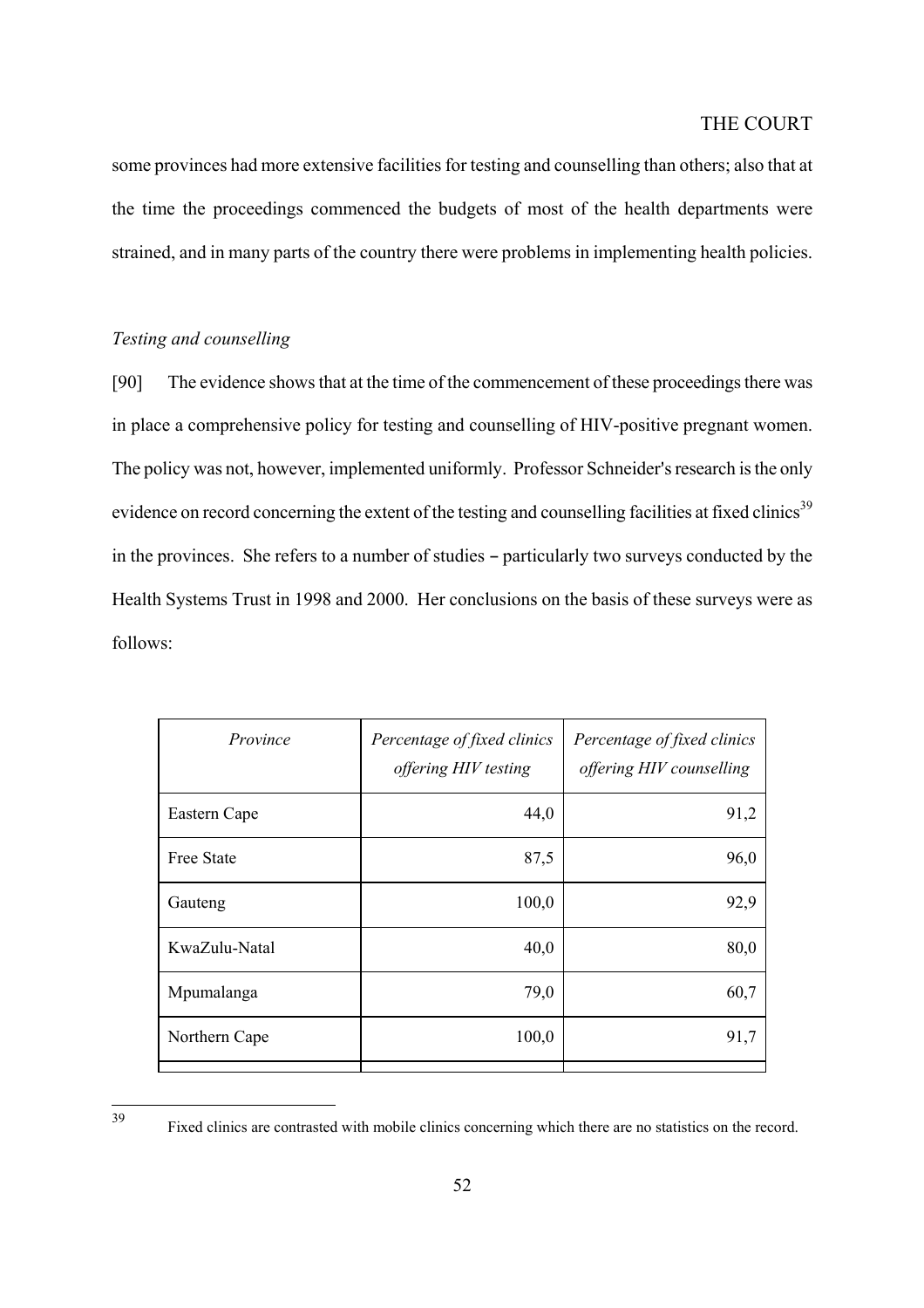some provinces had more extensive facilities for testing and counselling than others; also that at the time the proceedings commenced the budgets of most of the health departments were strained, and in many parts of the country there were problems in implementing health policies.

*Testing and counselling*

[90] The evidence shows that at the time of the commencement of these proceedings there was in place a comprehensive policy for testing and counselling of HIV-positive pregnant women. The policy was not, however, implemented uniformly. Professor Schneider's research is the only evidence on record concerning the extent of the testing and counselling facilities at fixed clinics[39] in the provinces. She refers to a number of studies – particularly two surveys conducted by the Health Systems Trust in 1998 and 2000. Her conclusions on the basis of these surveys were as follows:

| *Province* | *Percentage of fixed clinics offering HIV testing* | *Percentage of fixed clinics offering HIV counselling* |
|---|---|---|
| Eastern Cape | 44,0 | 91,2 |
| Free State | 87,5 | 96,0 |
| Gauteng | 100,0 | 92,9 |
| KwaZulu-Natal | 40,0 | 80,0 |
| Mpumalanga | 79,0 | 60,7 |
| Northern Cape | 100,0 | 91,7 |

[39] Fixed clinics are contrasted with mobile clinics concerning which there are no statistics on the record.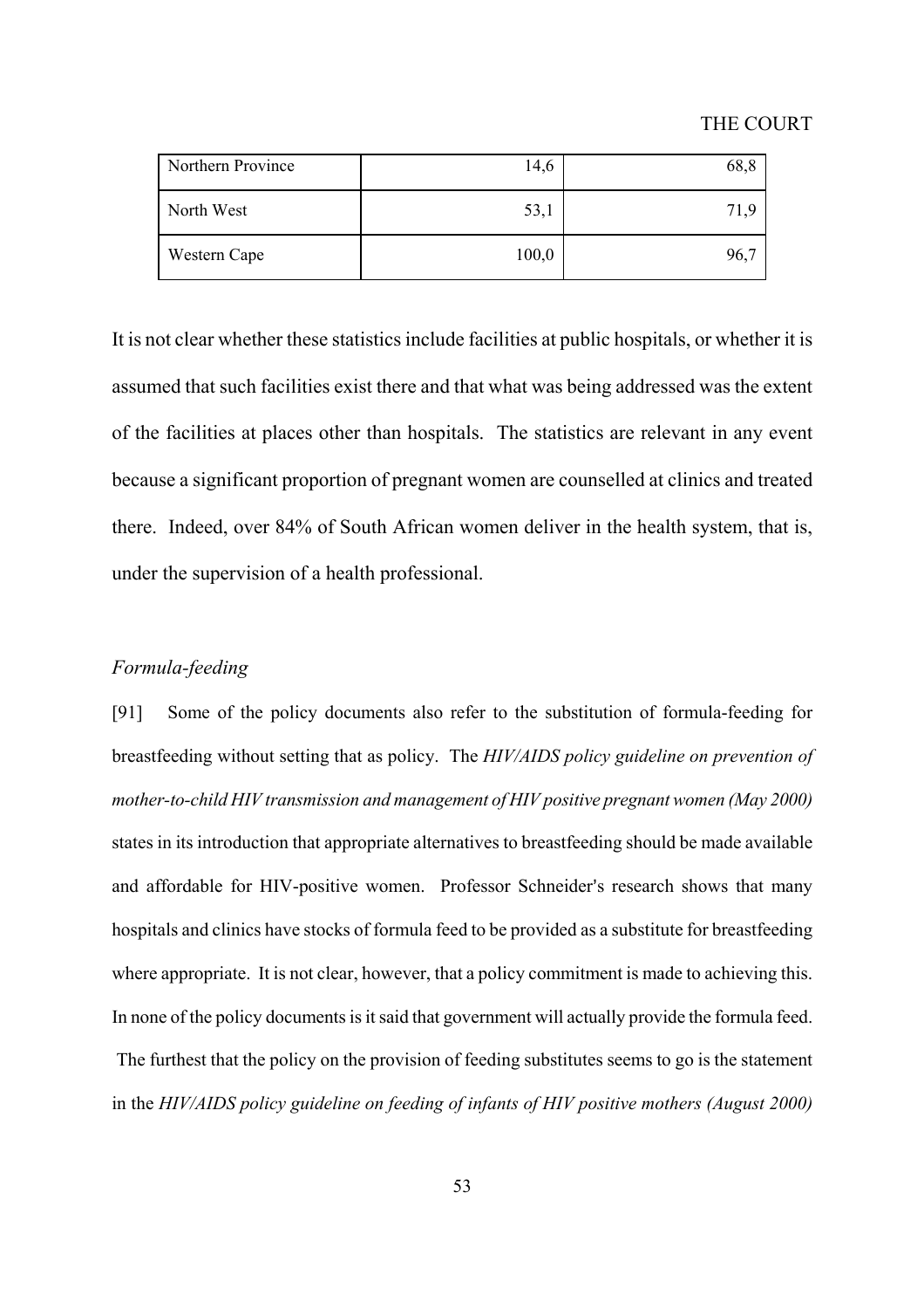| | | |
|---|---|---|
| Northern Province | 14,6 | 68,8 |
| North West | 53,1 | 71,9 |
| Western Cape | 100,0 | 96,7 |

It is not clear whether these statistics include facilities at public hospitals, or whether it is assumed that such facilities exist there and that what was being addressed was the extent of the facilities at places other than hospitals. The statistics are relevant in any event because a significant proportion of pregnant women are counselled at clinics and treated there. Indeed, over 84% of South African women deliver in the health system, that is, under the supervision of a health professional.

*Formula-feeding*

[91] Some of the policy documents also refer to the substitution of formula-feeding for breastfeeding without setting that as policy. The *HIV/AIDS policy guideline on prevention of mother-to-child HIV transmission and management of HIV positive pregnant women (May 2000)* states in its introduction that appropriate alternatives to breastfeeding should be made available and affordable for HIV-positive women. Professor Schneider's research shows that many hospitals and clinics have stocks of formula feed to be provided as a substitute for breastfeeding where appropriate. It is not clear, however, that a policy commitment is made to achieving this. In none of the policy documents is it said that government will actually provide the formula feed. The furthest that the policy on the provision of feeding substitutes seems to go is the statement in the *HIV/AIDS policy guideline on feeding of infants of HIV positive mothers (August 2000)*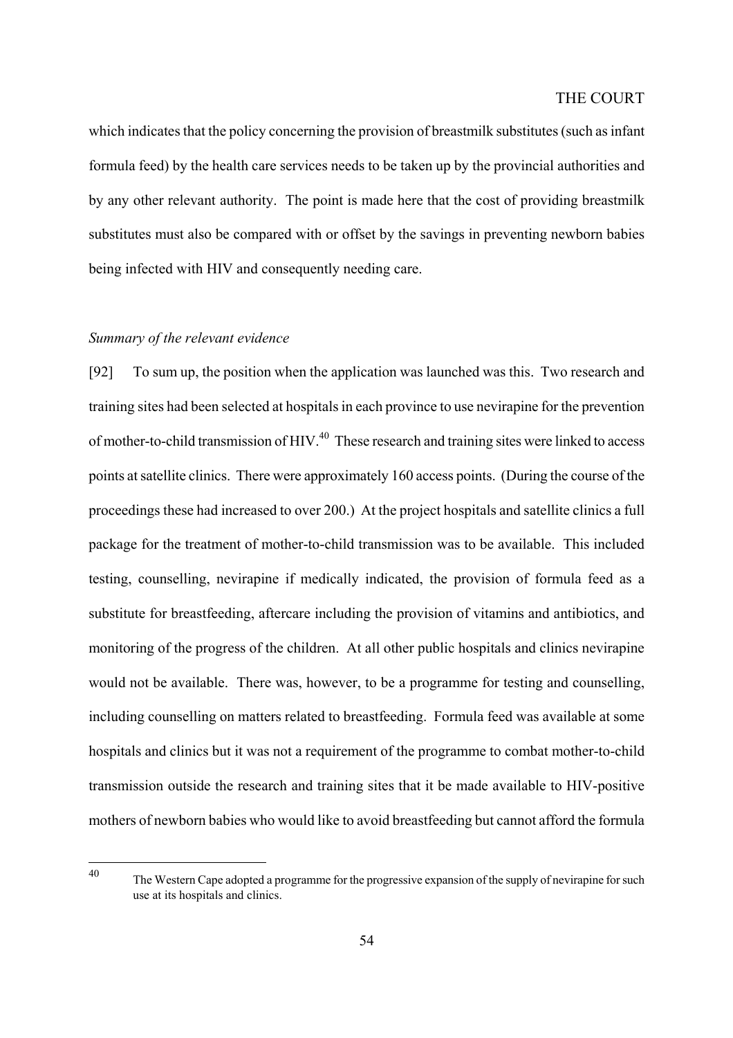which indicates that the policy concerning the provision of breastmilk substitutes (such as infant formula feed) by the health care services needs to be taken up by the provincial authorities and by any other relevant authority. The point is made here that the cost of providing breastmilk substitutes must also be compared with or offset by the savings in preventing newborn babies being infected with HIV and consequently needing care.

*Summary of the relevant evidence*

[92] To sum up, the position when the application was launched was this. Two research and training sites had been selected at hospitals in each province to use nevirapine for the prevention of mother-to-child transmission of HIV.[40] These research and training sites were linked to access points at satellite clinics. There were approximately 160 access points. (During the course of the proceedings these had increased to over 200.) At the project hospitals and satellite clinics a full package for the treatment of mother-to-child transmission was to be available. This included testing, counselling, nevirapine if medically indicated, the provision of formula feed as a substitute for breastfeeding, aftercare including the provision of vitamins and antibiotics, and monitoring of the progress of the children. At all other public hospitals and clinics nevirapine would not be available. There was, however, to be a programme for testing and counselling, including counselling on matters related to breastfeeding. Formula feed was available at some hospitals and clinics but it was not a requirement of the programme to combat mother-to-child transmission outside the research and training sites that it be made available to HIV-positive mothers of newborn babies who would like to avoid breastfeeding but cannot afford the formula

---

[40] The Western Cape adopted a programme for the progressive expansion of the supply of nevirapine for such use at its hospitals and clinics.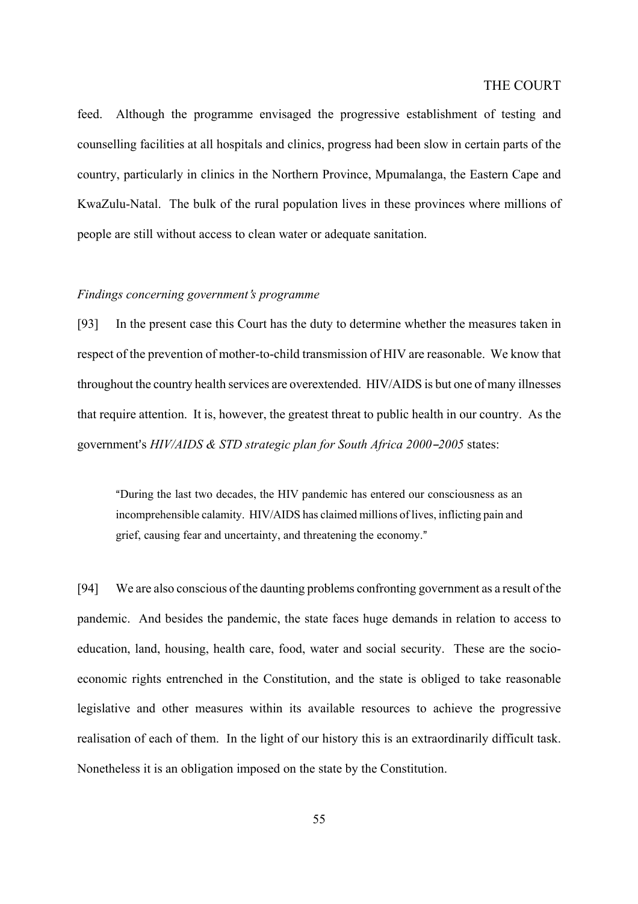feed. Although the programme envisaged the progressive establishment of testing and counselling facilities at all hospitals and clinics, progress had been slow in certain parts of the country, particularly in clinics in the Northern Province, Mpumalanga, the Eastern Cape and KwaZulu-Natal. The bulk of the rural population lives in these provinces where millions of people are still without access to clean water or adequate sanitation.

*Findings concerning government's programme*

[93] In the present case this Court has the duty to determine whether the measures taken in respect of the prevention of mother-to-child transmission of HIV are reasonable. We know that throughout the country health services are overextended. HIV/AIDS is but one of many illnesses that require attention. It is, however, the greatest threat to public health in our country. As the government's *HIV/AIDS & STD strategic plan for South Africa 2000–2005* states:

> "During the last two decades, the HIV pandemic has entered our consciousness as an incomprehensible calamity. HIV/AIDS has claimed millions of lives, inflicting pain and grief, causing fear and uncertainty, and threatening the economy."

[94] We are also conscious of the daunting problems confronting government as a result of the pandemic. And besides the pandemic, the state faces huge demands in relation to access to education, land, housing, health care, food, water and social security. These are the socio-economic rights entrenched in the Constitution, and the state is obliged to take reasonable legislative and other measures within its available resources to achieve the progressive realisation of each of them. In the light of our history this is an extraordinarily difficult task. Nonetheless it is an obligation imposed on the state by the Constitution.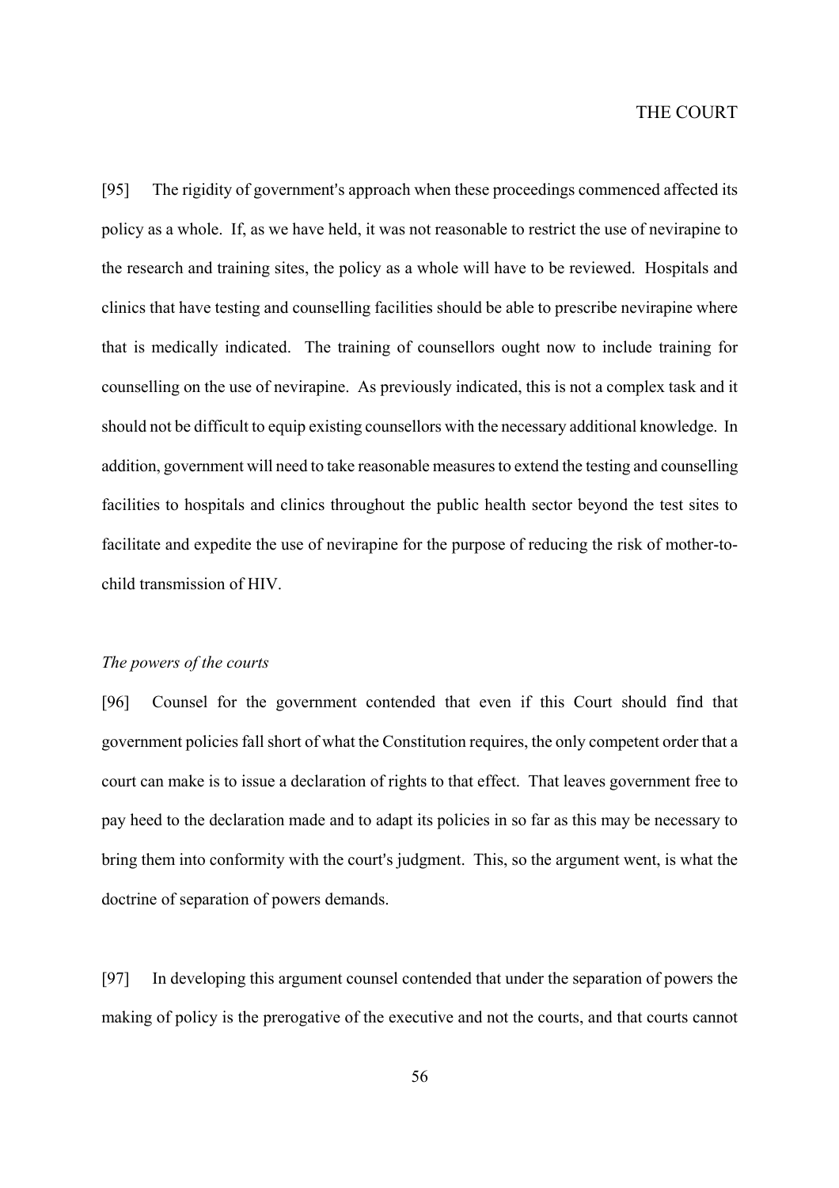[95] The rigidity of government's approach when these proceedings commenced affected its policy as a whole. If, as we have held, it was not reasonable to restrict the use of nevirapine to the research and training sites, the policy as a whole will have to be reviewed. Hospitals and clinics that have testing and counselling facilities should be able to prescribe nevirapine where that is medically indicated. The training of counsellors ought now to include training for counselling on the use of nevirapine. As previously indicated, this is not a complex task and it should not be difficult to equip existing counsellors with the necessary additional knowledge. In addition, government will need to take reasonable measures to extend the testing and counselling facilities to hospitals and clinics throughout the public health sector beyond the test sites to facilitate and expedite the use of nevirapine for the purpose of reducing the risk of mother-to-child transmission of HIV.

*The powers of the courts*

[96] Counsel for the government contended that even if this Court should find that government policies fall short of what the Constitution requires, the only competent order that a court can make is to issue a declaration of rights to that effect. That leaves government free to pay heed to the declaration made and to adapt its policies in so far as this may be necessary to bring them into conformity with the court's judgment. This, so the argument went, is what the doctrine of separation of powers demands.

[97] In developing this argument counsel contended that under the separation of powers the making of policy is the prerogative of the executive and not the courts, and that courts cannot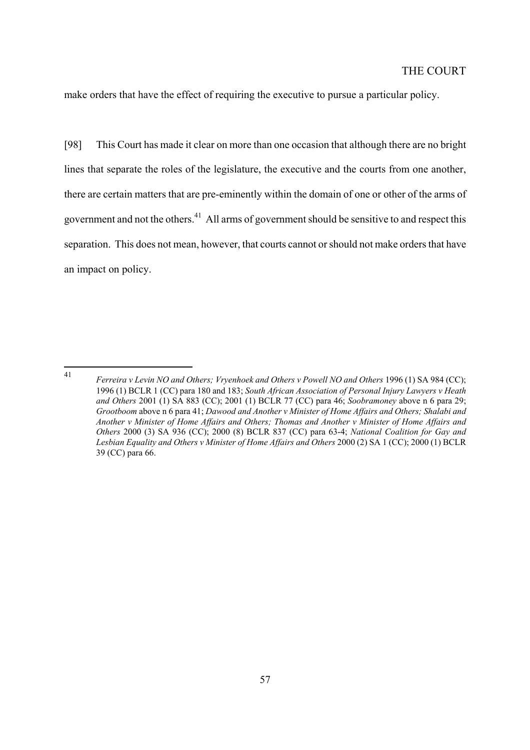make orders that have the effect of requiring the executive to pursue a particular policy.

[98] This Court has made it clear on more than one occasion that although there are no bright lines that separate the roles of the legislature, the executive and the courts from one another, there are certain matters that are pre-eminently within the domain of one or other of the arms of government and not the others.[41] All arms of government should be sensitive to and respect this separation. This does not mean, however, that courts cannot or should not make orders that have an impact on policy.

---

[41] *Ferreira v Levin NO and Others; Vryenhoek and Others v Powell NO and Others* 1996 (1) SA 984 (CC); 1996 (1) BCLR 1 (CC) para 180 and 183; *South African Association of Personal Injury Lawyers v Heath and Others* 2001 (1) SA 883 (CC); 2001 (1) BCLR 77 (CC) para 46; *Soobramoney* above n 6 para 29; *Grootboom* above n 6 para 41; *Dawood and Another v Minister of Home Affairs and Others; Shalabi and Another v Minister of Home Affairs and Others; Thomas and Another v Minister of Home Affairs and Others* 2000 (3) SA 936 (CC); 2000 (8) BCLR 837 (CC) para 63-4; *National Coalition for Gay and Lesbian Equality and Others v Minister of Home Affairs and Others* 2000 (2) SA 1 (CC); 2000 (1) BCLR 39 (CC) para 66.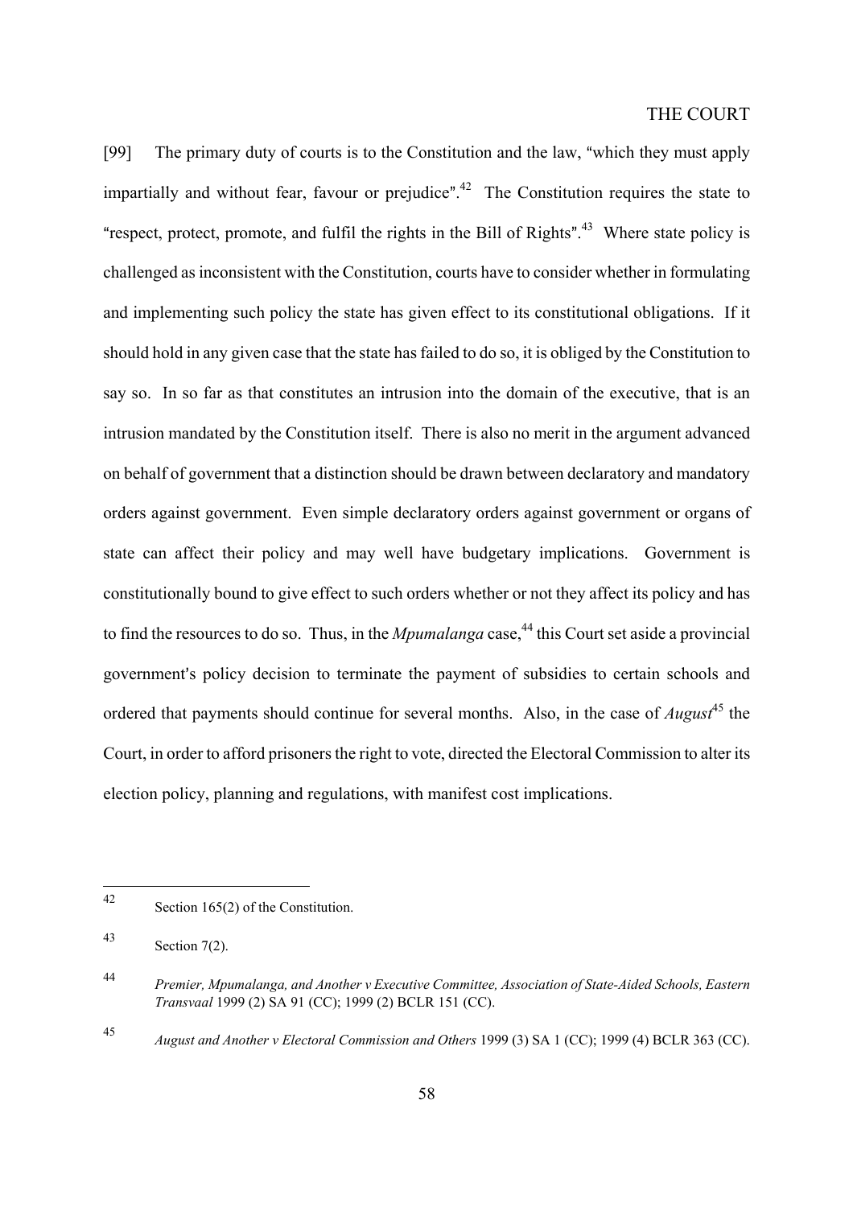[99] The primary duty of courts is to the Constitution and the law, "which they must apply impartially and without fear, favour or prejudice".[42] The Constitution requires the state to "respect, protect, promote, and fulfil the rights in the Bill of Rights".[43] Where state policy is challenged as inconsistent with the Constitution, courts have to consider whether in formulating and implementing such policy the state has given effect to its constitutional obligations. If it should hold in any given case that the state has failed to do so, it is obliged by the Constitution to say so. In so far as that constitutes an intrusion into the domain of the executive, that is an intrusion mandated by the Constitution itself. There is also no merit in the argument advanced on behalf of government that a distinction should be drawn between declaratory and mandatory orders against government. Even simple declaratory orders against government or organs of state can affect their policy and may well have budgetary implications. Government is constitutionally bound to give effect to such orders whether or not they affect its policy and has to find the resources to do so. Thus, in the *Mpumalanga* case,[44] this Court set aside a provincial government's policy decision to terminate the payment of subsidies to certain schools and ordered that payments should continue for several months. Also, in the case of *August*[45] the Court, in order to afford prisoners the right to vote, directed the Electoral Commission to alter its election policy, planning and regulations, with manifest cost implications.

---

[42] Section 165(2) of the Constitution.

[43] Section 7(2).

[44] *Premier, Mpumalanga, and Another v Executive Committee, Association of State-Aided Schools, Eastern Transvaal* 1999 (2) SA 91 (CC); 1999 (2) BCLR 151 (CC).

[45] *August and Another v Electoral Commission and Others* 1999 (3) SA 1 (CC); 1999 (4) BCLR 363 (CC).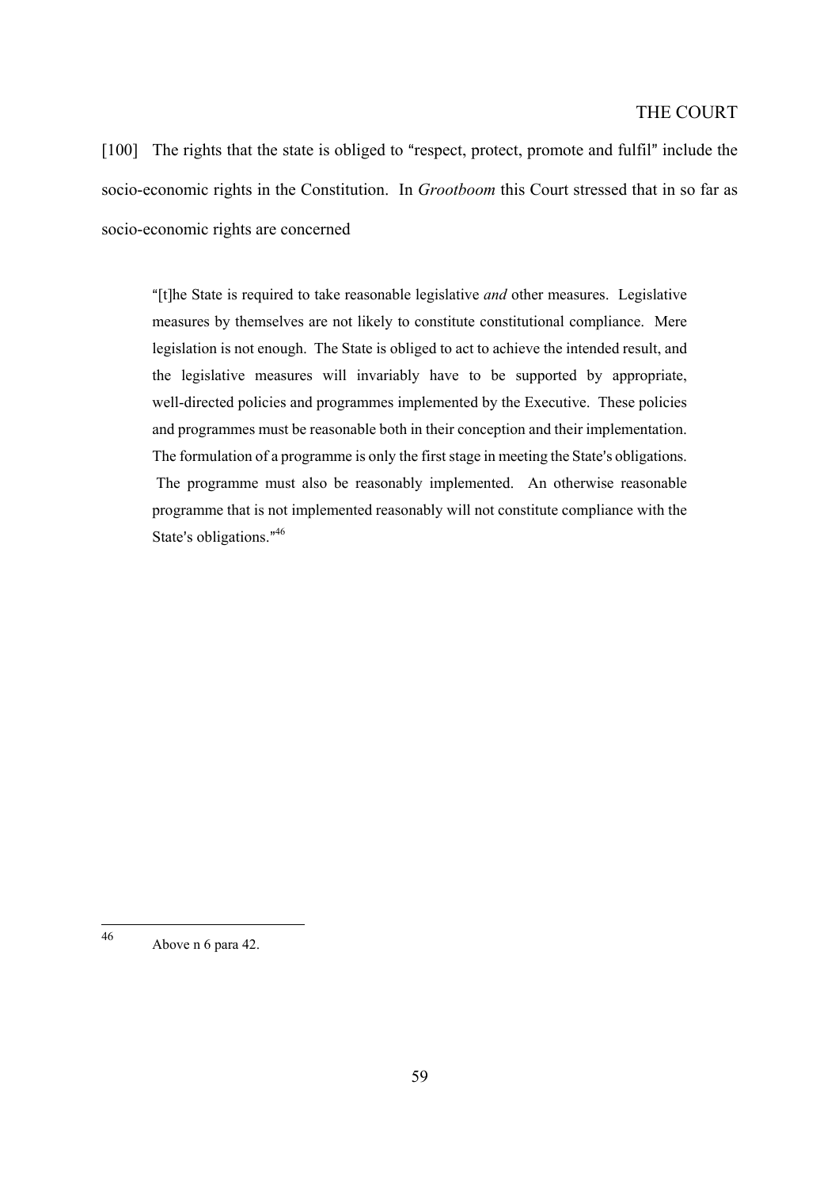[100] The rights that the state is obliged to "respect, protect, promote and fulfil" include the socio-economic rights in the Constitution. In *Grootboom* this Court stressed that in so far as socio-economic rights are concerned

> "[t]he State is required to take reasonable legislative *and* other measures. Legislative measures by themselves are not likely to constitute constitutional compliance. Mere legislation is not enough. The State is obliged to act to achieve the intended result, and the legislative measures will invariably have to be supported by appropriate, well-directed policies and programmes implemented by the Executive. These policies and programmes must be reasonable both in their conception and their implementation. The formulation of a programme is only the first stage in meeting the State's obligations. The programme must also be reasonably implemented. An otherwise reasonable programme that is not implemented reasonably will not constitute compliance with the State's obligations."[46]

---

[46] Above n 6 para 42.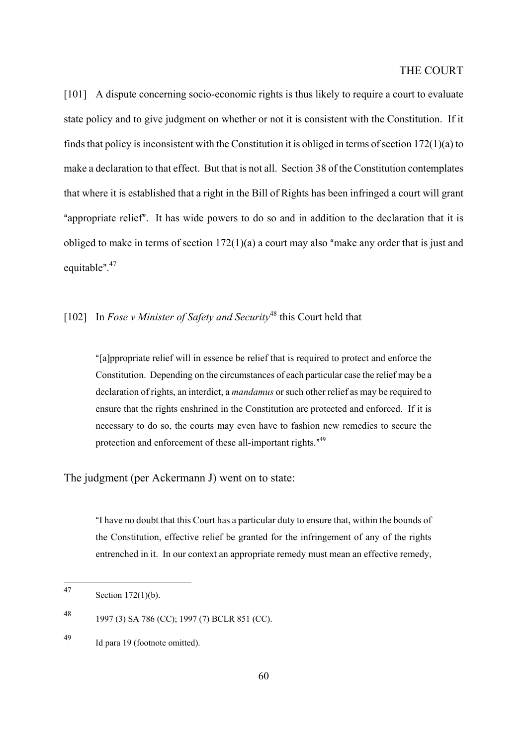[101] A dispute concerning socio-economic rights is thus likely to require a court to evaluate state policy and to give judgment on whether or not it is consistent with the Constitution. If it finds that policy is inconsistent with the Constitution it is obliged in terms of section 172(1)(a) to make a declaration to that effect. But that is not all. Section 38 of the Constitution contemplates that where it is established that a right in the Bill of Rights has been infringed a court will grant "appropriate relief". It has wide powers to do so and in addition to the declaration that it is obliged to make in terms of section 172(1)(a) a court may also "make any order that is just and equitable".[47]

[102] In *Fose v Minister of Safety and Security*[48] this Court held that

> "[a]ppropriate relief will in essence be relief that is required to protect and enforce the Constitution. Depending on the circumstances of each particular case the relief may be a declaration of rights, an interdict, a *mandamus* or such other relief as may be required to ensure that the rights enshrined in the Constitution are protected and enforced. If it is necessary to do so, the courts may even have to fashion new remedies to secure the protection and enforcement of these all-important rights."[49]

The judgment (per Ackermann J) went on to state:

> "I have no doubt that this Court has a particular duty to ensure that, within the bounds of the Constitution, effective relief be granted for the infringement of any of the rights entrenched in it. In our context an appropriate remedy must mean an effective remedy,

---

[47] Section 172(1)(b).

[48] 1997 (3) SA 786 (CC); 1997 (7) BCLR 851 (CC).

[49] Id para 19 (footnote omitted).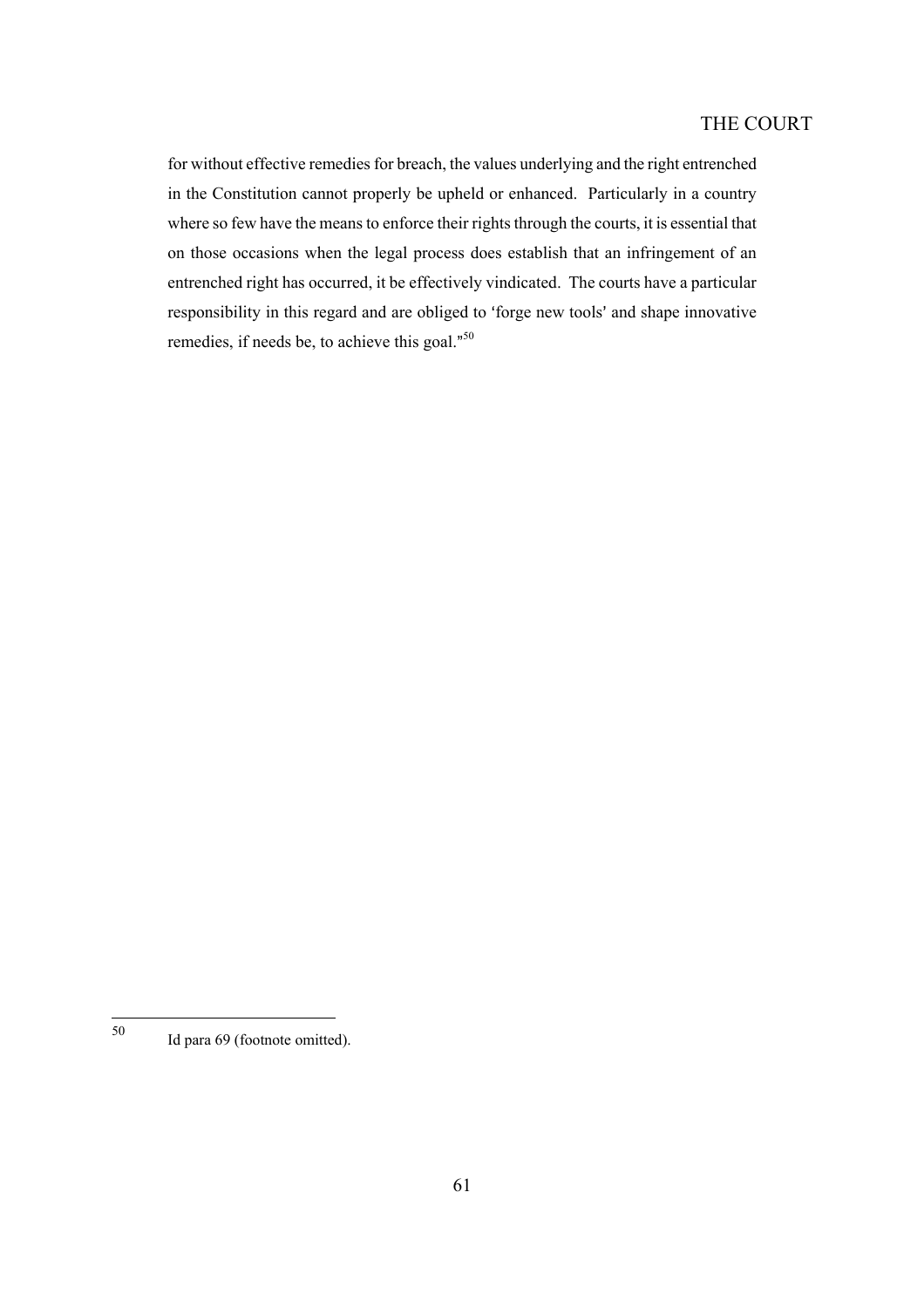for without effective remedies for breach, the values underlying and the right entrenched in the Constitution cannot properly be upheld or enhanced. Particularly in a country where so few have the means to enforce their rights through the courts, it is essential that on those occasions when the legal process does establish that an infringement of an entrenched right has occurred, it be effectively vindicated. The courts have a particular responsibility in this regard and are obliged to 'forge new tools' and shape innovative remedies, if needs be, to achieve this goal."[50]

---

[50] Id para 69 (footnote omitted).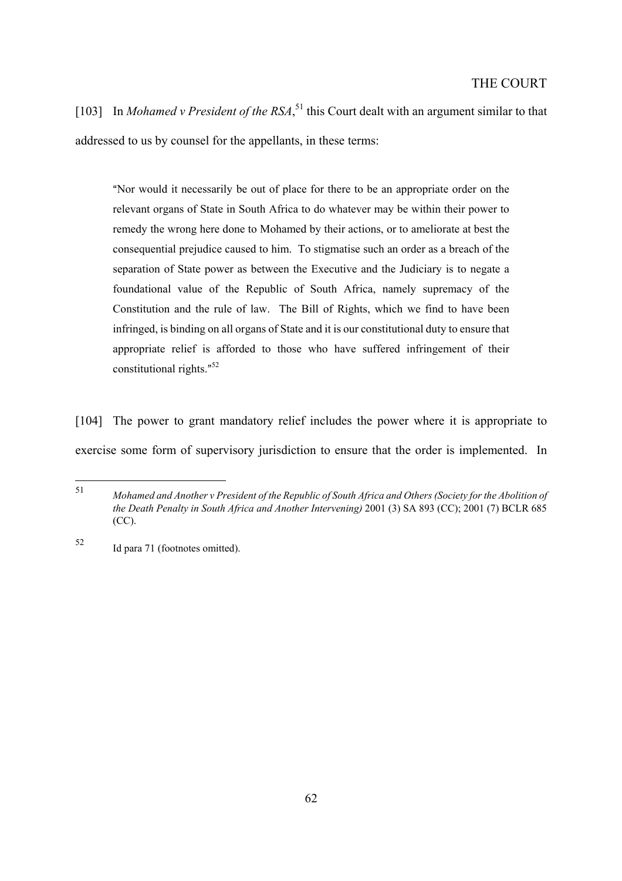[103] In *Mohamed v President of the RSA*,[51] this Court dealt with an argument similar to that addressed to us by counsel for the appellants, in these terms:

> "Nor would it necessarily be out of place for there to be an appropriate order on the relevant organs of State in South Africa to do whatever may be within their power to remedy the wrong here done to Mohamed by their actions, or to ameliorate at best the consequential prejudice caused to him. To stigmatise such an order as a breach of the separation of State power as between the Executive and the Judiciary is to negate a foundational value of the Republic of South Africa, namely supremacy of the Constitution and the rule of law. The Bill of Rights, which we find to have been infringed, is binding on all organs of State and it is our constitutional duty to ensure that appropriate relief is afforded to those who have suffered infringement of their constitutional rights."[52]

[104] The power to grant mandatory relief includes the power where it is appropriate to exercise some form of supervisory jurisdiction to ensure that the order is implemented. In

---

[51] *Mohamed and Another v President of the Republic of South Africa and Others (Society for the Abolition of the Death Penalty in South Africa and Another Intervening)* 2001 (3) SA 893 (CC); 2001 (7) BCLR 685 (CC).

[52] Id para 71 (footnotes omitted).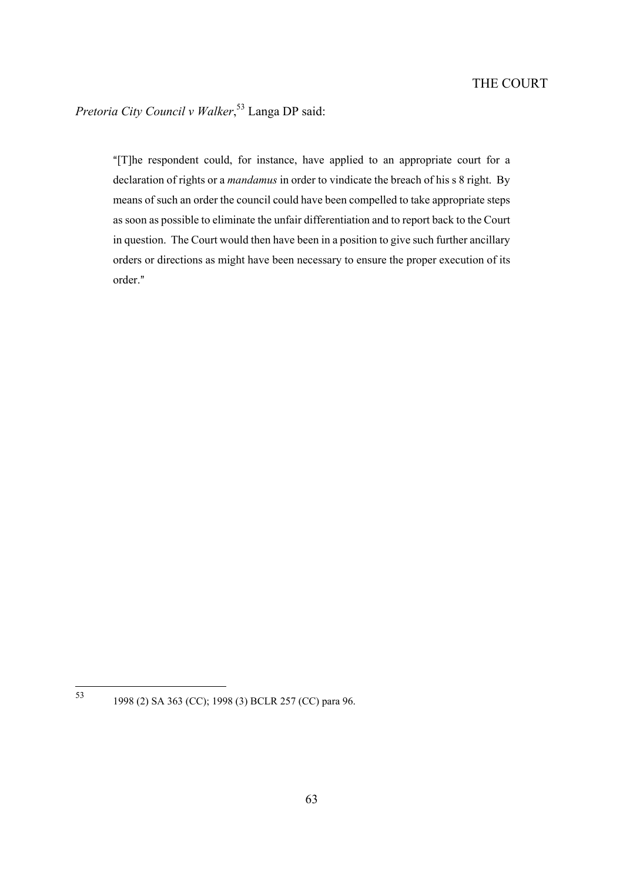*Pretoria City Council v Walker*,[53] Langa DP said:

> "[T]he respondent could, for instance, have applied to an appropriate court for a declaration of rights or a *mandamus* in order to vindicate the breach of his s 8 right. By means of such an order the council could have been compelled to take appropriate steps as soon as possible to eliminate the unfair differentiation and to report back to the Court in question. The Court would then have been in a position to give such further ancillary orders or directions as might have been necessary to ensure the proper execution of its order."

---

[53] 1998 (2) SA 363 (CC); 1998 (3) BCLR 257 (CC) para 96.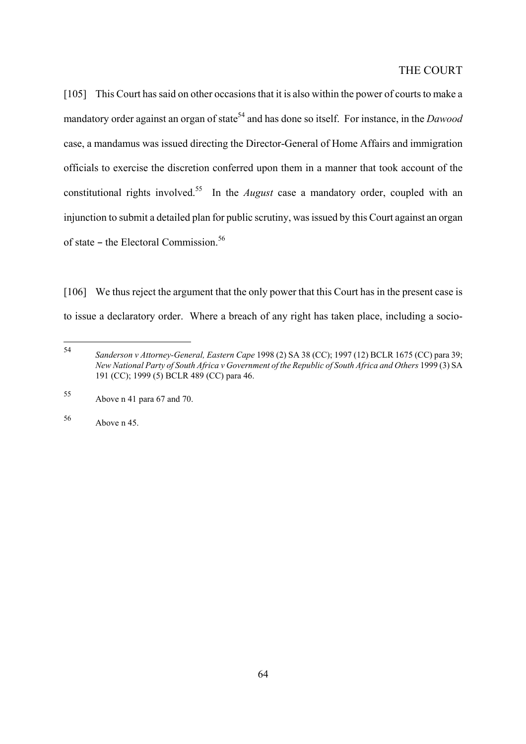[105] This Court has said on other occasions that it is also within the power of courts to make a mandatory order against an organ of state[54] and has done so itself. For instance, in the *Dawood* case, a mandamus was issued directing the Director-General of Home Affairs and immigration officials to exercise the discretion conferred upon them in a manner that took account of the constitutional rights involved.[55] In the *August* case a mandatory order, coupled with an injunction to submit a detailed plan for public scrutiny, was issued by this Court against an organ of state – the Electoral Commission.[56]

[106] We thus reject the argument that the only power that this Court has in the present case is to issue a declaratory order. Where a breach of any right has taken place, including a socio-

---

[54] *Sanderson v Attorney-General, Eastern Cape* 1998 (2) SA 38 (CC); 1997 (12) BCLR 1675 (CC) para 39; *New National Party of South Africa v Government of the Republic of South Africa and Others* 1999 (3) SA 191 (CC); 1999 (5) BCLR 489 (CC) para 46.

[55] Above n 41 para 67 and 70.

[56] Above n 45.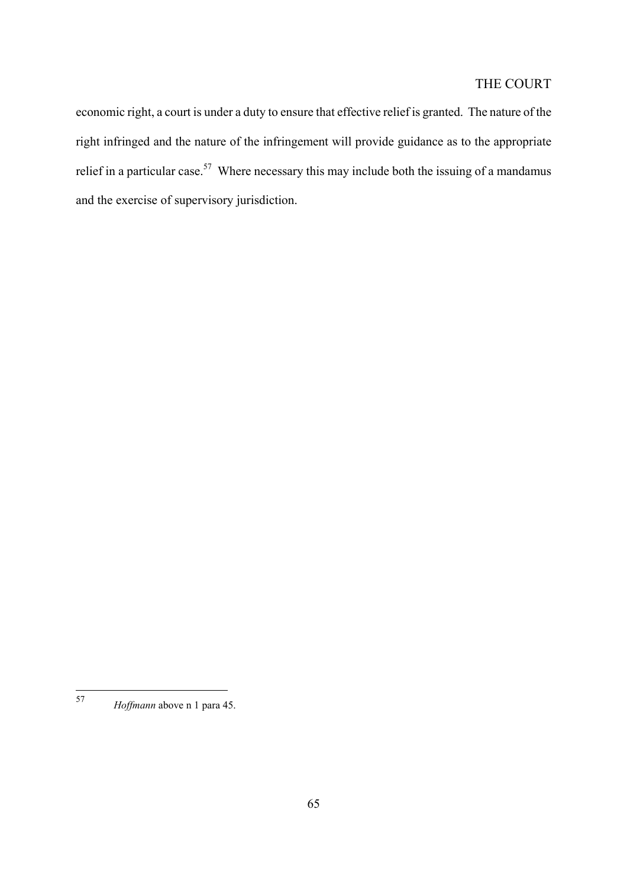economic right, a court is under a duty to ensure that effective relief is granted. The nature of the right infringed and the nature of the infringement will provide guidance as to the appropriate relief in a particular case.[57] Where necessary this may include both the issuing of a mandamus and the exercise of supervisory jurisdiction.

---

[57] *Hoffmann* above n 1 para 45.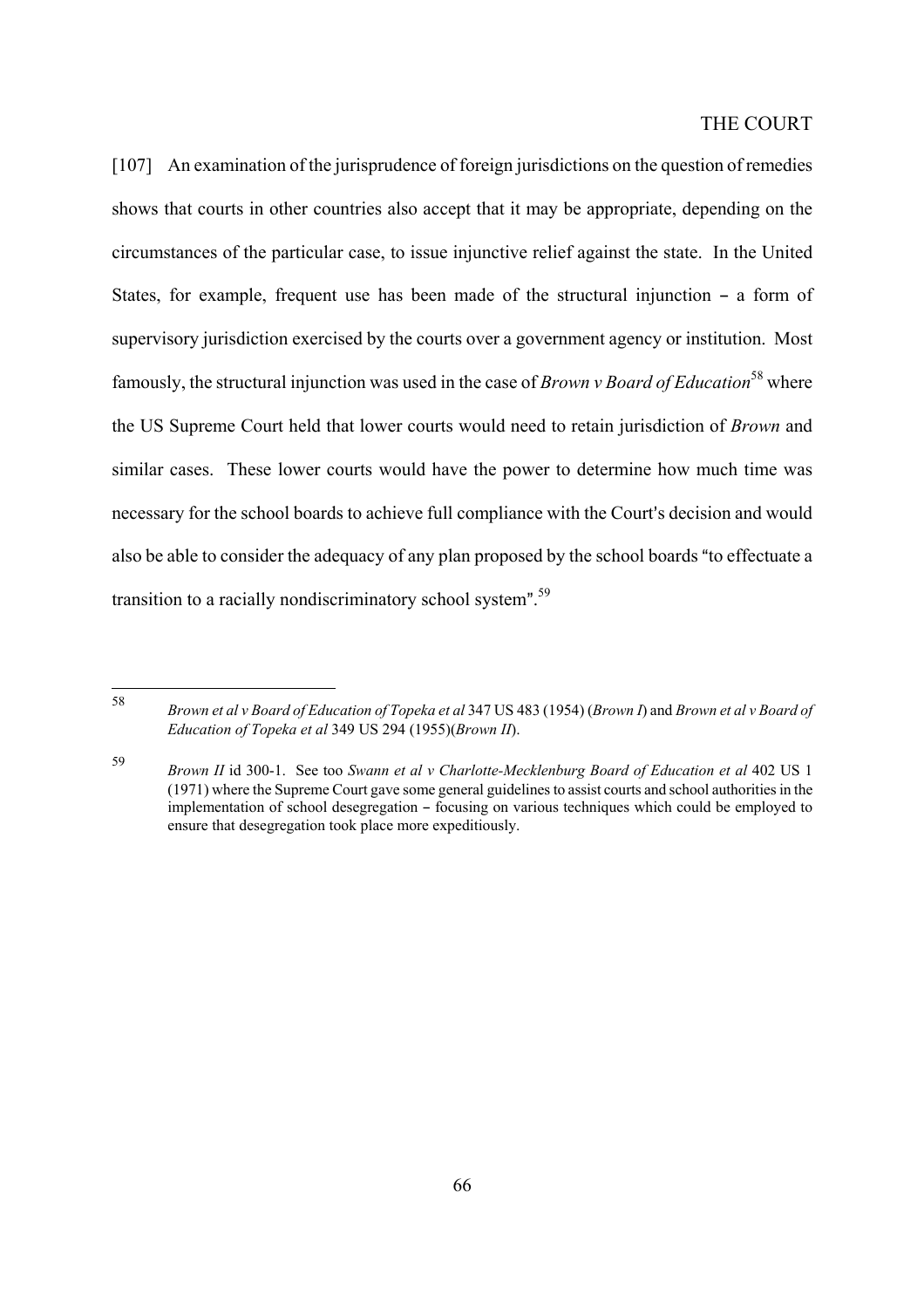[107] An examination of the jurisprudence of foreign jurisdictions on the question of remedies shows that courts in other countries also accept that it may be appropriate, depending on the circumstances of the particular case, to issue injunctive relief against the state. In the United States, for example, frequent use has been made of the structural injunction – a form of supervisory jurisdiction exercised by the courts over a government agency or institution. Most famously, the structural injunction was used in the case of *Brown v Board of Education*[58] where the US Supreme Court held that lower courts would need to retain jurisdiction of *Brown* and similar cases. These lower courts would have the power to determine how much time was necessary for the school boards to achieve full compliance with the Court's decision and would also be able to consider the adequacy of any plan proposed by the school boards "to effectuate a transition to a racially nondiscriminatory school system".[59]

---

[58] *Brown et al v Board of Education of Topeka et al* 347 US 483 (1954) (*Brown I*) and *Brown et al v Board of Education of Topeka et al* 349 US 294 (1955)(*Brown II*).

[59] *Brown II* id 300-1. See too *Swann et al v Charlotte-Mecklenburg Board of Education et al* 402 US 1 (1971) where the Supreme Court gave some general guidelines to assist courts and school authorities in the implementation of school desegregation – focusing on various techniques which could be employed to ensure that desegregation took place more expeditiously.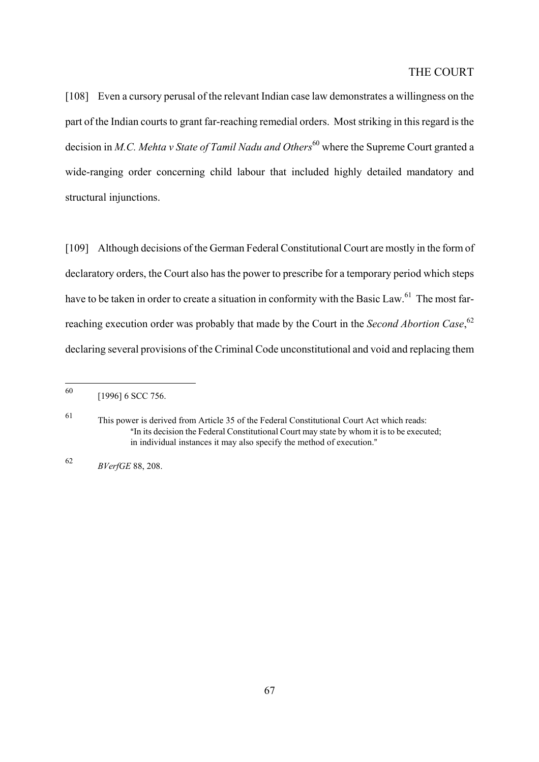[108] Even a cursory perusal of the relevant Indian case law demonstrates a willingness on the part of the Indian courts to grant far-reaching remedial orders. Most striking in this regard is the decision in *M.C. Mehta v State of Tamil Nadu and Others*[60] where the Supreme Court granted a wide-ranging order concerning child labour that included highly detailed mandatory and structural injunctions.

[109] Although decisions of the German Federal Constitutional Court are mostly in the form of declaratory orders, the Court also has the power to prescribe for a temporary period which steps have to be taken in order to create a situation in conformity with the Basic Law.[61] The most far-reaching execution order was probably that made by the Court in the *Second Abortion Case*,[62] declaring several provisions of the Criminal Code unconstitutional and void and replacing them

---

[60] [1996] 6 SCC 756.

[61] This power is derived from Article 35 of the Federal Constitutional Court Act which reads:
> "In its decision the Federal Constitutional Court may state by whom it is to be executed; in individual instances it may also specify the method of execution."

[62] *BVerfGE* 88, 208.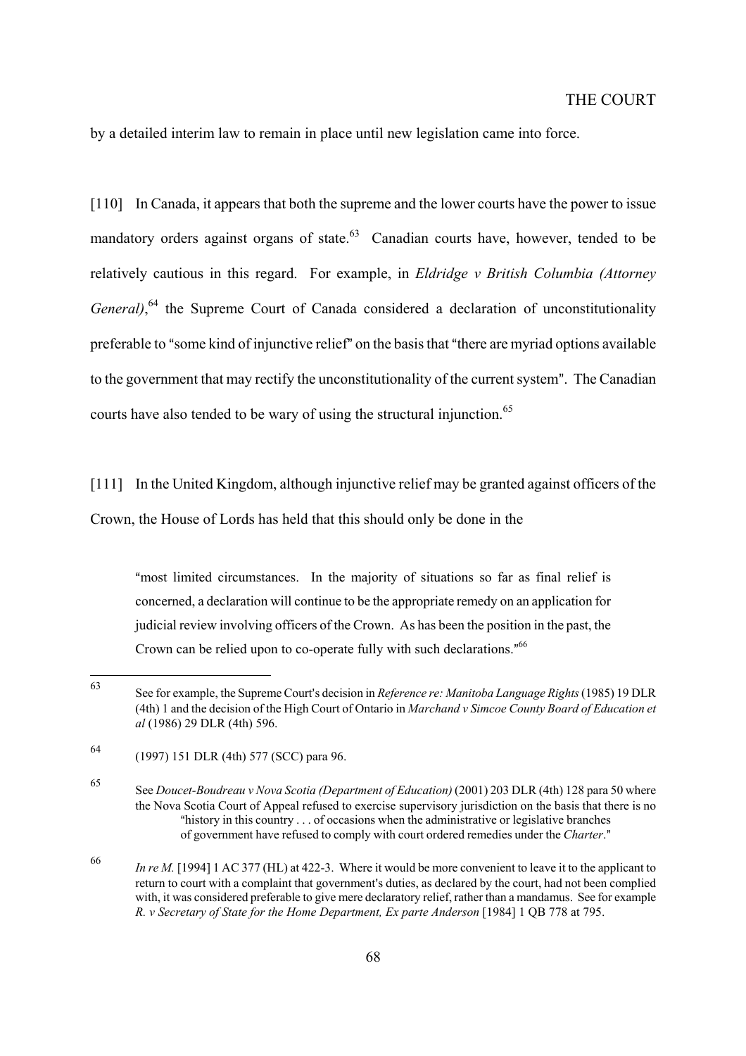by a detailed interim law to remain in place until new legislation came into force.

[110] In Canada, it appears that both the supreme and the lower courts have the power to issue mandatory orders against organs of state.[63] Canadian courts have, however, tended to be relatively cautious in this regard. For example, in *Eldridge v British Columbia (Attorney General)*,[64] the Supreme Court of Canada considered a declaration of unconstitutionality preferable to "some kind of injunctive relief" on the basis that "there are myriad options available to the government that may rectify the unconstitutionality of the current system". The Canadian courts have also tended to be wary of using the structural injunction.[65]

[111] In the United Kingdom, although injunctive relief may be granted against officers of the Crown, the House of Lords has held that this should only be done in the

> "most limited circumstances. In the majority of situations so far as final relief is concerned, a declaration will continue to be the appropriate remedy on an application for judicial review involving officers of the Crown. As has been the position in the past, the Crown can be relied upon to co-operate fully with such declarations."[66]

---

[63] See for example, the Supreme Court's decision in *Reference re: Manitoba Language Rights* (1985) 19 DLR (4th) 1 and the decision of the High Court of Ontario in *Marchand v Simcoe County Board of Education et al* (1986) 29 DLR (4th) 596.

[64] (1997) 151 DLR (4th) 577 (SCC) para 96.

[65] See *Doucet-Boudreau v Nova Scotia (Department of Education)* (2001) 203 DLR (4th) 128 para 50 where the Nova Scotia Court of Appeal refused to exercise supervisory jurisdiction on the basis that there is no "history in this country . . . of occasions when the administrative or legislative branches of government have refused to comply with court ordered remedies under the *Charter*."

[66] *In re M.* [1994] 1 AC 377 (HL) at 422-3. Where it would be more convenient to leave it to the applicant to return to court with a complaint that government's duties, as declared by the court, had not been complied with, it was considered preferable to give mere declaratory relief, rather than a mandamus. See for example *R. v Secretary of State for the Home Department, Ex parte Anderson* [1984] 1 QB 778 at 795.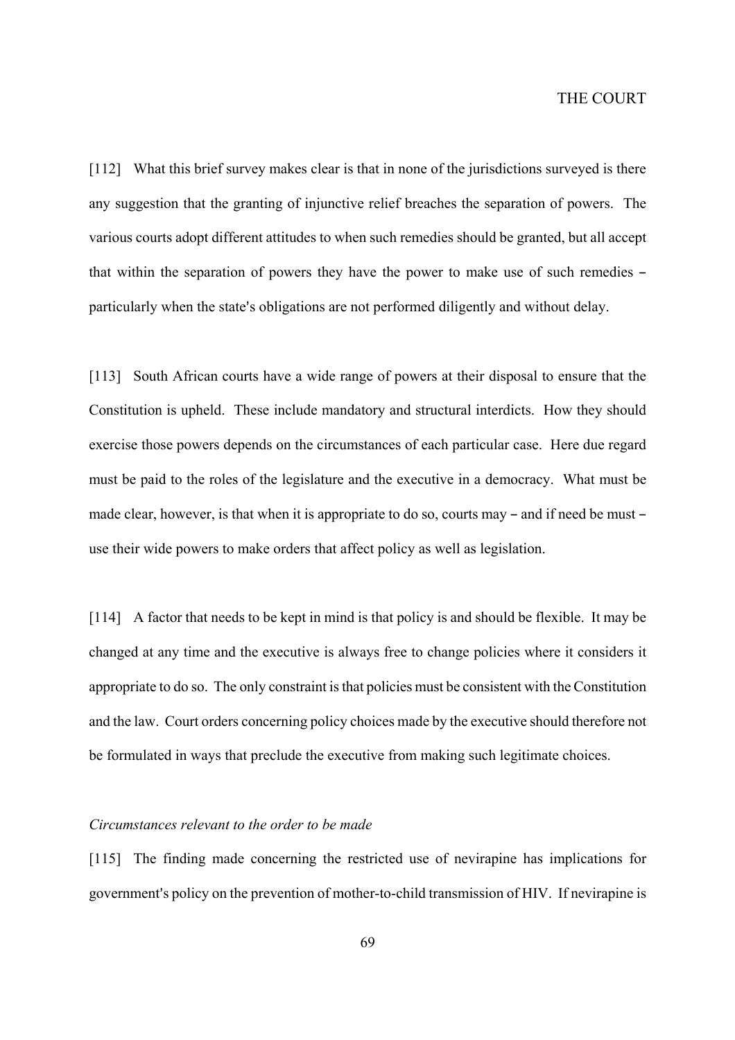[112] What this brief survey makes clear is that in none of the jurisdictions surveyed is there any suggestion that the granting of injunctive relief breaches the separation of powers. The various courts adopt different attitudes to when such remedies should be granted, but all accept that within the separation of powers they have the power to make use of such remedies – particularly when the state's obligations are not performed diligently and without delay.

[113] South African courts have a wide range of powers at their disposal to ensure that the Constitution is upheld. These include mandatory and structural interdicts. How they should exercise those powers depends on the circumstances of each particular case. Here due regard must be paid to the roles of the legislature and the executive in a democracy. What must be made clear, however, is that when it is appropriate to do so, courts may – and if need be must – use their wide powers to make orders that affect policy as well as legislation.

[114] A factor that needs to be kept in mind is that policy is and should be flexible. It may be changed at any time and the executive is always free to change policies where it considers it appropriate to do so. The only constraint is that policies must be consistent with the Constitution and the law. Court orders concerning policy choices made by the executive should therefore not be formulated in ways that preclude the executive from making such legitimate choices.

*Circumstances relevant to the order to be made*

[115] The finding made concerning the restricted use of nevirapine has implications for government's policy on the prevention of mother-to-child transmission of HIV. If nevirapine is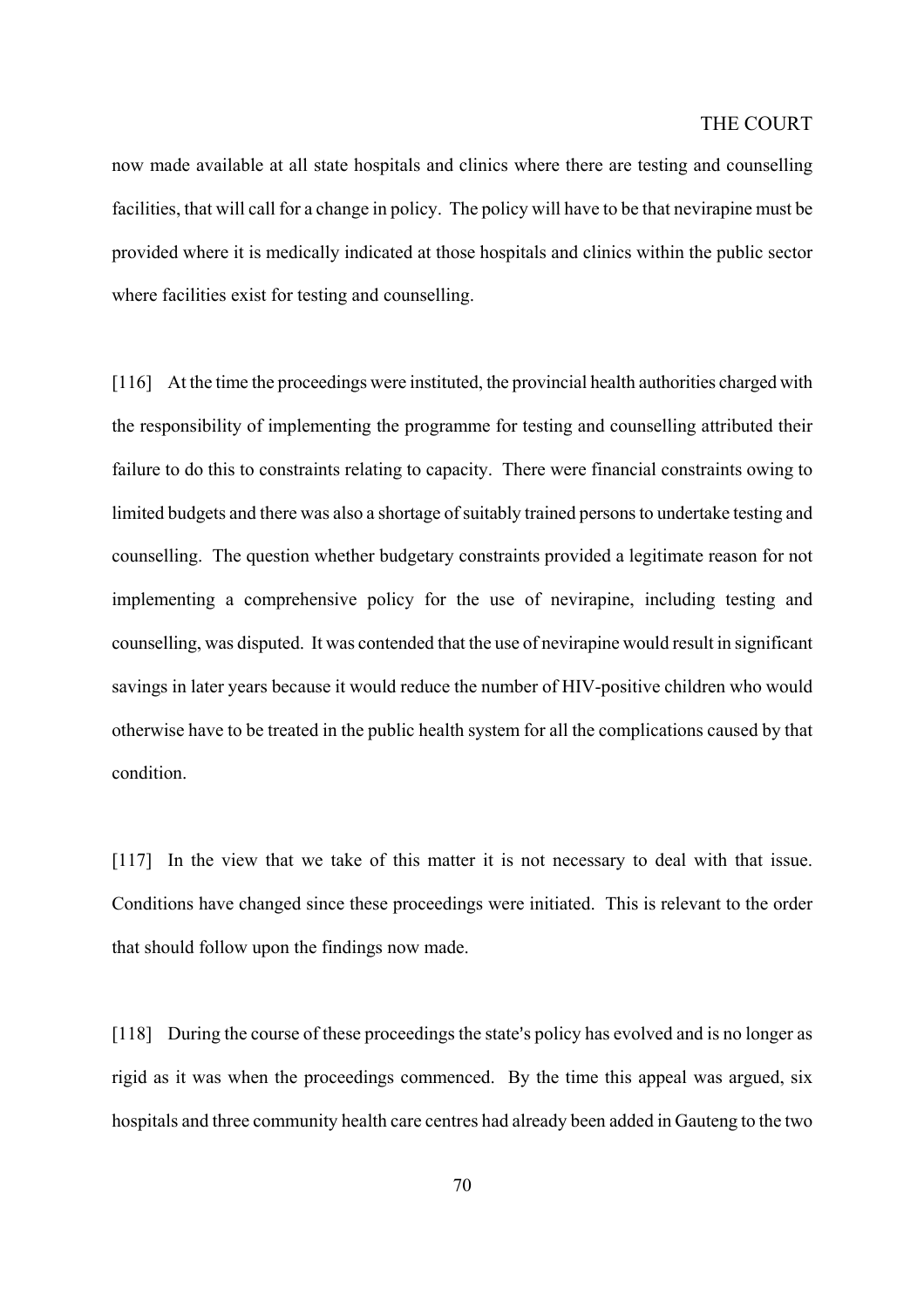now made available at all state hospitals and clinics where there are testing and counselling facilities, that will call for a change in policy. The policy will have to be that nevirapine must be provided where it is medically indicated at those hospitals and clinics within the public sector where facilities exist for testing and counselling.

[116] At the time the proceedings were instituted, the provincial health authorities charged with the responsibility of implementing the programme for testing and counselling attributed their failure to do this to constraints relating to capacity. There were financial constraints owing to limited budgets and there was also a shortage of suitably trained persons to undertake testing and counselling. The question whether budgetary constraints provided a legitimate reason for not implementing a comprehensive policy for the use of nevirapine, including testing and counselling, was disputed. It was contended that the use of nevirapine would result in significant savings in later years because it would reduce the number of HIV-positive children who would otherwise have to be treated in the public health system for all the complications caused by that condition.

[117] In the view that we take of this matter it is not necessary to deal with that issue. Conditions have changed since these proceedings were initiated. This is relevant to the order that should follow upon the findings now made.

[118] During the course of these proceedings the state's policy has evolved and is no longer as rigid as it was when the proceedings commenced. By the time this appeal was argued, six hospitals and three community health care centres had already been added in Gauteng to the two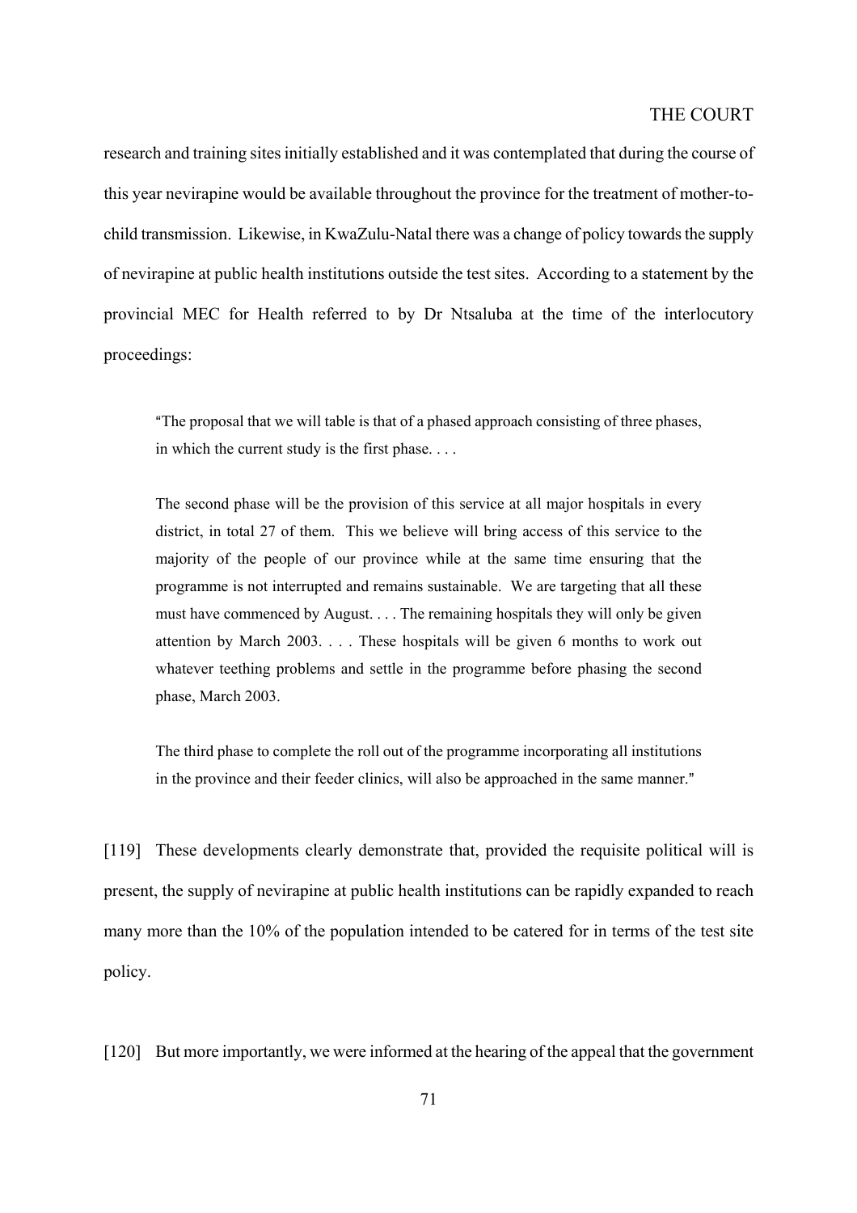research and training sites initially established and it was contemplated that during the course of this year nevirapine would be available throughout the province for the treatment of mother-to-child transmission. Likewise, in KwaZulu-Natal there was a change of policy towards the supply of nevirapine at public health institutions outside the test sites. According to a statement by the provincial MEC for Health referred to by Dr Ntsaluba at the time of the interlocutory proceedings:

> "The proposal that we will table is that of a phased approach consisting of three phases, in which the current study is the first phase. . . .
>
> The second phase will be the provision of this service at all major hospitals in every district, in total 27 of them. This we believe will bring access of this service to the majority of the people of our province while at the same time ensuring that the programme is not interrupted and remains sustainable. We are targeting that all these must have commenced by August. . . . The remaining hospitals they will only be given attention by March 2003. . . . These hospitals will be given 6 months to work out whatever teething problems and settle in the programme before phasing the second phase, March 2003.
>
> The third phase to complete the roll out of the programme incorporating all institutions in the province and their feeder clinics, will also be approached in the same manner."

[119] These developments clearly demonstrate that, provided the requisite political will is present, the supply of nevirapine at public health institutions can be rapidly expanded to reach many more than the 10% of the population intended to be catered for in terms of the test site policy.

[120] But more importantly, we were informed at the hearing of the appeal that the government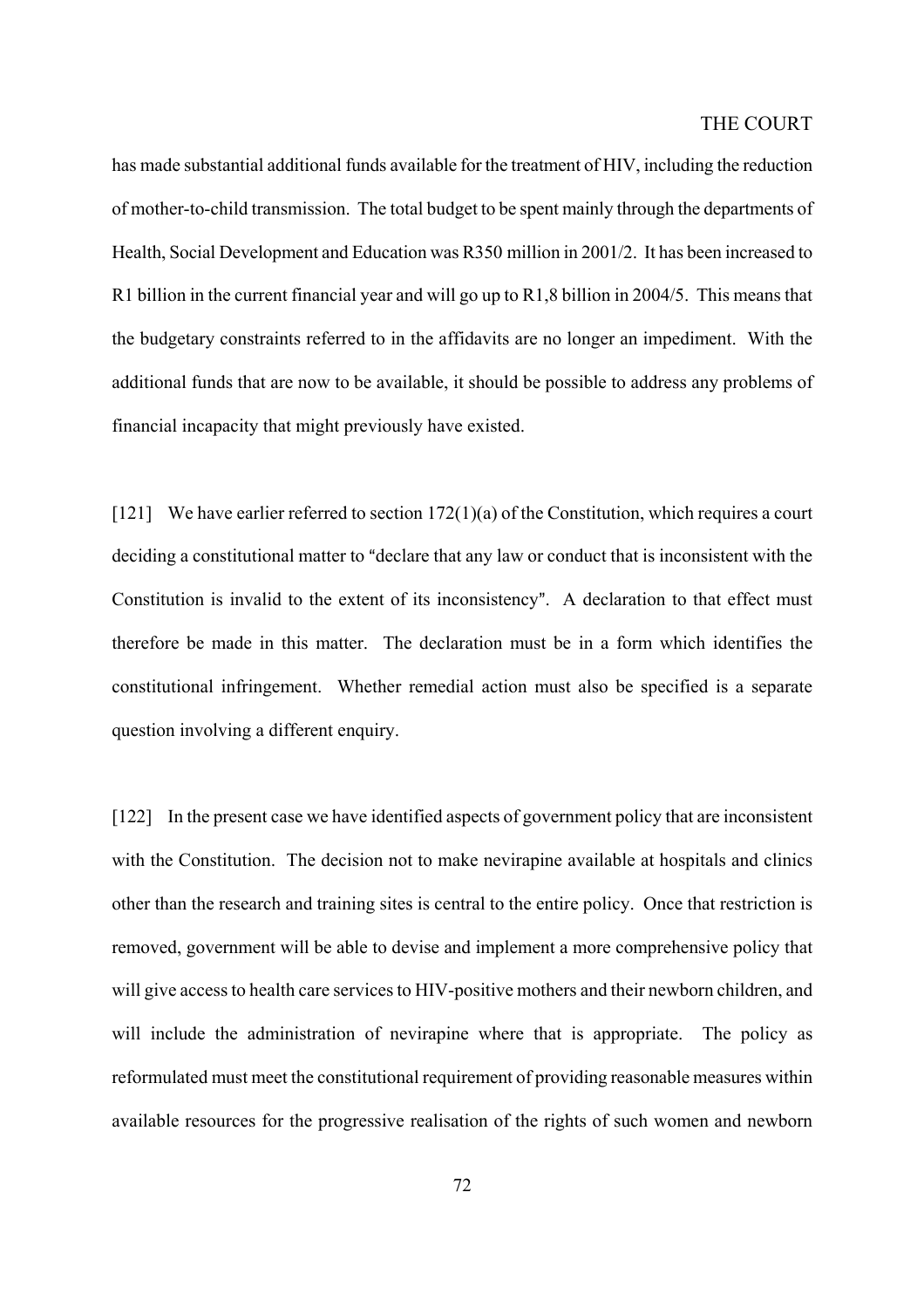has made substantial additional funds available for the treatment of HIV, including the reduction of mother-to-child transmission. The total budget to be spent mainly through the departments of Health, Social Development and Education was R350 million in 2001/2. It has been increased to R1 billion in the current financial year and will go up to R1,8 billion in 2004/5. This means that the budgetary constraints referred to in the affidavits are no longer an impediment. With the additional funds that are now to be available, it should be possible to address any problems of financial incapacity that might previously have existed.

[121] We have earlier referred to section 172(1)(a) of the Constitution, which requires a court deciding a constitutional matter to "declare that any law or conduct that is inconsistent with the Constitution is invalid to the extent of its inconsistency". A declaration to that effect must therefore be made in this matter. The declaration must be in a form which identifies the constitutional infringement. Whether remedial action must also be specified is a separate question involving a different enquiry.

[122] In the present case we have identified aspects of government policy that are inconsistent with the Constitution. The decision not to make nevirapine available at hospitals and clinics other than the research and training sites is central to the entire policy. Once that restriction is removed, government will be able to devise and implement a more comprehensive policy that will give access to health care services to HIV-positive mothers and their newborn children, and will include the administration of nevirapine where that is appropriate. The policy as reformulated must meet the constitutional requirement of providing reasonable measures within available resources for the progressive realisation of the rights of such women and newborn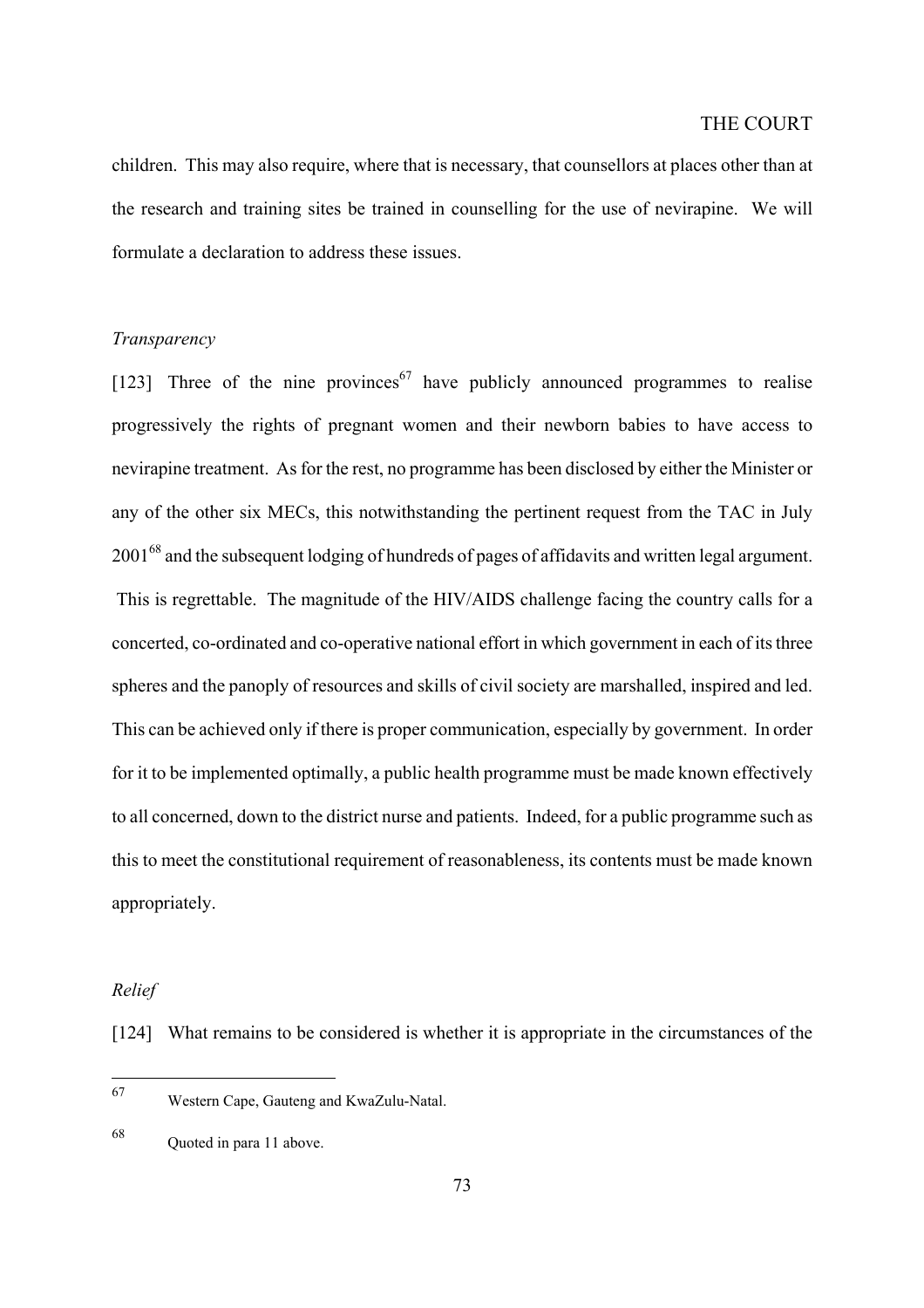children. This may also require, where that is necessary, that counsellors at places other than at the research and training sites be trained in counselling for the use of nevirapine. We will formulate a declaration to address these issues.

*Transparency*

[123] Three of the nine provinces[67] have publicly announced programmes to realise progressively the rights of pregnant women and their newborn babies to have access to nevirapine treatment. As for the rest, no programme has been disclosed by either the Minister or any of the other six MECs, this notwithstanding the pertinent request from the TAC in July 2001[68] and the subsequent lodging of hundreds of pages of affidavits and written legal argument. This is regrettable. The magnitude of the HIV/AIDS challenge facing the country calls for a concerted, co-ordinated and co-operative national effort in which government in each of its three spheres and the panoply of resources and skills of civil society are marshalled, inspired and led. This can be achieved only if there is proper communication, especially by government. In order for it to be implemented optimally, a public health programme must be made known effectively to all concerned, down to the district nurse and patients. Indeed, for a public programme such as this to meet the constitutional requirement of reasonableness, its contents must be made known appropriately.

*Relief*

[124] What remains to be considered is whether it is appropriate in the circumstances of the

---

[67] Western Cape, Gauteng and KwaZulu-Natal.

[68] Quoted in para 11 above.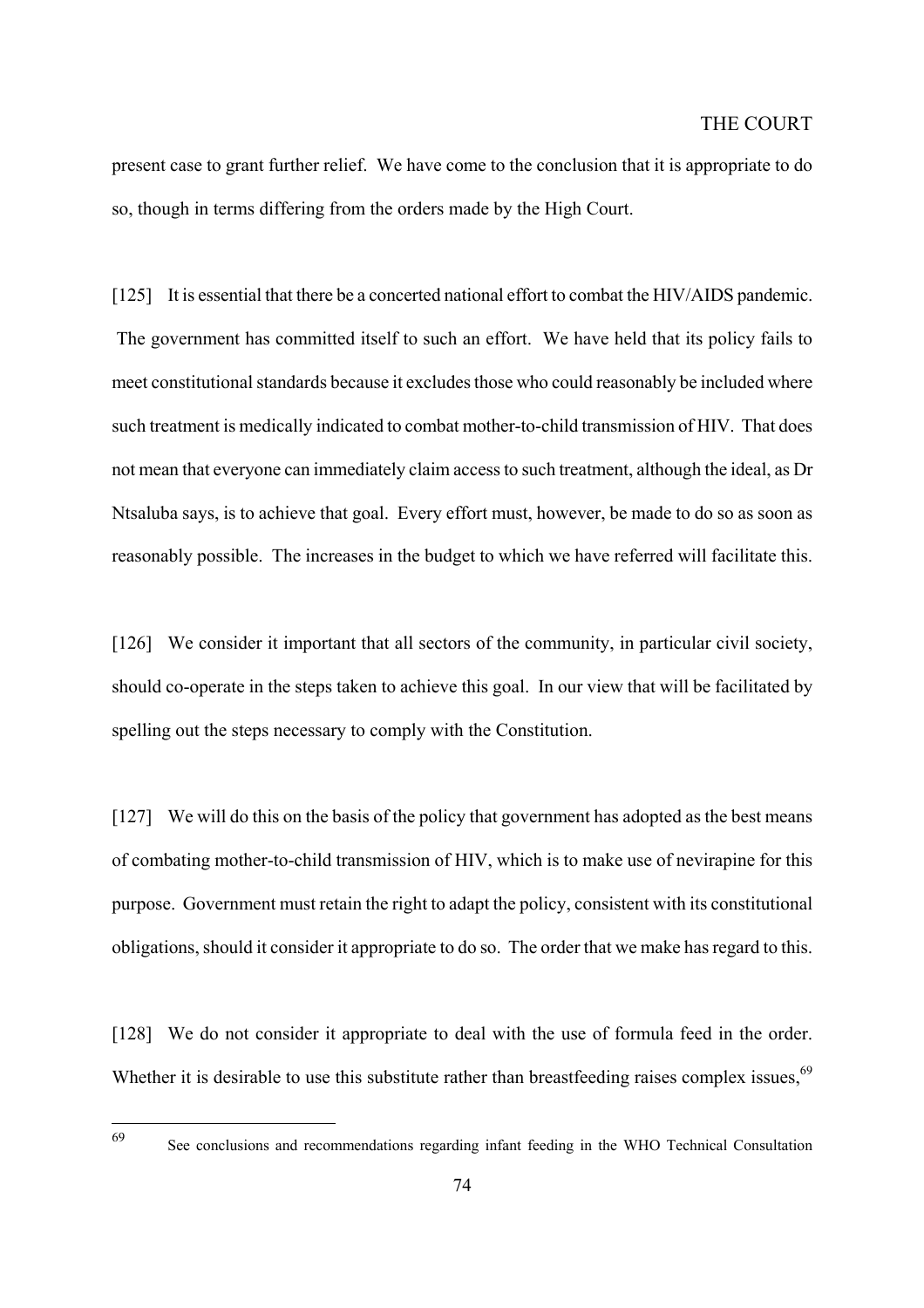present case to grant further relief. We have come to the conclusion that it is appropriate to do so, though in terms differing from the orders made by the High Court.

[125] It is essential that there be a concerted national effort to combat the HIV/AIDS pandemic. The government has committed itself to such an effort. We have held that its policy fails to meet constitutional standards because it excludes those who could reasonably be included where such treatment is medically indicated to combat mother-to-child transmission of HIV. That does not mean that everyone can immediately claim access to such treatment, although the ideal, as Dr Ntsaluba says, is to achieve that goal. Every effort must, however, be made to do so as soon as reasonably possible. The increases in the budget to which we have referred will facilitate this.

[126] We consider it important that all sectors of the community, in particular civil society, should co-operate in the steps taken to achieve this goal. In our view that will be facilitated by spelling out the steps necessary to comply with the Constitution.

[127] We will do this on the basis of the policy that government has adopted as the best means of combating mother-to-child transmission of HIV, which is to make use of nevirapine for this purpose. Government must retain the right to adapt the policy, consistent with its constitutional obligations, should it consider it appropriate to do so. The order that we make has regard to this.

[128] We do not consider it appropriate to deal with the use of formula feed in the order. Whether it is desirable to use this substitute rather than breastfeeding raises complex issues,[69]

---

[69] See conclusions and recommendations regarding infant feeding in the WHO Technical Consultation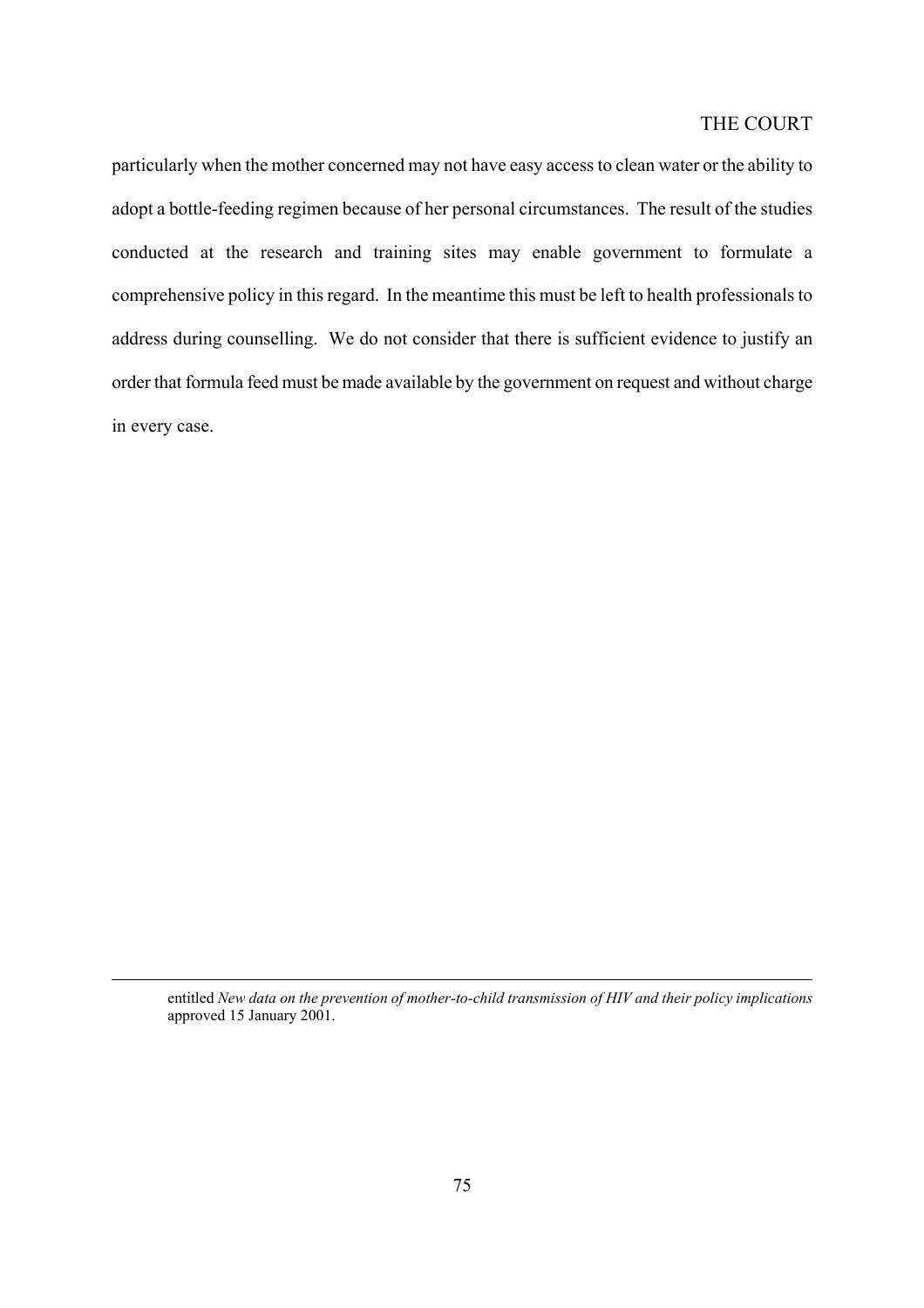particularly when the mother concerned may not have easy access to clean water or the ability to adopt a bottle-feeding regimen because of her personal circumstances. The result of the studies conducted at the research and training sites may enable government to formulate a comprehensive policy in this regard. In the meantime this must be left to health professionals to address during counselling. We do not consider that there is sufficient evidence to justify an order that formula feed must be made available by the government on request and without charge in every case.

---

entitled *New data on the prevention of mother-to-child transmission of HIV and their policy implications* approved 15 January 2001.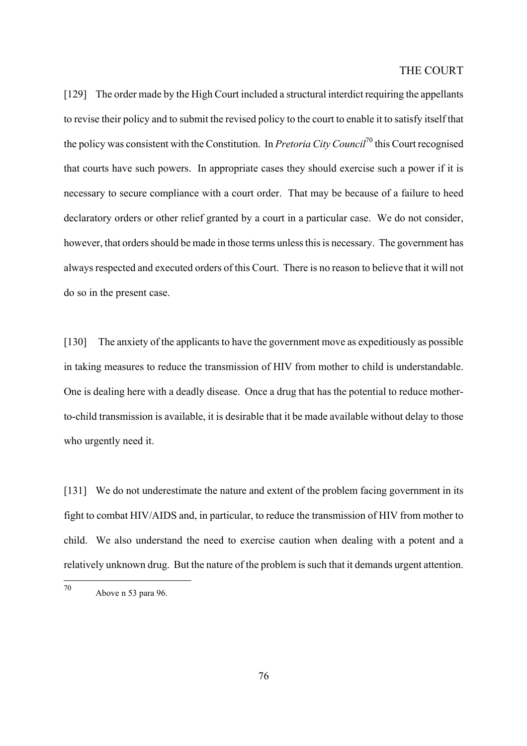[129] The order made by the High Court included a structural interdict requiring the appellants to revise their policy and to submit the revised policy to the court to enable it to satisfy itself that the policy was consistent with the Constitution. In *Pretoria City Council*[70] this Court recognised that courts have such powers. In appropriate cases they should exercise such a power if it is necessary to secure compliance with a court order. That may be because of a failure to heed declaratory orders or other relief granted by a court in a particular case. We do not consider, however, that orders should be made in those terms unless this is necessary. The government has always respected and executed orders of this Court. There is no reason to believe that it will not do so in the present case.

[130] The anxiety of the applicants to have the government move as expeditiously as possible in taking measures to reduce the transmission of HIV from mother to child is understandable. One is dealing here with a deadly disease. Once a drug that has the potential to reduce mother-to-child transmission is available, it is desirable that it be made available without delay to those who urgently need it.

[131] We do not underestimate the nature and extent of the problem facing government in its fight to combat HIV/AIDS and, in particular, to reduce the transmission of HIV from mother to child. We also understand the need to exercise caution when dealing with a potent and a relatively unknown drug. But the nature of the problem is such that it demands urgent attention.

[70] Above n 53 para 96.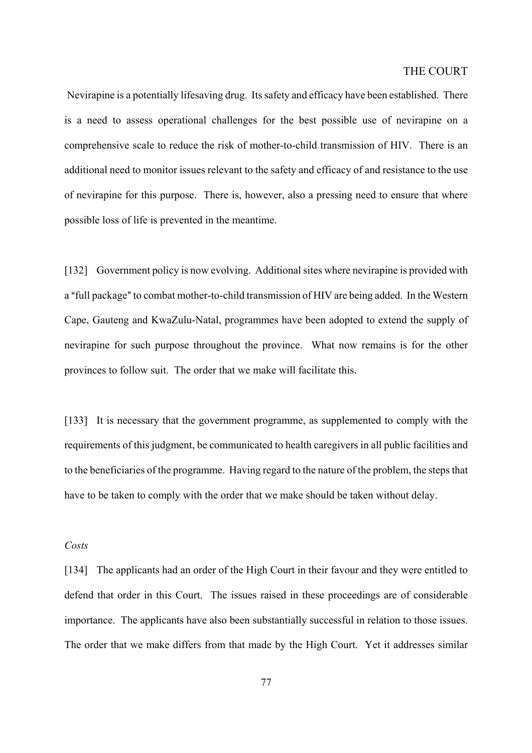Nevirapine is a potentially lifesaving drug. Its safety and efficacy have been established. There is a need to assess operational challenges for the best possible use of nevirapine on a comprehensive scale to reduce the risk of mother-to-child transmission of HIV. There is an additional need to monitor issues relevant to the safety and efficacy of and resistance to the use of nevirapine for this purpose. There is, however, also a pressing need to ensure that where possible loss of life is prevented in the meantime.

[132] Government policy is now evolving. Additional sites where nevirapine is provided with a "full package" to combat mother-to-child transmission of HIV are being added. In the Western Cape, Gauteng and KwaZulu-Natal, programmes have been adopted to extend the supply of nevirapine for such purpose throughout the province. What now remains is for the other provinces to follow suit. The order that we make will facilitate this.

[133] It is necessary that the government programme, as supplemented to comply with the requirements of this judgment, be communicated to health caregivers in all public facilities and to the beneficiaries of the programme. Having regard to the nature of the problem, the steps that have to be taken to comply with the order that we make should be taken without delay.

*Costs*

[134] The applicants had an order of the High Court in their favour and they were entitled to defend that order in this Court. The issues raised in these proceedings are of considerable importance. The applicants have also been substantially successful in relation to those issues. The order that we make differs from that made by the High Court. Yet it addresses similar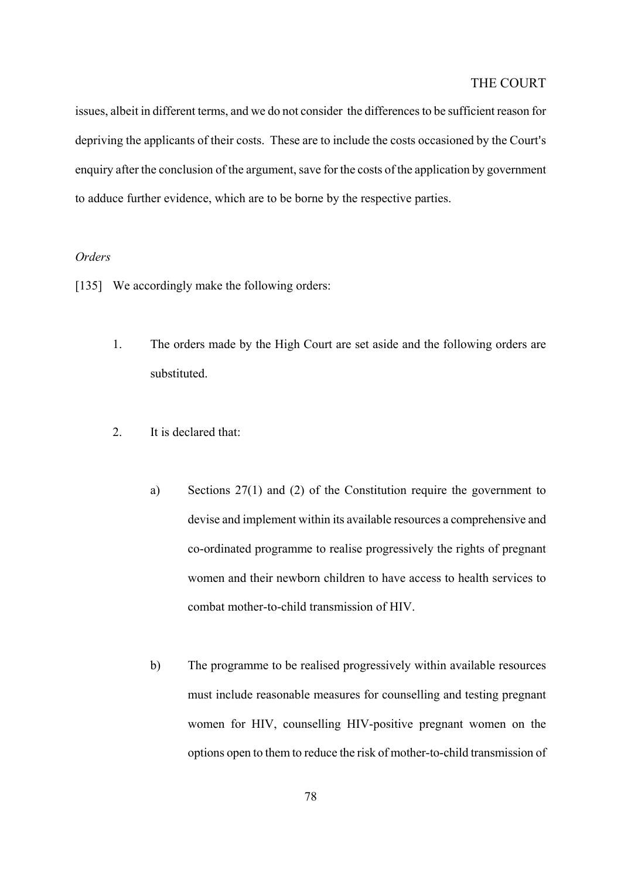issues, albeit in different terms, and we do not consider the differences to be sufficient reason for depriving the applicants of their costs. These are to include the costs occasioned by the Court's enquiry after the conclusion of the argument, save for the costs of the application by government to adduce further evidence, which are to be borne by the respective parties.

*Orders*

[135] We accordingly make the following orders:

1. The orders made by the High Court are set aside and the following orders are substituted.

2. It is declared that:

   a) Sections 27(1) and (2) of the Constitution require the government to devise and implement within its available resources a comprehensive and co-ordinated programme to realise progressively the rights of pregnant women and their newborn children to have access to health services to combat mother-to-child transmission of HIV.

   b) The programme to be realised progressively within available resources must include reasonable measures for counselling and testing pregnant women for HIV, counselling HIV-positive pregnant women on the options open to them to reduce the risk of mother-to-child transmission of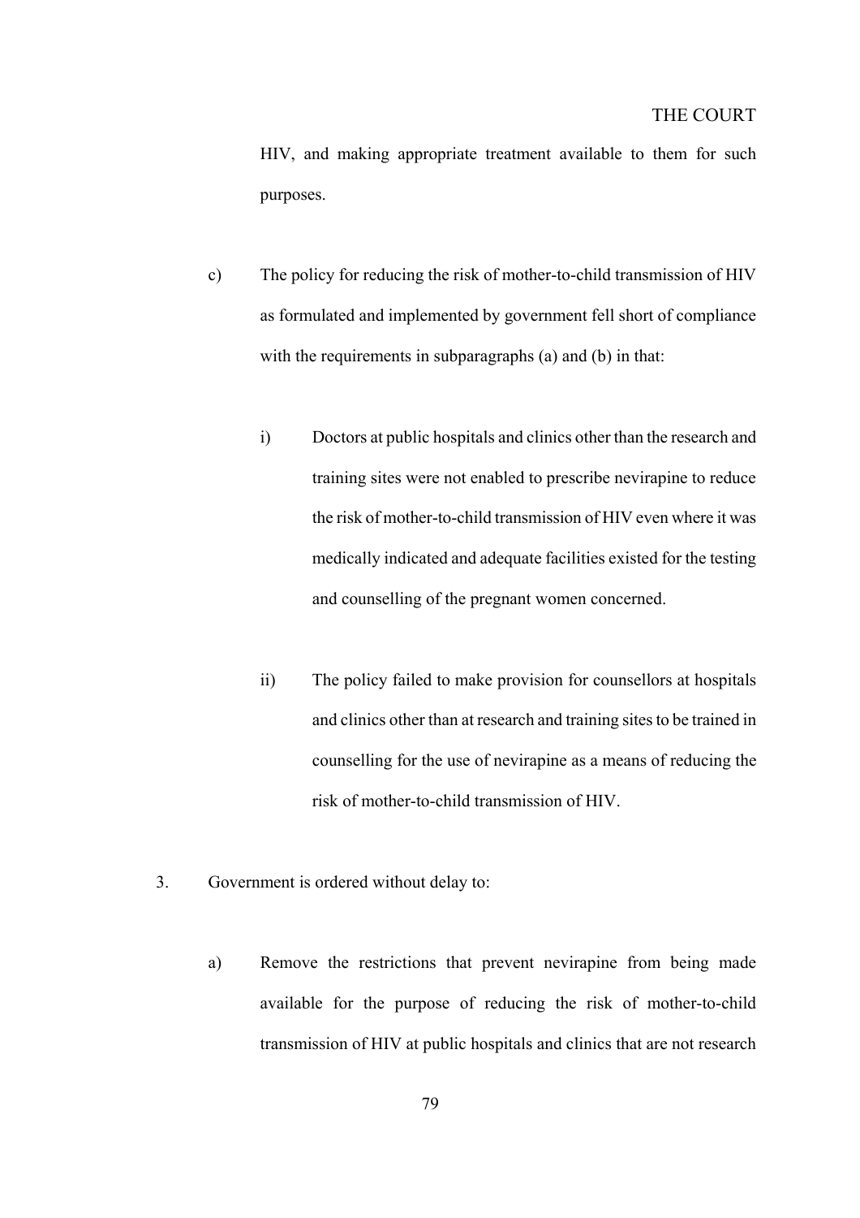HIV, and making appropriate treatment available to them for such purposes.

c) The policy for reducing the risk of mother-to-child transmission of HIV as formulated and implemented by government fell short of compliance with the requirements in subparagraphs (a) and (b) in that:

i) Doctors at public hospitals and clinics other than the research and training sites were not enabled to prescribe nevirapine to reduce the risk of mother-to-child transmission of HIV even where it was medically indicated and adequate facilities existed for the testing and counselling of the pregnant women concerned.

ii) The policy failed to make provision for counsellors at hospitals and clinics other than at research and training sites to be trained in counselling for the use of nevirapine as a means of reducing the risk of mother-to-child transmission of HIV.

3. Government is ordered without delay to:

a) Remove the restrictions that prevent nevirapine from being made available for the purpose of reducing the risk of mother-to-child transmission of HIV at public hospitals and clinics that are not research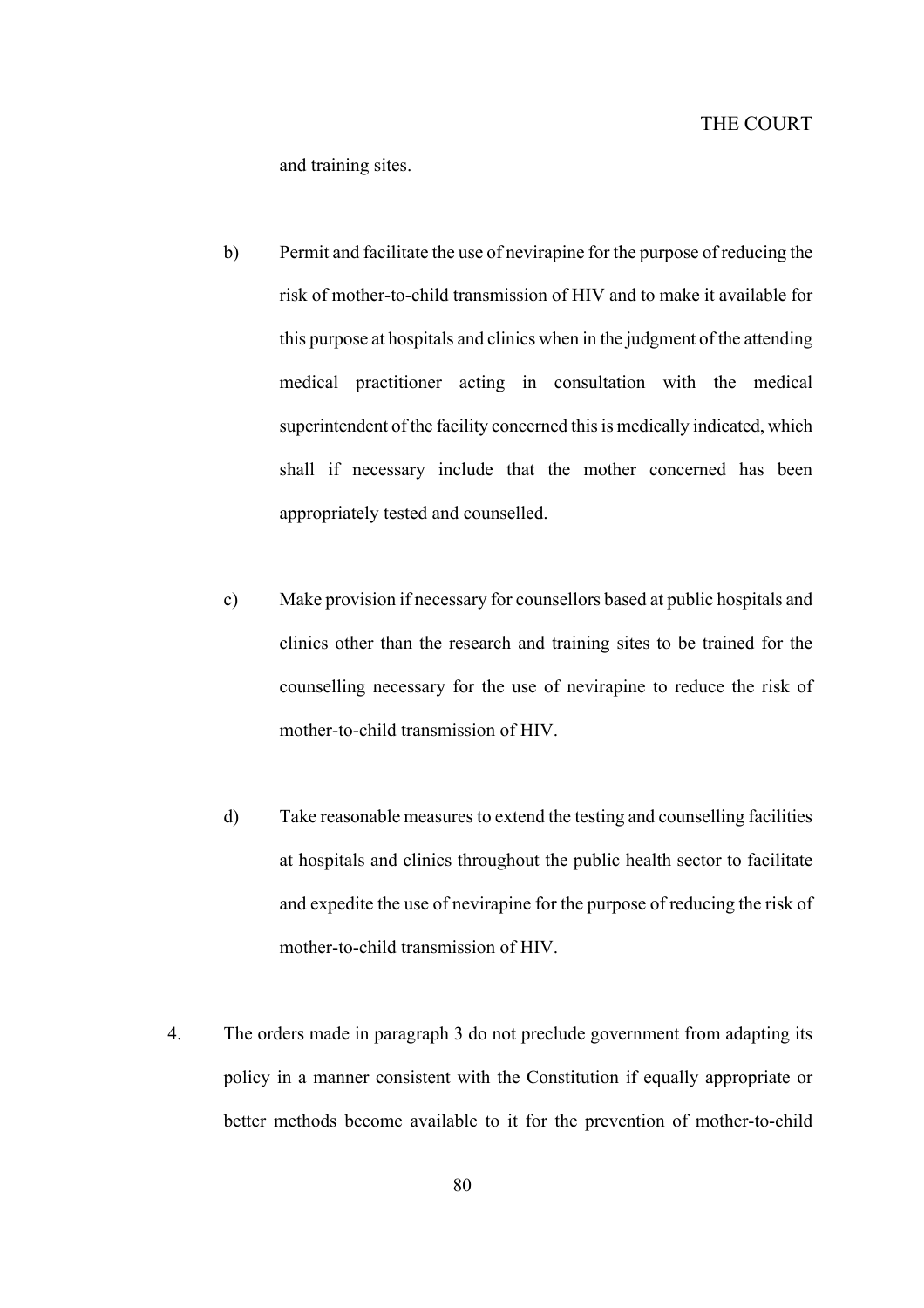and training sites.

b) Permit and facilitate the use of nevirapine for the purpose of reducing the risk of mother-to-child transmission of HIV and to make it available for this purpose at hospitals and clinics when in the judgment of the attending medical practitioner acting in consultation with the medical superintendent of the facility concerned this is medically indicated, which shall if necessary include that the mother concerned has been appropriately tested and counselled.

c) Make provision if necessary for counsellors based at public hospitals and clinics other than the research and training sites to be trained for the counselling necessary for the use of nevirapine to reduce the risk of mother-to-child transmission of HIV.

d) Take reasonable measures to extend the testing and counselling facilities at hospitals and clinics throughout the public health sector to facilitate and expedite the use of nevirapine for the purpose of reducing the risk of mother-to-child transmission of HIV.

4. The orders made in paragraph 3 do not preclude government from adapting its policy in a manner consistent with the Constitution if equally appropriate or better methods become available to it for the prevention of mother-to-child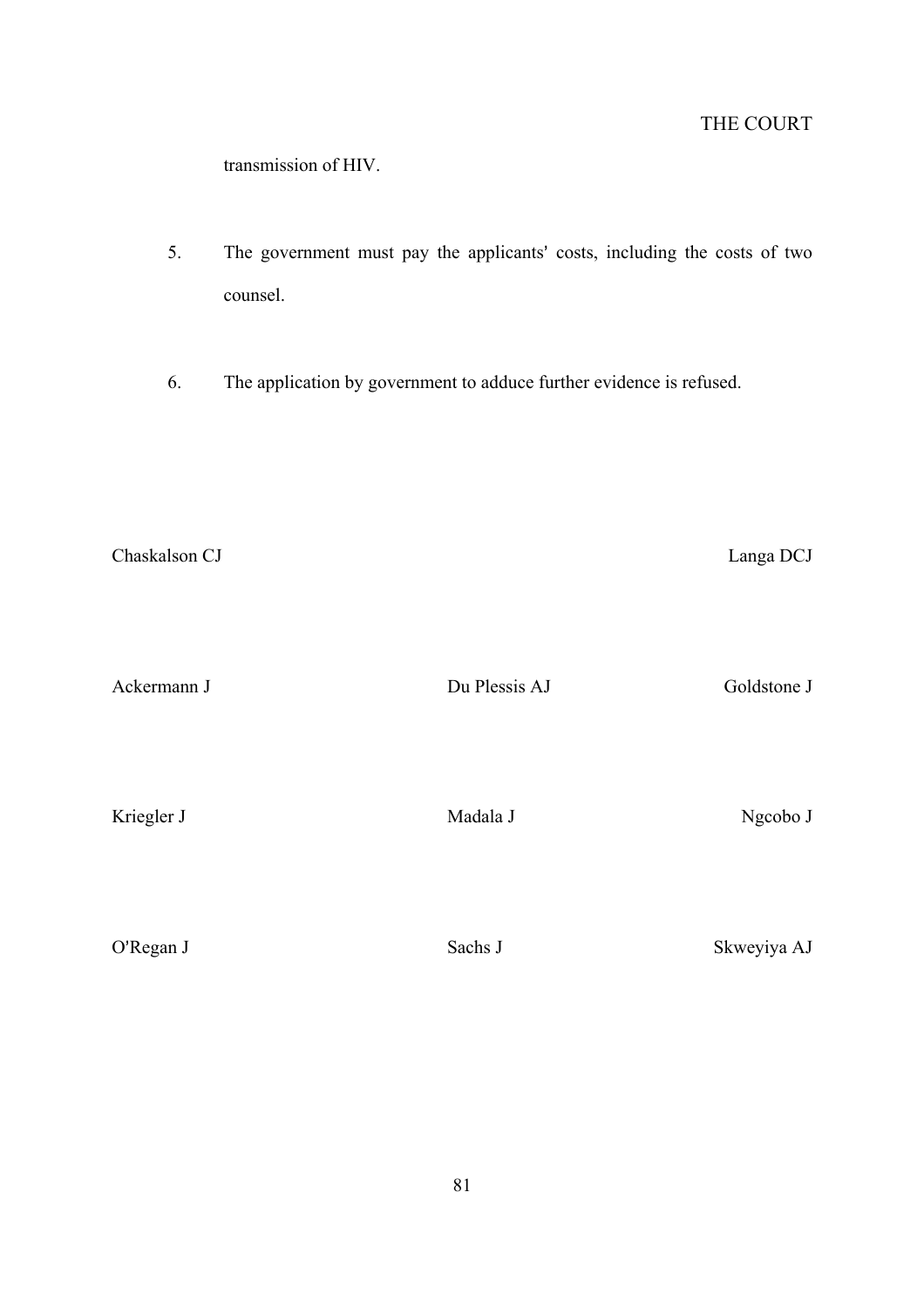transmission of HIV.

5. The government must pay the applicants' costs, including the costs of two counsel.

6. The application by government to adduce further evidence is refused.

Chaskalson CJ

Langa DCJ

Ackermann J

Du Plessis AJ

Goldstone J

Kriegler J

Madala J

Ngcobo J

O'Regan J

Sachs J

Skweyiya AJ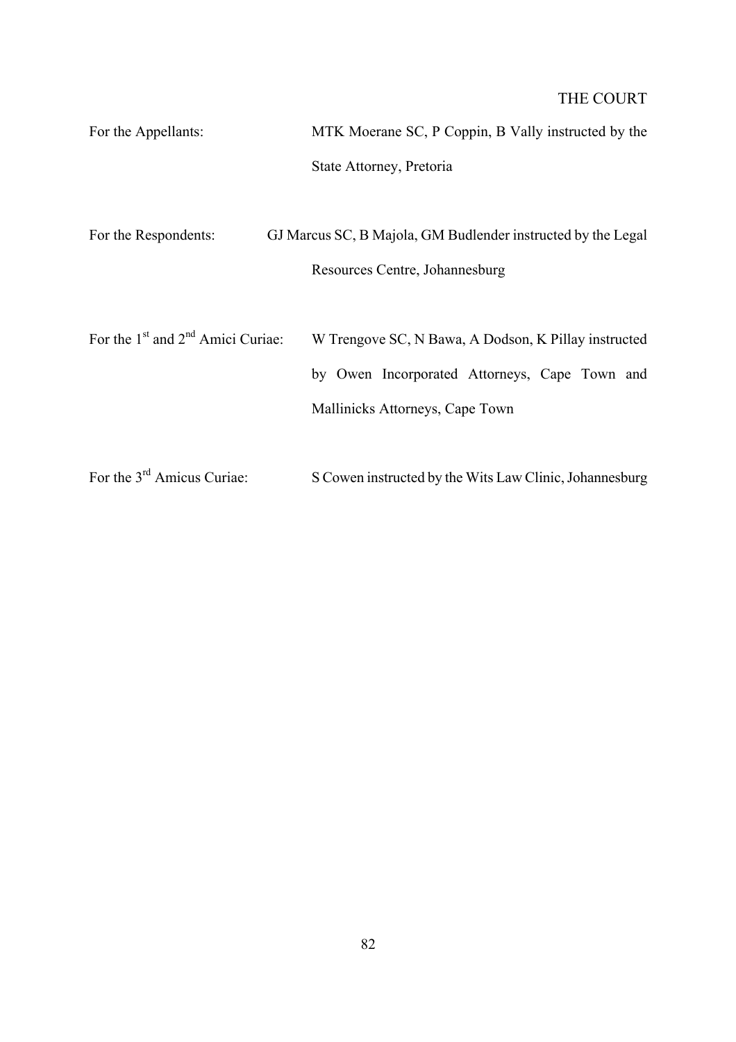THE COURT

For the Appellants: MTK Moerane SC, P Coppin, B Vally instructed by the State Attorney, Pretoria

For the Respondents: GJ Marcus SC, B Majola, GM Budlender instructed by the Legal Resources Centre, Johannesburg

For the 1st and 2nd Amici Curiae: W Trengove SC, N Bawa, A Dodson, K Pillay instructed by Owen Incorporated Attorneys, Cape Town and Mallinicks Attorneys, Cape Town

For the 3rd Amicus Curiae: S Cowen instructed by the Wits Law Clinic, Johannesburg